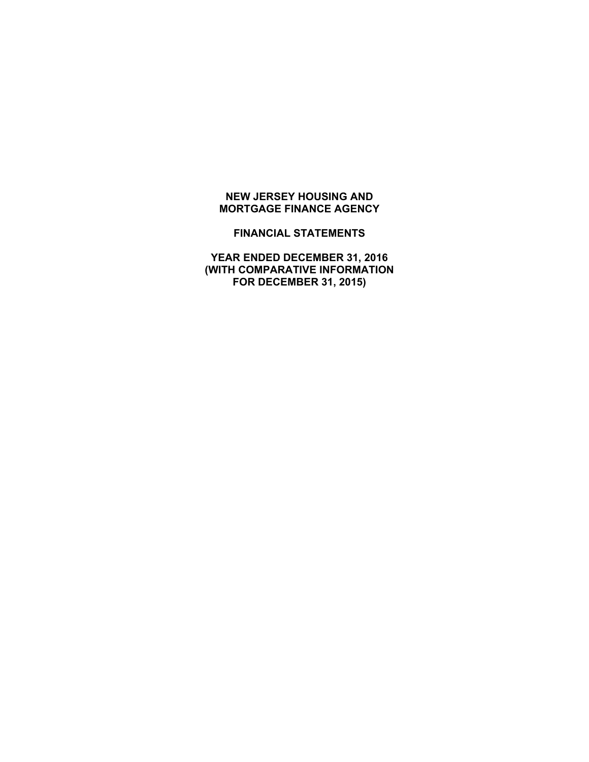# NEW JERSEY HOUSING AND MORTGAGE FINANCE AGENCY

## FINANCIAL STATEMENTS

## YEAR ENDED DECEMBER 31, 2016
## (WITH COMPARATIVE INFORMATION FOR DECEMBER 31, 2015)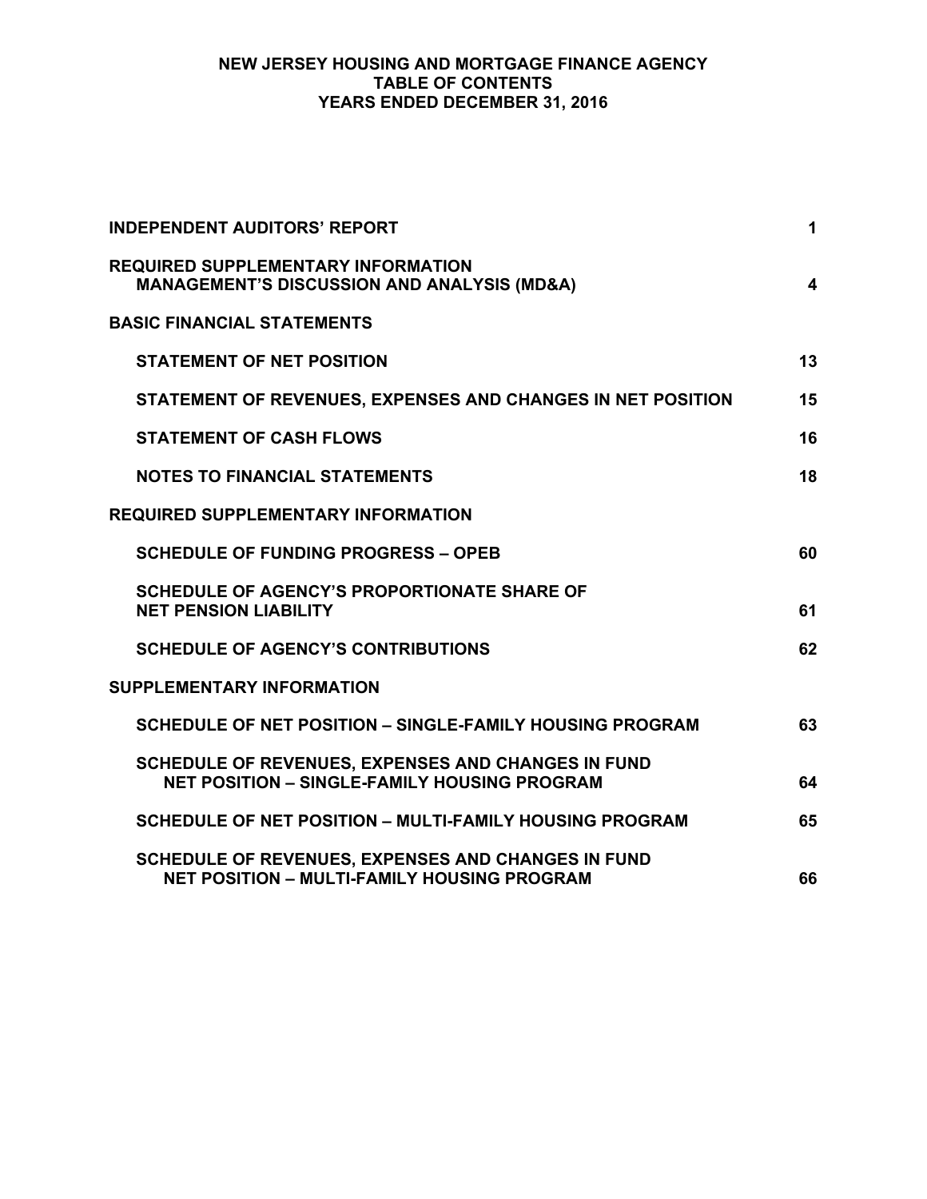# NEW JERSEY HOUSING AND MORTGAGE FINANCE AGENCY
## TABLE OF CONTENTS
### YEARS ENDED DECEMBER 31, 2016

| | |
|---|---|
| **INDEPENDENT AUDITORS' REPORT** | **1** |
| **REQUIRED SUPPLEMENTARY INFORMATION** <br> **MANAGEMENT'S DISCUSSION AND ANALYSIS (MD&A)** | **4** |
| **BASIC FINANCIAL STATEMENTS** | |
| **STATEMENT OF NET POSITION** | **13** |
| **STATEMENT OF REVENUES, EXPENSES AND CHANGES IN NET POSITION** | **15** |
| **STATEMENT OF CASH FLOWS** | **16** |
| **NOTES TO FINANCIAL STATEMENTS** | **18** |
| **REQUIRED SUPPLEMENTARY INFORMATION** | |
| **SCHEDULE OF FUNDING PROGRESS – OPEB** | **60** |
| **SCHEDULE OF AGENCY'S PROPORTIONATE SHARE OF NET PENSION LIABILITY** | **61** |
| **SCHEDULE OF AGENCY'S CONTRIBUTIONS** | **62** |
| **SUPPLEMENTARY INFORMATION** | |
| **SCHEDULE OF NET POSITION – SINGLE-FAMILY HOUSING PROGRAM** | **63** |
| **SCHEDULE OF REVENUES, EXPENSES AND CHANGES IN FUND NET POSITION – SINGLE-FAMILY HOUSING PROGRAM** | **64** |
| **SCHEDULE OF NET POSITION – MULTI-FAMILY HOUSING PROGRAM** | **65** |
| **SCHEDULE OF REVENUES, EXPENSES AND CHANGES IN FUND NET POSITION – MULTI-FAMILY HOUSING PROGRAM** | **66** |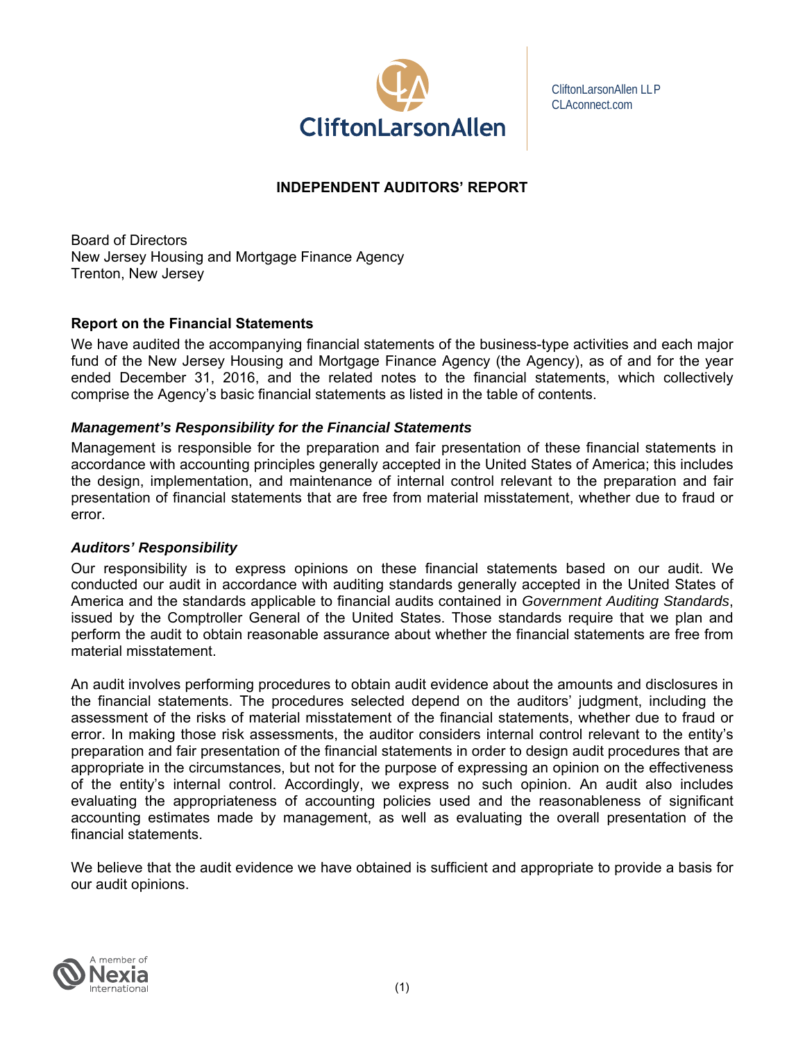CliftonLarsonAllen LLP
CLAconnect.com

# INDEPENDENT AUDITORS' REPORT

Board of Directors
New Jersey Housing and Mortgage Finance Agency
Trenton, New Jersey

## Report on the Financial Statements

We have audited the accompanying financial statements of the business-type activities and each major fund of the New Jersey Housing and Mortgage Finance Agency (the Agency), as of and for the year ended December 31, 2016, and the related notes to the financial statements, which collectively comprise the Agency's basic financial statements as listed in the table of contents.

### *Management's Responsibility for the Financial Statements*

Management is responsible for the preparation and fair presentation of these financial statements in accordance with accounting principles generally accepted in the United States of America; this includes the design, implementation, and maintenance of internal control relevant to the preparation and fair presentation of financial statements that are free from material misstatement, whether due to fraud or error.

### *Auditors' Responsibility*

Our responsibility is to express opinions on these financial statements based on our audit. We conducted our audit in accordance with auditing standards generally accepted in the United States of America and the standards applicable to financial audits contained in *Government Auditing Standards*, issued by the Comptroller General of the United States. Those standards require that we plan and perform the audit to obtain reasonable assurance about whether the financial statements are free from material misstatement.

An audit involves performing procedures to obtain audit evidence about the amounts and disclosures in the financial statements. The procedures selected depend on the auditors' judgment, including the assessment of the risks of material misstatement of the financial statements, whether due to fraud or error. In making those risk assessments, the auditor considers internal control relevant to the entity's preparation and fair presentation of the financial statements in order to design audit procedures that are appropriate in the circumstances, but not for the purpose of expressing an opinion on the effectiveness of the entity's internal control. Accordingly, we express no such opinion. An audit also includes evaluating the appropriateness of accounting policies used and the reasonableness of significant accounting estimates made by management, as well as evaluating the overall presentation of the financial statements.

We believe that the audit evidence we have obtained is sufficient and appropriate to provide a basis for our audit opinions.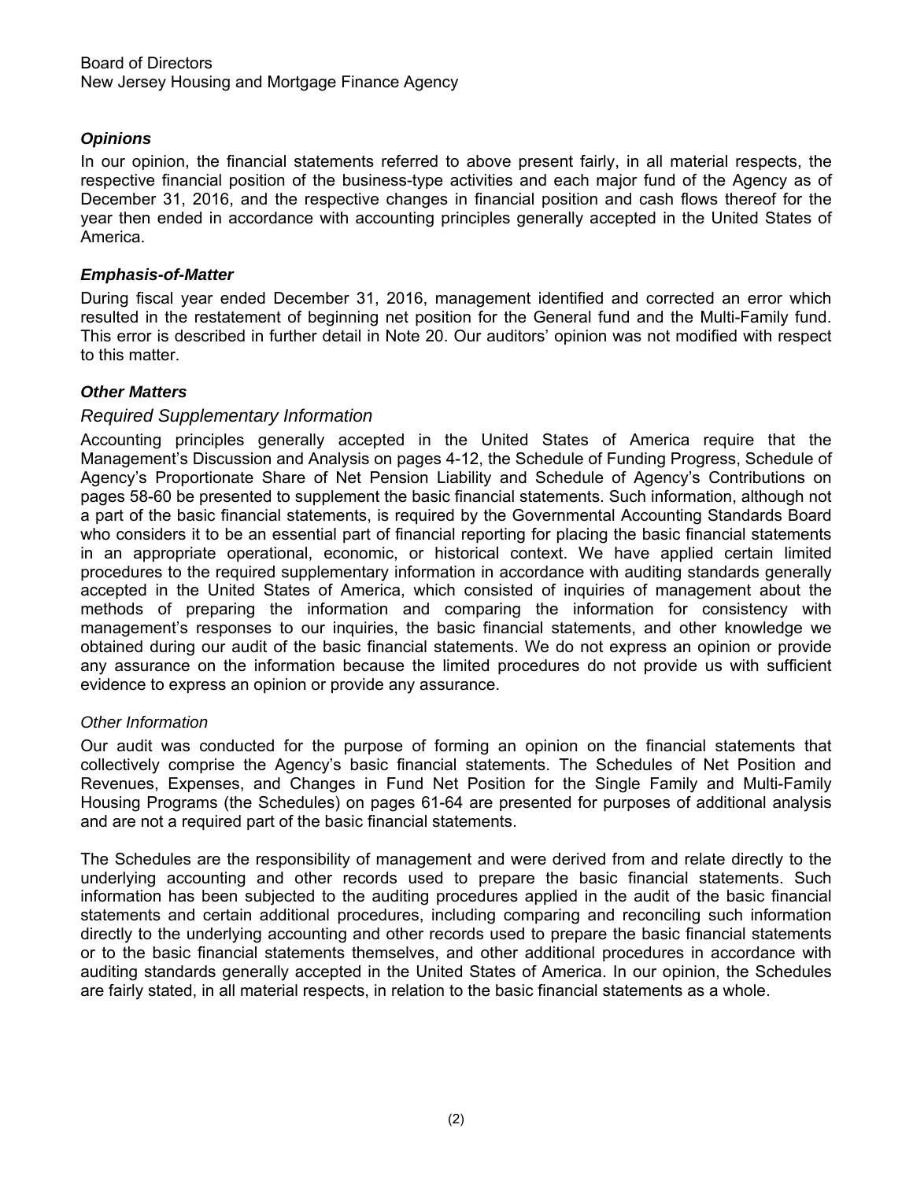Board of Directors
New Jersey Housing and Mortgage Finance Agency

***Opinions***

In our opinion, the financial statements referred to above present fairly, in all material respects, the respective financial position of the business-type activities and each major fund of the Agency as of December 31, 2016, and the respective changes in financial position and cash flows thereof for the year then ended in accordance with accounting principles generally accepted in the United States of America.

***Emphasis-of-Matter***

During fiscal year ended December 31, 2016, management identified and corrected an error which resulted in the restatement of beginning net position for the General fund and the Multi-Family fund. This error is described in further detail in Note 20. Our auditors' opinion was not modified with respect to this matter.

***Other Matters***

*Required Supplementary Information*

Accounting principles generally accepted in the United States of America require that the Management's Discussion and Analysis on pages 4-12, the Schedule of Funding Progress, Schedule of Agency's Proportionate Share of Net Pension Liability and Schedule of Agency's Contributions on pages 58-60 be presented to supplement the basic financial statements. Such information, although not a part of the basic financial statements, is required by the Governmental Accounting Standards Board who considers it to be an essential part of financial reporting for placing the basic financial statements in an appropriate operational, economic, or historical context. We have applied certain limited procedures to the required supplementary information in accordance with auditing standards generally accepted in the United States of America, which consisted of inquiries of management about the methods of preparing the information and comparing the information for consistency with management's responses to our inquiries, the basic financial statements, and other knowledge we obtained during our audit of the basic financial statements. We do not express an opinion or provide any assurance on the information because the limited procedures do not provide us with sufficient evidence to express an opinion or provide any assurance.

*Other Information*

Our audit was conducted for the purpose of forming an opinion on the financial statements that collectively comprise the Agency's basic financial statements. The Schedules of Net Position and Revenues, Expenses, and Changes in Fund Net Position for the Single Family and Multi-Family Housing Programs (the Schedules) on pages 61-64 are presented for purposes of additional analysis and are not a required part of the basic financial statements.

The Schedules are the responsibility of management and were derived from and relate directly to the underlying accounting and other records used to prepare the basic financial statements. Such information has been subjected to the auditing procedures applied in the audit of the basic financial statements and certain additional procedures, including comparing and reconciling such information directly to the underlying accounting and other records used to prepare the basic financial statements or to the basic financial statements themselves, and other additional procedures in accordance with auditing standards generally accepted in the United States of America. In our opinion, the Schedules are fairly stated, in all material respects, in relation to the basic financial statements as a whole.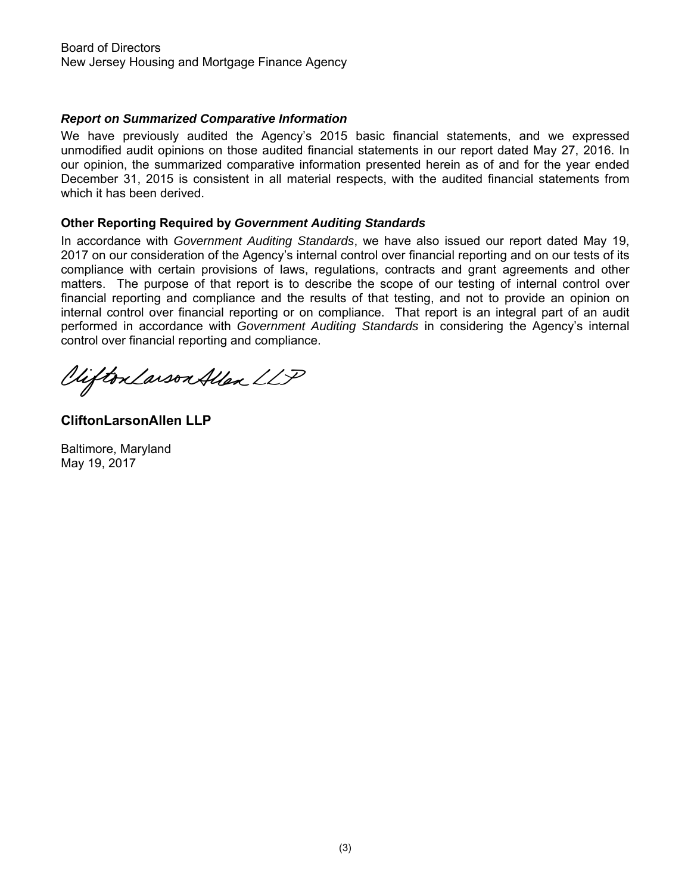Board of Directors
New Jersey Housing and Mortgage Finance Agency

### *Report on Summarized Comparative Information*

We have previously audited the Agency's 2015 basic financial statements, and we expressed unmodified audit opinions on those audited financial statements in our report dated May 27, 2016. In our opinion, the summarized comparative information presented herein as of and for the year ended December 31, 2015 is consistent in all material respects, with the audited financial statements from which it has been derived.

### Other Reporting Required by *Government Auditing Standards*

In accordance with *Government Auditing Standards*, we have also issued our report dated May 19, 2017 on our consideration of the Agency's internal control over financial reporting and on our tests of its compliance with certain provisions of laws, regulations, contracts and grant agreements and other matters. The purpose of that report is to describe the scope of our testing of internal control over financial reporting and compliance and the results of that testing, and not to provide an opinion on internal control over financial reporting or on compliance. That report is an integral part of an audit performed in accordance with *Government Auditing Standards* in considering the Agency's internal control over financial reporting and compliance.

CliftonLarsonAllen LLP

**CliftonLarsonAllen LLP**

Baltimore, Maryland
May 19, 2017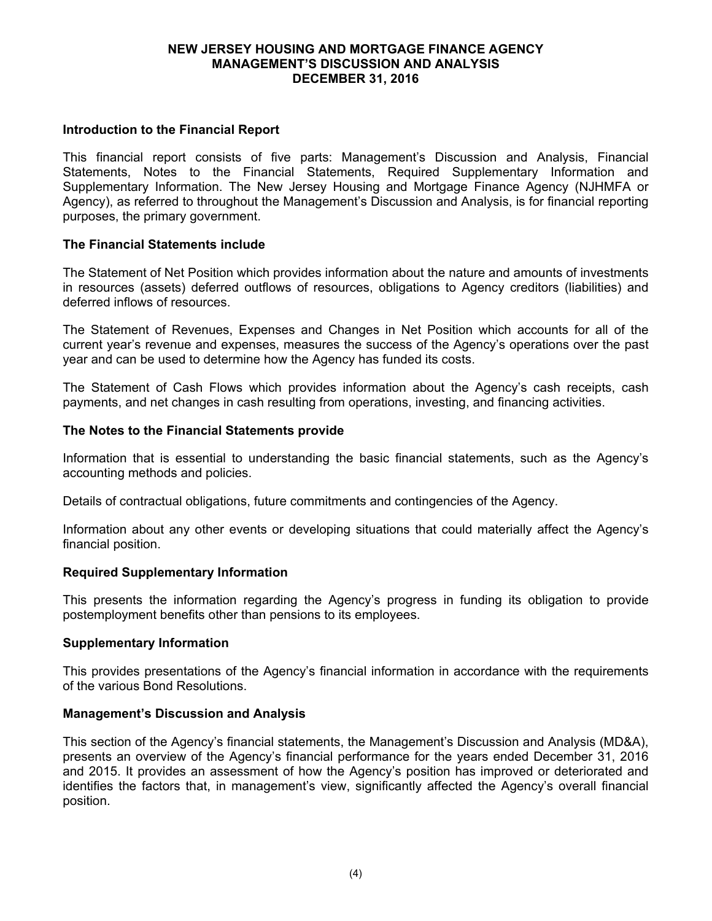**NEW JERSEY HOUSING AND MORTGAGE FINANCE AGENCY**
**MANAGEMENT'S DISCUSSION AND ANALYSIS**
**DECEMBER 31, 2016**

### Introduction to the Financial Report

This financial report consists of five parts: Management's Discussion and Analysis, Financial Statements, Notes to the Financial Statements, Required Supplementary Information and Supplementary Information. The New Jersey Housing and Mortgage Finance Agency (NJHMFA or Agency), as referred to throughout the Management's Discussion and Analysis, is for financial reporting purposes, the primary government.

### The Financial Statements include

The Statement of Net Position which provides information about the nature and amounts of investments in resources (assets) deferred outflows of resources, obligations to Agency creditors (liabilities) and deferred inflows of resources.

The Statement of Revenues, Expenses and Changes in Net Position which accounts for all of the current year's revenue and expenses, measures the success of the Agency's operations over the past year and can be used to determine how the Agency has funded its costs.

The Statement of Cash Flows which provides information about the Agency's cash receipts, cash payments, and net changes in cash resulting from operations, investing, and financing activities.

### The Notes to the Financial Statements provide

Information that is essential to understanding the basic financial statements, such as the Agency's accounting methods and policies.

Details of contractual obligations, future commitments and contingencies of the Agency.

Information about any other events or developing situations that could materially affect the Agency's financial position.

### Required Supplementary Information

This presents the information regarding the Agency's progress in funding its obligation to provide postemployment benefits other than pensions to its employees.

### Supplementary Information

This provides presentations of the Agency's financial information in accordance with the requirements of the various Bond Resolutions.

### Management's Discussion and Analysis

This section of the Agency's financial statements, the Management's Discussion and Analysis (MD&A), presents an overview of the Agency's financial performance for the years ended December 31, 2016 and 2015. It provides an assessment of how the Agency's position has improved or deteriorated and identifies the factors that, in management's view, significantly affected the Agency's overall financial position.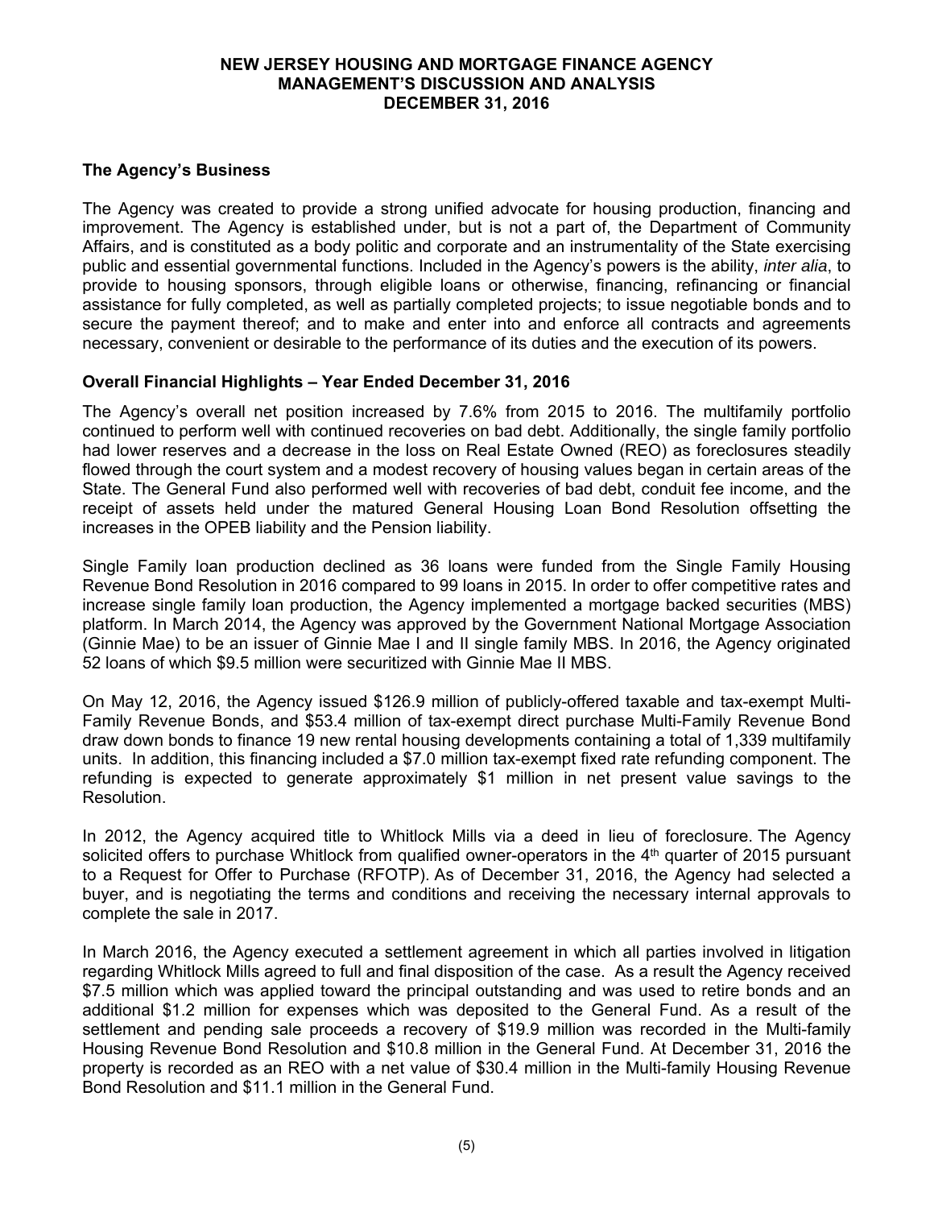# NEW JERSEY HOUSING AND MORTGAGE FINANCE AGENCY
## MANAGEMENT'S DISCUSSION AND ANALYSIS
## DECEMBER 31, 2016

### The Agency's Business

The Agency was created to provide a strong unified advocate for housing production, financing and improvement. The Agency is established under, but is not a part of, the Department of Community Affairs, and is constituted as a body politic and corporate and an instrumentality of the State exercising public and essential governmental functions. Included in the Agency's powers is the ability, *inter alia*, to provide to housing sponsors, through eligible loans or otherwise, financing, refinancing or financial assistance for fully completed, as well as partially completed projects; to issue negotiable bonds and to secure the payment thereof; and to make and enter into and enforce all contracts and agreements necessary, convenient or desirable to the performance of its duties and the execution of its powers.

### Overall Financial Highlights – Year Ended December 31, 2016

The Agency's overall net position increased by 7.6% from 2015 to 2016. The multifamily portfolio continued to perform well with continued recoveries on bad debt. Additionally, the single family portfolio had lower reserves and a decrease in the loss on Real Estate Owned (REO) as foreclosures steadily flowed through the court system and a modest recovery of housing values began in certain areas of the State. The General Fund also performed well with recoveries of bad debt, conduit fee income, and the receipt of assets held under the matured General Housing Loan Bond Resolution offsetting the increases in the OPEB liability and the Pension liability.

Single Family loan production declined as 36 loans were funded from the Single Family Housing Revenue Bond Resolution in 2016 compared to 99 loans in 2015. In order to offer competitive rates and increase single family loan production, the Agency implemented a mortgage backed securities (MBS) platform. In March 2014, the Agency was approved by the Government National Mortgage Association (Ginnie Mae) to be an issuer of Ginnie Mae I and II single family MBS. In 2016, the Agency originated 52 loans of which $9.5 million were securitized with Ginnie Mae II MBS.

On May 12, 2016, the Agency issued $126.9 million of publicly-offered taxable and tax-exempt Multi-Family Revenue Bonds, and $53.4 million of tax-exempt direct purchase Multi-Family Revenue Bond draw down bonds to finance 19 new rental housing developments containing a total of 1,339 multifamily units. In addition, this financing included a $7.0 million tax-exempt fixed rate refunding component. The refunding is expected to generate approximately $1 million in net present value savings to the Resolution.

In 2012, the Agency acquired title to Whitlock Mills via a deed in lieu of foreclosure. The Agency solicited offers to purchase Whitlock from qualified owner-operators in the 4th quarter of 2015 pursuant to a Request for Offer to Purchase (RFOTP). As of December 31, 2016, the Agency had selected a buyer, and is negotiating the terms and conditions and receiving the necessary internal approvals to complete the sale in 2017.

In March 2016, the Agency executed a settlement agreement in which all parties involved in litigation regarding Whitlock Mills agreed to full and final disposition of the case. As a result the Agency received $7.5 million which was applied toward the principal outstanding and was used to retire bonds and an additional $1.2 million for expenses which was deposited to the General Fund. As a result of the settlement and pending sale proceeds a recovery of $19.9 million was recorded in the Multi-family Housing Revenue Bond Resolution and $10.8 million in the General Fund. At December 31, 2016 the property is recorded as an REO with a net value of $30.4 million in the Multi-family Housing Revenue Bond Resolution and $11.1 million in the General Fund.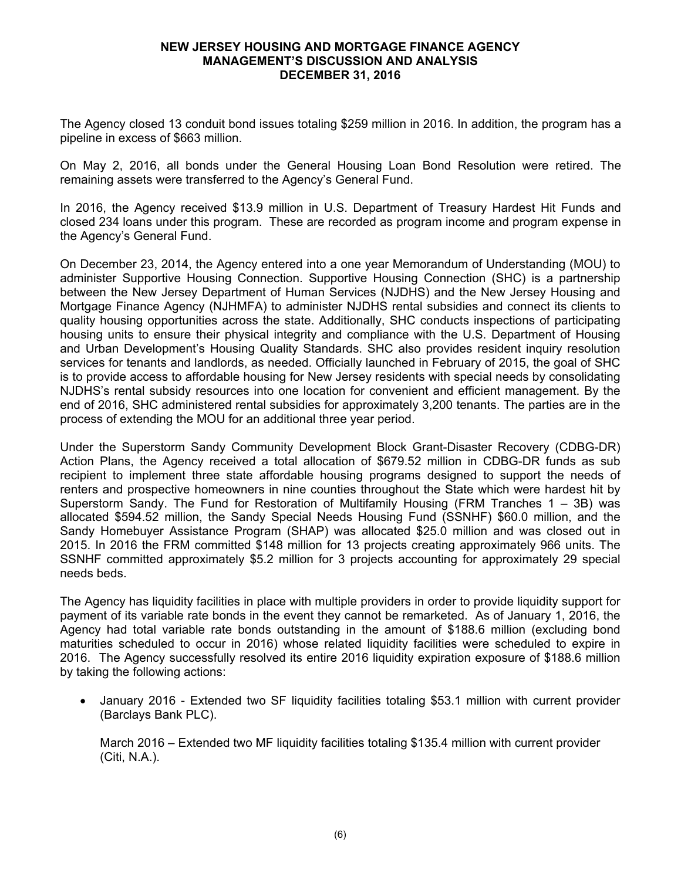The Agency closed 13 conduit bond issues totaling $259 million in 2016. In addition, the program has a pipeline in excess of $663 million.

On May 2, 2016, all bonds under the General Housing Loan Bond Resolution were retired. The remaining assets were transferred to the Agency's General Fund.

In 2016, the Agency received $13.9 million in U.S. Department of Treasury Hardest Hit Funds and closed 234 loans under this program. These are recorded as program income and program expense in the Agency's General Fund.

On December 23, 2014, the Agency entered into a one year Memorandum of Understanding (MOU) to administer Supportive Housing Connection. Supportive Housing Connection (SHC) is a partnership between the New Jersey Department of Human Services (NJDHS) and the New Jersey Housing and Mortgage Finance Agency (NJHMFA) to administer NJDHS rental subsidies and connect its clients to quality housing opportunities across the state. Additionally, SHC conducts inspections of participating housing units to ensure their physical integrity and compliance with the U.S. Department of Housing and Urban Development's Housing Quality Standards. SHC also provides resident inquiry resolution services for tenants and landlords, as needed. Officially launched in February of 2015, the goal of SHC is to provide access to affordable housing for New Jersey residents with special needs by consolidating NJDHS's rental subsidy resources into one location for convenient and efficient management. By the end of 2016, SHC administered rental subsidies for approximately 3,200 tenants. The parties are in the process of extending the MOU for an additional three year period.

Under the Superstorm Sandy Community Development Block Grant-Disaster Recovery (CDBG-DR) Action Plans, the Agency received a total allocation of $679.52 million in CDBG-DR funds as sub recipient to implement three state affordable housing programs designed to support the needs of renters and prospective homeowners in nine counties throughout the State which were hardest hit by Superstorm Sandy. The Fund for Restoration of Multifamily Housing (FRM Tranches 1 – 3B) was allocated $594.52 million, the Sandy Special Needs Housing Fund (SSNHF) $60.0 million, and the Sandy Homebuyer Assistance Program (SHAP) was allocated $25.0 million and was closed out in 2015. In 2016 the FRM committed $148 million for 13 projects creating approximately 966 units. The SSNHF committed approximately $5.2 million for 3 projects accounting for approximately 29 special needs beds.

The Agency has liquidity facilities in place with multiple providers in order to provide liquidity support for payment of its variable rate bonds in the event they cannot be remarketed. As of January 1, 2016, the Agency had total variable rate bonds outstanding in the amount of $188.6 million (excluding bond maturities scheduled to occur in 2016) whose related liquidity facilities were scheduled to expire in 2016. The Agency successfully resolved its entire 2016 liquidity expiration exposure of $188.6 million by taking the following actions:

- January 2016 - Extended two SF liquidity facilities totaling $53.1 million with current provider (Barclays Bank PLC).

  March 2016 – Extended two MF liquidity facilities totaling $135.4 million with current provider (Citi, N.A.).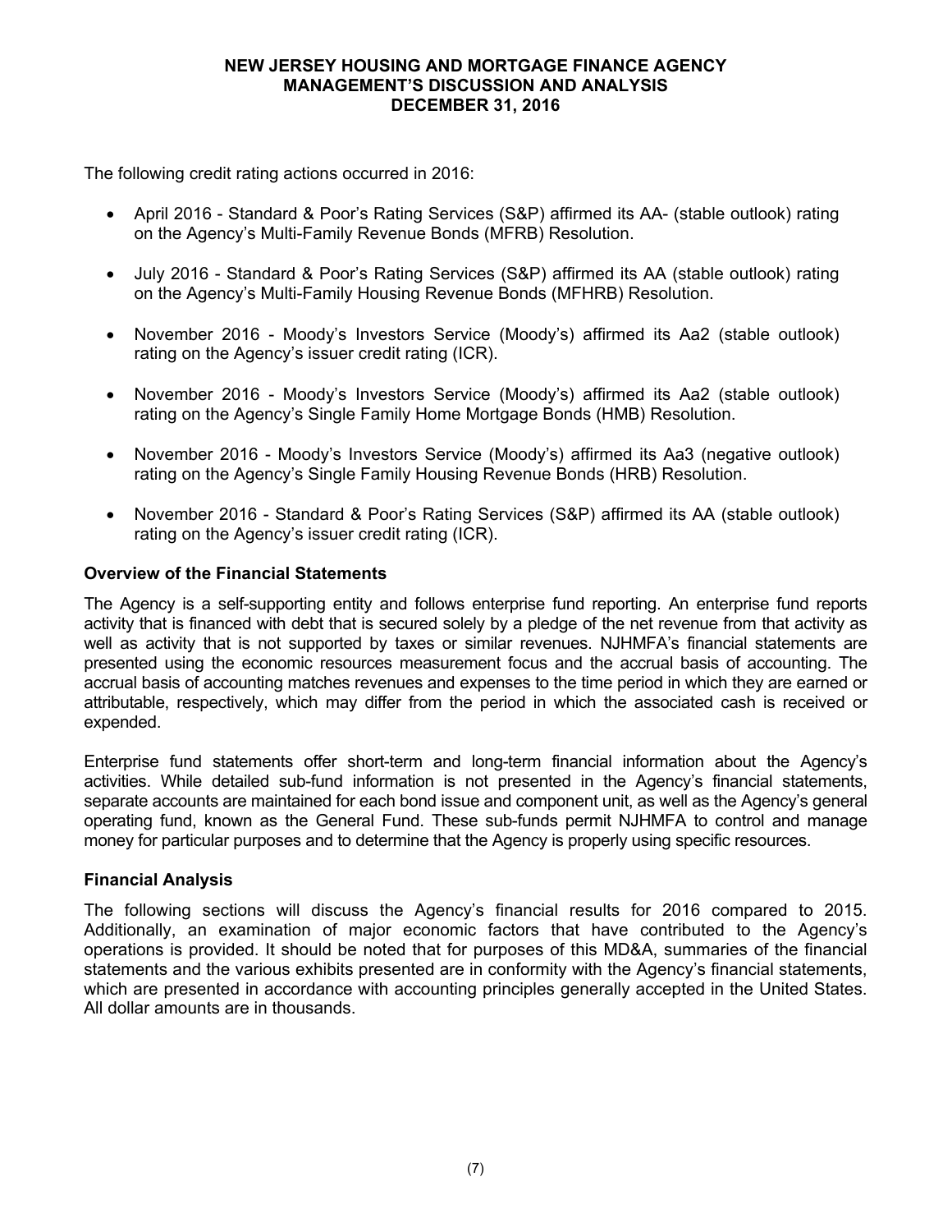The following credit rating actions occurred in 2016:

- April 2016 - Standard & Poor's Rating Services (S&P) affirmed its AA- (stable outlook) rating on the Agency's Multi-Family Revenue Bonds (MFRB) Resolution.
- July 2016 - Standard & Poor's Rating Services (S&P) affirmed its AA (stable outlook) rating on the Agency's Multi-Family Housing Revenue Bonds (MFHRB) Resolution.
- November 2016 - Moody's Investors Service (Moody's) affirmed its Aa2 (stable outlook) rating on the Agency's issuer credit rating (ICR).
- November 2016 - Moody's Investors Service (Moody's) affirmed its Aa2 (stable outlook) rating on the Agency's Single Family Home Mortgage Bonds (HMB) Resolution.
- November 2016 - Moody's Investors Service (Moody's) affirmed its Aa3 (negative outlook) rating on the Agency's Single Family Housing Revenue Bonds (HRB) Resolution.
- November 2016 - Standard & Poor's Rating Services (S&P) affirmed its AA (stable outlook) rating on the Agency's issuer credit rating (ICR).

## Overview of the Financial Statements

The Agency is a self-supporting entity and follows enterprise fund reporting. An enterprise fund reports activity that is financed with debt that is secured solely by a pledge of the net revenue from that activity as well as activity that is not supported by taxes or similar revenues. NJHMFA's financial statements are presented using the economic resources measurement focus and the accrual basis of accounting. The accrual basis of accounting matches revenues and expenses to the time period in which they are earned or attributable, respectively, which may differ from the period in which the associated cash is received or expended.

Enterprise fund statements offer short-term and long-term financial information about the Agency's activities. While detailed sub-fund information is not presented in the Agency's financial statements, separate accounts are maintained for each bond issue and component unit, as well as the Agency's general operating fund, known as the General Fund. These sub-funds permit NJHMFA to control and manage money for particular purposes and to determine that the Agency is properly using specific resources.

## Financial Analysis

The following sections will discuss the Agency's financial results for 2016 compared to 2015. Additionally, an examination of major economic factors that have contributed to the Agency's operations is provided. It should be noted that for purposes of this MD&A, summaries of the financial statements and the various exhibits presented are in conformity with the Agency's financial statements, which are presented in accordance with accounting principles generally accepted in the United States. All dollar amounts are in thousands.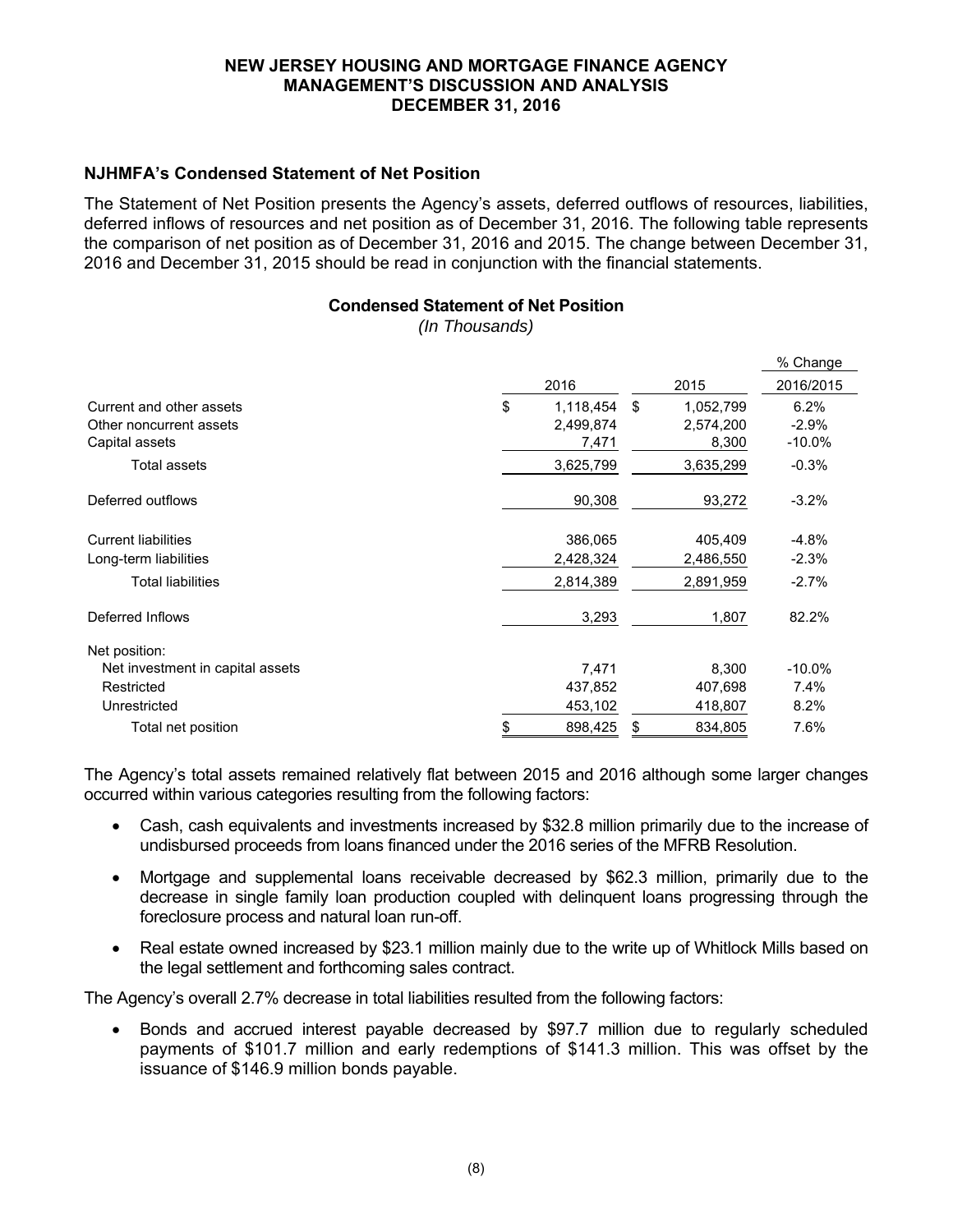# NEW JERSEY HOUSING AND MORTGAGE FINANCE AGENCY
# MANAGEMENT'S DISCUSSION AND ANALYSIS
# DECEMBER 31, 2016

## NJHMFA's Condensed Statement of Net Position

The Statement of Net Position presents the Agency's assets, deferred outflows of resources, liabilities, deferred inflows of resources and net position as of December 31, 2016. The following table represents the comparison of net position as of December 31, 2016 and 2015. The change between December 31, 2016 and December 31, 2015 should be read in conjunction with the financial statements.

### Condensed Statement of Net Position

*(In Thousands)*

| | 2016 | 2015 | % Change 2016/2015 |
|---|---|---|---|
| Current and other assets | $ 1,118,454 | $ 1,052,799 | 6.2% |
| Other noncurrent assets | 2,499,874 | 2,574,200 | -2.9% |
| Capital assets | 7,471 | 8,300 | -10.0% |
| Total assets | 3,625,799 | 3,635,299 | -0.3% |
| Deferred outflows | 90,308 | 93,272 | -3.2% |
| Current liabilities | 386,065 | 405,409 | -4.8% |
| Long-term liabilities | 2,428,324 | 2,486,550 | -2.3% |
| Total liabilities | 2,814,389 | 2,891,959 | -2.7% |
| Deferred Inflows | 3,293 | 1,807 | 82.2% |
| Net position: | | | |
| Net investment in capital assets | 7,471 | 8,300 | -10.0% |
| Restricted | 437,852 | 407,698 | 7.4% |
| Unrestricted | 453,102 | 418,807 | 8.2% |
| Total net position | $ 898,425 | $ 834,805 | 7.6% |

The Agency's total assets remained relatively flat between 2015 and 2016 although some larger changes occurred within various categories resulting from the following factors:

- Cash, cash equivalents and investments increased by $32.8 million primarily due to the increase of undisbursed proceeds from loans financed under the 2016 series of the MFRB Resolution.
- Mortgage and supplemental loans receivable decreased by $62.3 million, primarily due to the decrease in single family loan production coupled with delinquent loans progressing through the foreclosure process and natural loan run-off.
- Real estate owned increased by $23.1 million mainly due to the write up of Whitlock Mills based on the legal settlement and forthcoming sales contract.

The Agency's overall 2.7% decrease in total liabilities resulted from the following factors:

- Bonds and accrued interest payable decreased by $97.7 million due to regularly scheduled payments of $101.7 million and early redemptions of $141.3 million. This was offset by the issuance of $146.9 million bonds payable.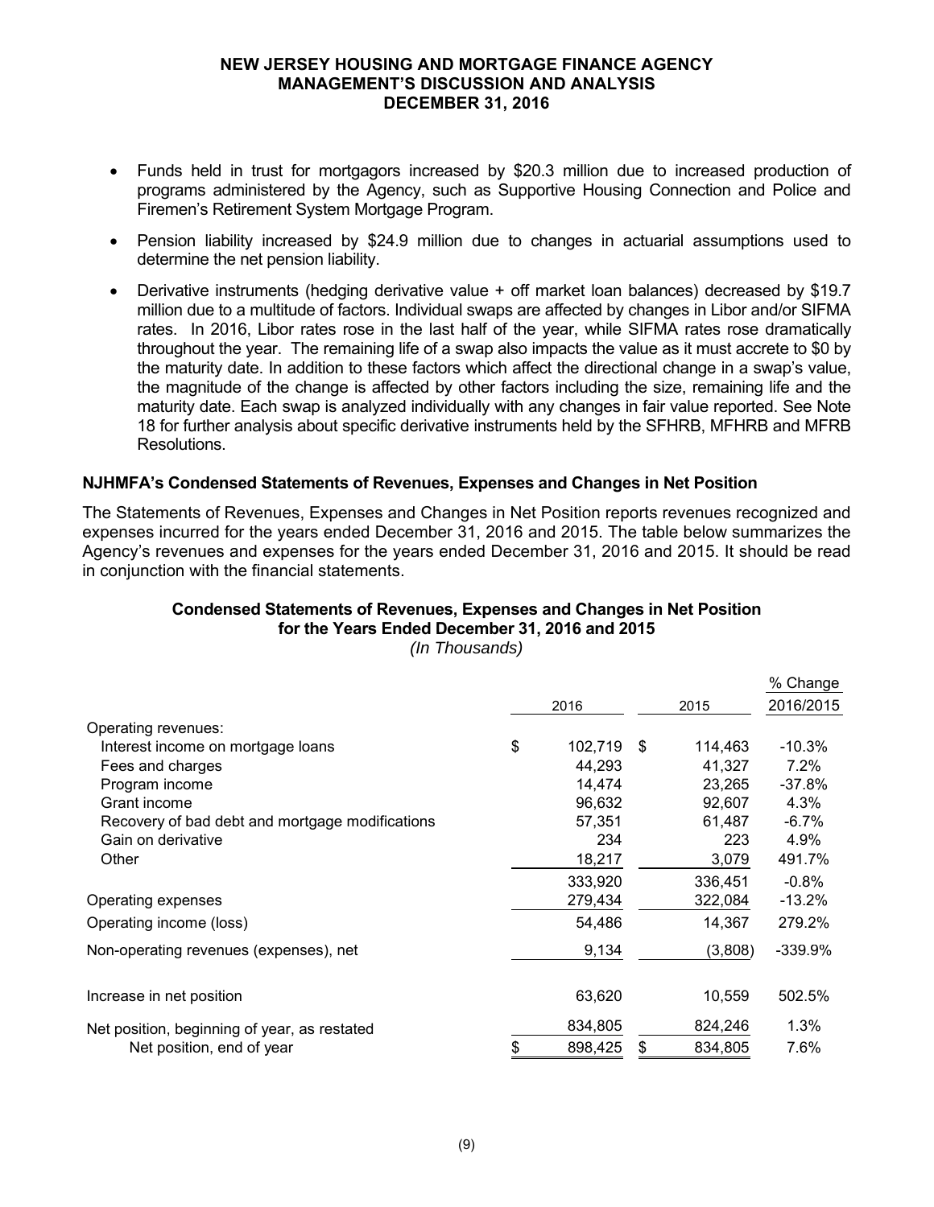- Funds held in trust for mortgagors increased by $20.3 million due to increased production of programs administered by the Agency, such as Supportive Housing Connection and Police and Firemen's Retirement System Mortgage Program.
- Pension liability increased by $24.9 million due to changes in actuarial assumptions used to determine the net pension liability.
- Derivative instruments (hedging derivative value + off market loan balances) decreased by $19.7 million due to a multitude of factors. Individual swaps are affected by changes in Libor and/or SIFMA rates. In 2016, Libor rates rose in the last half of the year, while SIFMA rates rose dramatically throughout the year. The remaining life of a swap also impacts the value as it must accrete to $0 by the maturity date. In addition to these factors which affect the directional change in a swap's value, the magnitude of the change is affected by other factors including the size, remaining life and the maturity date. Each swap is analyzed individually with any changes in fair value reported. See Note 18 for further analysis about specific derivative instruments held by the SFHRB, MFHRB and MFRB Resolutions.

### NJHMFA's Condensed Statements of Revenues, Expenses and Changes in Net Position

The Statements of Revenues, Expenses and Changes in Net Position reports revenues recognized and expenses incurred for the years ended December 31, 2016 and 2015. The table below summarizes the Agency's revenues and expenses for the years ended December 31, 2016 and 2015. It should be read in conjunction with the financial statements.

**Condensed Statements of Revenues, Expenses and Changes in Net Position for the Years Ended December 31, 2016 and 2015**

*(In Thousands)*

| | 2016 | 2015 | % Change 2016/2015 |
|---|---|---|---|
| Operating revenues: | | | |
| Interest income on mortgage loans | $ 102,719 | $ 114,463 | -10.3% |
| Fees and charges | 44,293 | 41,327 | 7.2% |
| Program income | 14,474 | 23,265 | -37.8% |
| Grant income | 96,632 | 92,607 | 4.3% |
| Recovery of bad debt and mortgage modifications | 57,351 | 61,487 | -6.7% |
| Gain on derivative | 234 | 223 | 4.9% |
| Other | 18,217 | 3,079 | 491.7% |
| | 333,920 | 336,451 | -0.8% |
| Operating expenses | 279,434 | 322,084 | -13.2% |
| Operating income (loss) | 54,486 | 14,367 | 279.2% |
| Non-operating revenues (expenses), net | 9,134 | (3,808) | -339.9% |
| Increase in net position | 63,620 | 10,559 | 502.5% |
| Net position, beginning of year, as restated | 834,805 | 824,246 | 1.3% |
| Net position, end of year | $ 898,425 | $ 834,805 | 7.6% |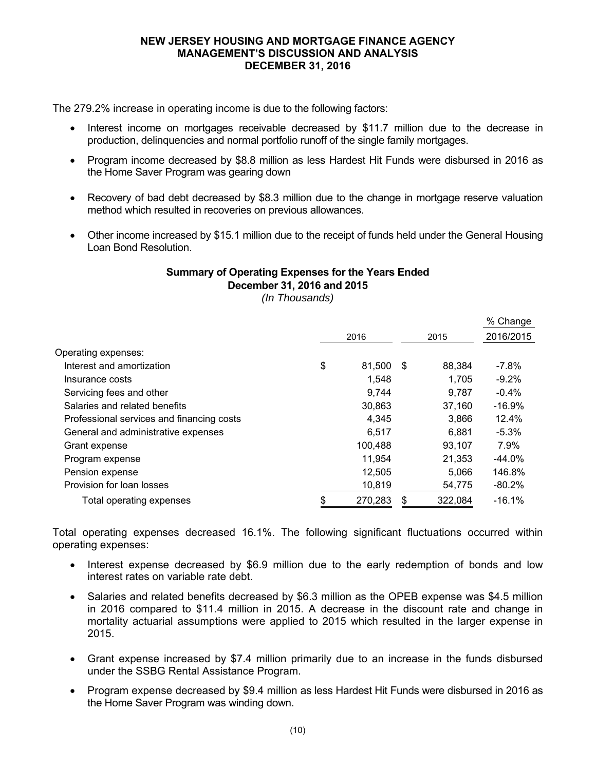The 279.2% increase in operating income is due to the following factors:

- Interest income on mortgages receivable decreased by $11.7 million due to the decrease in production, delinquencies and normal portfolio runoff of the single family mortgages.
- Program income decreased by $8.8 million as less Hardest Hit Funds were disbursed in 2016 as the Home Saver Program was gearing down
- Recovery of bad debt decreased by $8.3 million due to the change in mortgage reserve valuation method which resulted in recoveries on previous allowances.
- Other income increased by $15.1 million due to the receipt of funds held under the General Housing Loan Bond Resolution.

**Summary of Operating Expenses for the Years Ended December 31, 2016 and 2015**
*(In Thousands)*

| | 2016 | 2015 | % Change 2016/2015 |
|---|---|---|---|
| Operating expenses: | | | |
| Interest and amortization | $ 81,500 | $ 88,384 | -7.8% |
| Insurance costs | 1,548 | 1,705 | -9.2% |
| Servicing fees and other | 9,744 | 9,787 | -0.4% |
| Salaries and related benefits | 30,863 | 37,160 | -16.9% |
| Professional services and financing costs | 4,345 | 3,866 | 12.4% |
| General and administrative expenses | 6,517 | 6,881 | -5.3% |
| Grant expense | 100,488 | 93,107 | 7.9% |
| Program expense | 11,954 | 21,353 | -44.0% |
| Pension expense | 12,505 | 5,066 | 146.8% |
| Provision for loan losses | 10,819 | 54,775 | -80.2% |
| Total operating expenses | $ 270,283 | $ 322,084 | -16.1% |

Total operating expenses decreased 16.1%. The following significant fluctuations occurred within operating expenses:

- Interest expense decreased by $6.9 million due to the early redemption of bonds and low interest rates on variable rate debt.
- Salaries and related benefits decreased by $6.3 million as the OPEB expense was $4.5 million in 2016 compared to $11.4 million in 2015. A decrease in the discount rate and change in mortality actuarial assumptions were applied to 2015 which resulted in the larger expense in 2015.
- Grant expense increased by $7.4 million primarily due to an increase in the funds disbursed under the SSBG Rental Assistance Program.
- Program expense decreased by $9.4 million as less Hardest Hit Funds were disbursed in 2016 as the Home Saver Program was winding down.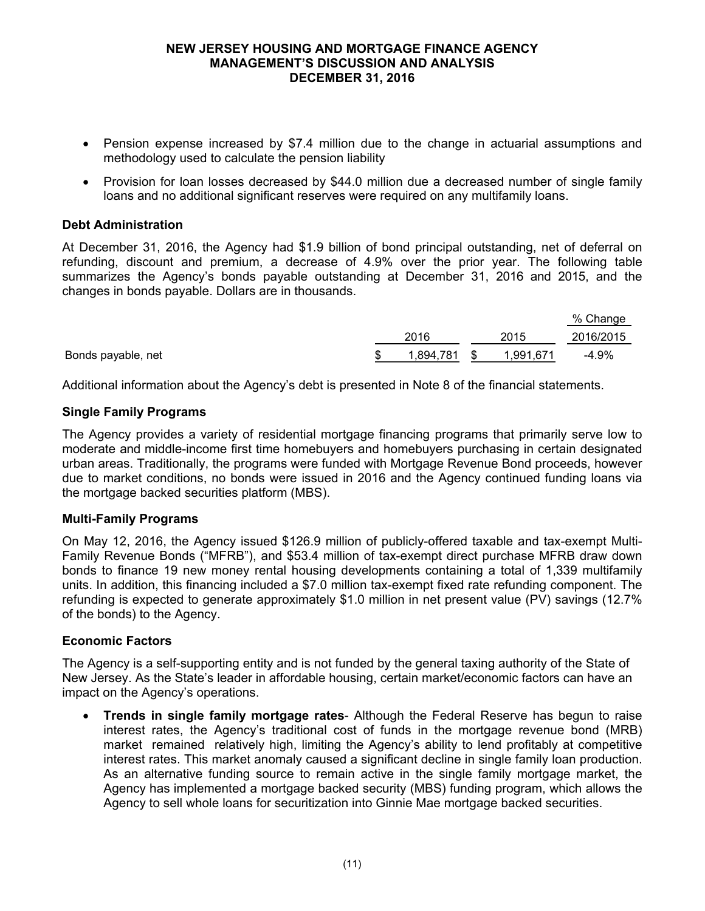- Pension expense increased by $7.4 million due to the change in actuarial assumptions and methodology used to calculate the pension liability
- Provision for loan losses decreased by $44.0 million due a decreased number of single family loans and no additional significant reserves were required on any multifamily loans.

### Debt Administration

At December 31, 2016, the Agency had $1.9 billion of bond principal outstanding, net of deferral on refunding, discount and premium, a decrease of 4.9% over the prior year. The following table summarizes the Agency's bonds payable outstanding at December 31, 2016 and 2015, and the changes in bonds payable. Dollars are in thousands.

| | 2016 | 2015 | % Change 2016/2015 |
|---|---|---|---|
| Bonds payable, net | $ 1,894,781 | $ 1,991,671 | -4.9% |

Additional information about the Agency's debt is presented in Note 8 of the financial statements.

### Single Family Programs

The Agency provides a variety of residential mortgage financing programs that primarily serve low to moderate and middle-income first time homebuyers and homebuyers purchasing in certain designated urban areas. Traditionally, the programs were funded with Mortgage Revenue Bond proceeds, however due to market conditions, no bonds were issued in 2016 and the Agency continued funding loans via the mortgage backed securities platform (MBS).

### Multi-Family Programs

On May 12, 2016, the Agency issued $126.9 million of publicly-offered taxable and tax-exempt Multi-Family Revenue Bonds ("MFRB"), and $53.4 million of tax-exempt direct purchase MFRB draw down bonds to finance 19 new money rental housing developments containing a total of 1,339 multifamily units. In addition, this financing included a $7.0 million tax-exempt fixed rate refunding component. The refunding is expected to generate approximately $1.0 million in net present value (PV) savings (12.7% of the bonds) to the Agency.

### Economic Factors

The Agency is a self-supporting entity and is not funded by the general taxing authority of the State of New Jersey. As the State's leader in affordable housing, certain market/economic factors can have an impact on the Agency's operations.

- **Trends in single family mortgage rates**- Although the Federal Reserve has begun to raise interest rates, the Agency's traditional cost of funds in the mortgage revenue bond (MRB) market remained relatively high, limiting the Agency's ability to lend profitably at competitive interest rates. This market anomaly caused a significant decline in single family loan production. As an alternative funding source to remain active in the single family mortgage market, the Agency has implemented a mortgage backed security (MBS) funding program, which allows the Agency to sell whole loans for securitization into Ginnie Mae mortgage backed securities.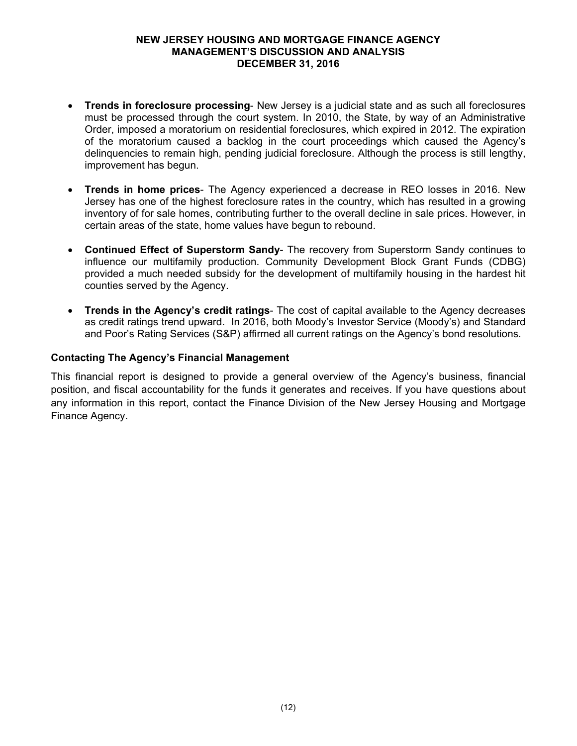- **Trends in foreclosure processing**- New Jersey is a judicial state and as such all foreclosures must be processed through the court system. In 2010, the State, by way of an Administrative Order, imposed a moratorium on residential foreclosures, which expired in 2012. The expiration of the moratorium caused a backlog in the court proceedings which caused the Agency's delinquencies to remain high, pending judicial foreclosure. Although the process is still lengthy, improvement has begun.

- **Trends in home prices**- The Agency experienced a decrease in REO losses in 2016. New Jersey has one of the highest foreclosure rates in the country, which has resulted in a growing inventory of for sale homes, contributing further to the overall decline in sale prices. However, in certain areas of the state, home values have begun to rebound.

- **Continued Effect of Superstorm Sandy**- The recovery from Superstorm Sandy continues to influence our multifamily production. Community Development Block Grant Funds (CDBG) provided a much needed subsidy for the development of multifamily housing in the hardest hit counties served by the Agency.

- **Trends in the Agency's credit ratings**- The cost of capital available to the Agency decreases as credit ratings trend upward. In 2016, both Moody's Investor Service (Moody's) and Standard and Poor's Rating Services (S&P) affirmed all current ratings on the Agency's bond resolutions.

### Contacting The Agency's Financial Management

This financial report is designed to provide a general overview of the Agency's business, financial position, and fiscal accountability for the funds it generates and receives. If you have questions about any information in this report, contact the Finance Division of the New Jersey Housing and Mortgage Finance Agency.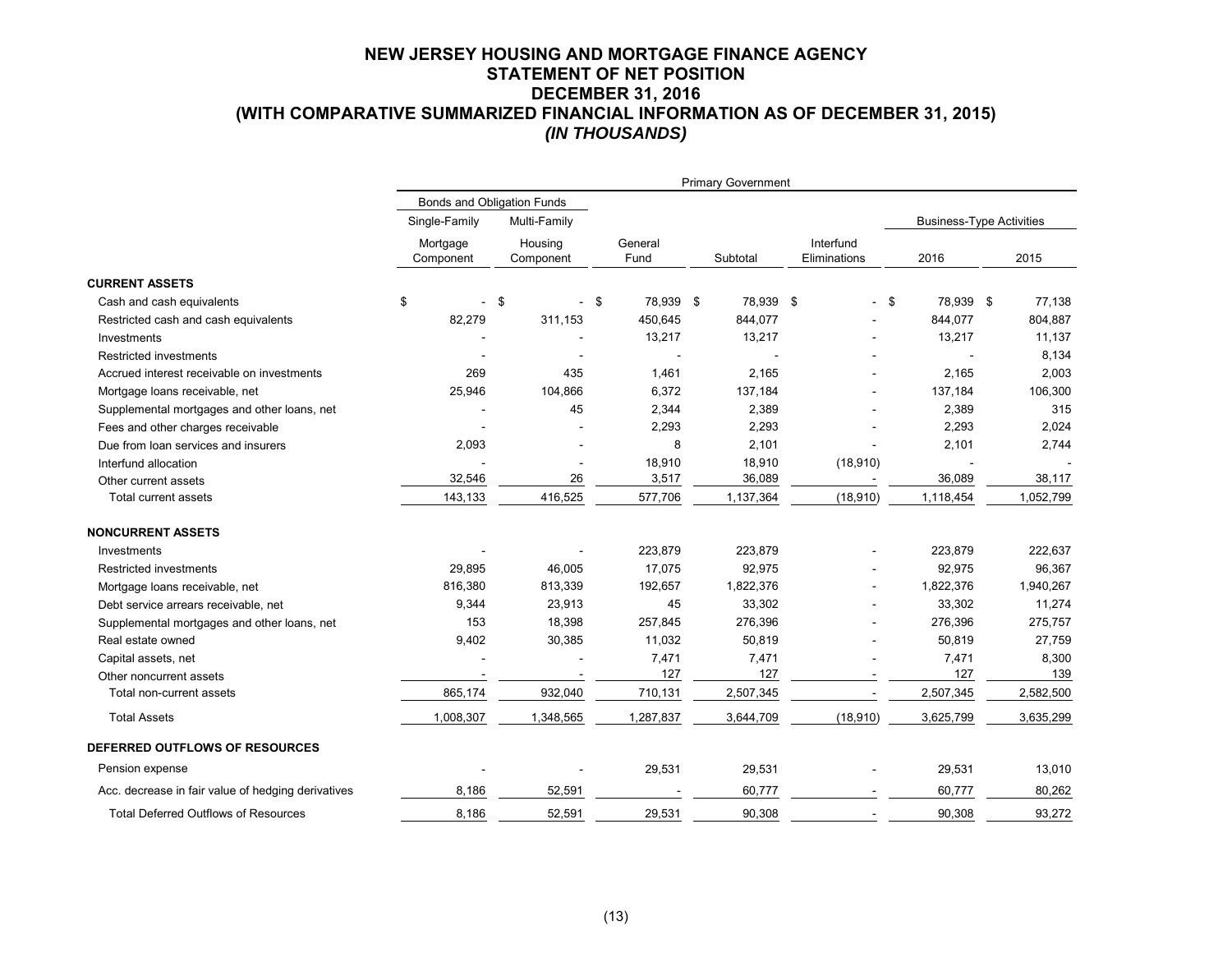# NEW JERSEY HOUSING AND MORTGAGE FINANCE AGENCY
## STATEMENT OF NET POSITION
## DECEMBER 31, 2016
## (WITH COMPARATIVE SUMMARIZED FINANCIAL INFORMATION AS OF DECEMBER 31, 2015)
### *(IN THOUSANDS)*

| | Primary Government | | | | | | |
|---|---|---|---|---|---|---|---|
| | Bonds and Obligation Funds | | | | | | |
| | Single-Family | Multi-Family | | | | Business-Type Activities | |
| | Mortgage Component | Housing Component | General Fund | Subtotal | Interfund Eliminations | 2016 | 2015 |
| **CURRENT ASSETS** | | | | | | | |
| Cash and cash equivalents | $ - | $ - | $ 78,939 | $ 78,939 | $ - | $ 78,939 | $ 77,138 |
| Restricted cash and cash equivalents | 82,279 | 311,153 | 450,645 | 844,077 | - | 844,077 | 804,887 |
| Investments | - | - | 13,217 | 13,217 | - | 13,217 | 11,137 |
| Restricted investments | - | - | - | - | - | - | 8,134 |
| Accrued interest receivable on investments | 269 | 435 | 1,461 | 2,165 | - | 2,165 | 2,003 |
| Mortgage loans receivable, net | 25,946 | 104,866 | 6,372 | 137,184 | - | 137,184 | 106,300 |
| Supplemental mortgages and other loans, net | - | 45 | 2,344 | 2,389 | - | 2,389 | 315 |
| Fees and other charges receivable | - | - | 2,293 | 2,293 | - | 2,293 | 2,024 |
| Due from loan services and insurers | 2,093 | - | 8 | 2,101 | - | 2,101 | 2,744 |
| Interfund allocation | - | - | 18,910 | 18,910 | (18,910) | - | - |
| Other current assets | 32,546 | 26 | 3,517 | 36,089 | - | 36,089 | 38,117 |
| Total current assets | 143,133 | 416,525 | 577,706 | 1,137,364 | (18,910) | 1,118,454 | 1,052,799 |
| **NONCURRENT ASSETS** | | | | | | | |
| Investments | - | - | 223,879 | 223,879 | - | 223,879 | 222,637 |
| Restricted investments | 29,895 | 46,005 | 17,075 | 92,975 | - | 92,975 | 96,367 |
| Mortgage loans receivable, net | 816,380 | 813,339 | 192,657 | 1,822,376 | - | 1,822,376 | 1,940,267 |
| Debt service arrears receivable, net | 9,344 | 23,913 | 45 | 33,302 | - | 33,302 | 11,274 |
| Supplemental mortgages and other loans, net | 153 | 18,398 | 257,845 | 276,396 | - | 276,396 | 275,757 |
| Real estate owned | 9,402 | 30,385 | 11,032 | 50,819 | - | 50,819 | 27,759 |
| Capital assets, net | - | - | 7,471 | 7,471 | - | 7,471 | 8,300 |
| Other noncurrent assets | - | - | 127 | 127 | - | 127 | 139 |
| Total non-current assets | 865,174 | 932,040 | 710,131 | 2,507,345 | - | 2,507,345 | 2,582,500 |
| Total Assets | 1,008,307 | 1,348,565 | 1,287,837 | 3,644,709 | (18,910) | 3,625,799 | 3,635,299 |
| **DEFERRED OUTFLOWS OF RESOURCES** | | | | | | | |
| Pension expense | - | - | 29,531 | 29,531 | - | 29,531 | 13,010 |
| Acc. decrease in fair value of hedging derivatives | 8,186 | 52,591 | - | 60,777 | - | 60,777 | 80,262 |
| Total Deferred Outflows of Resources | 8,186 | 52,591 | 29,531 | 90,308 | - | 90,308 | 93,272 |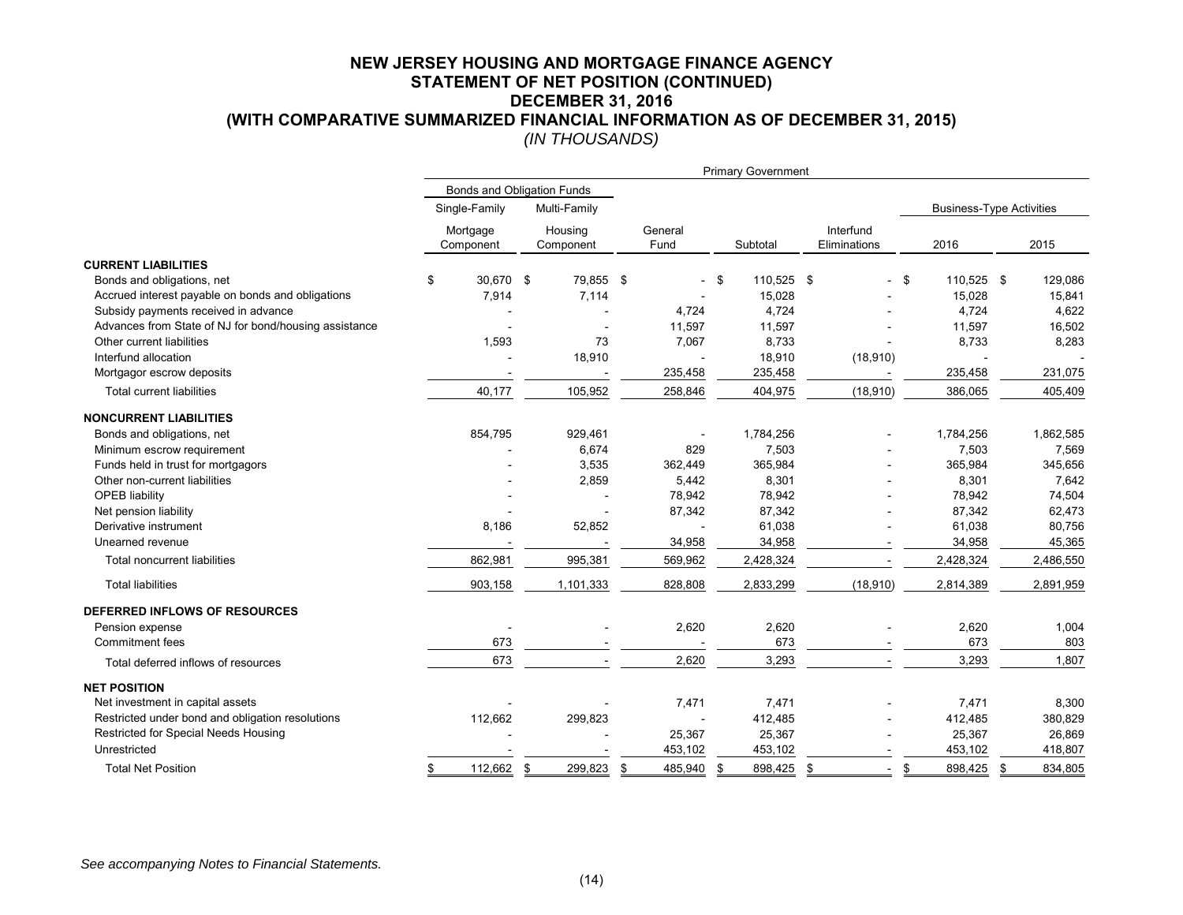# NEW JERSEY HOUSING AND MORTGAGE FINANCE AGENCY
## STATEMENT OF NET POSITION (CONTINUED)
## DECEMBER 31, 2016
## (WITH COMPARATIVE SUMMARIZED FINANCIAL INFORMATION AS OF DECEMBER 31, 2015)
*(IN THOUSANDS)*

| | Primary Government | | | | | | |
|---|---|---|---|---|---|---|---|
| | Bonds and Obligation Funds | | | | | | |
| | Single-Family | Multi-Family | | | | Business-Type Activities | |
| | Mortgage Component | Housing Component | General Fund | Subtotal | Interfund Eliminations | 2016 | 2015 |
| **CURRENT LIABILITIES** | | | | | | | |
| Bonds and obligations, net | $ 30,670 | $ 79,855 | $ - | $ 110,525 | $ - | $ 110,525 | $ 129,086 |
| Accrued interest payable on bonds and obligations | 7,914 | 7,114 | - | 15,028 | - | 15,028 | 15,841 |
| Subsidy payments received in advance | - | - | 4,724 | 4,724 | - | 4,724 | 4,622 |
| Advances from State of NJ for bond/housing assistance | - | - | 11,597 | 11,597 | - | 11,597 | 16,502 |
| Other current liabilities | 1,593 | 73 | 7,067 | 8,733 | - | 8,733 | 8,283 |
| Interfund allocation | - | 18,910 | - | 18,910 | (18,910) | - | - |
| Mortgagor escrow deposits | - | - | 235,458 | 235,458 | - | 235,458 | 231,075 |
| Total current liabilities | 40,177 | 105,952 | 258,846 | 404,975 | (18,910) | 386,065 | 405,409 |
| **NONCURRENT LIABILITIES** | | | | | | | |
| Bonds and obligations, net | 854,795 | 929,461 | - | 1,784,256 | - | 1,784,256 | 1,862,585 |
| Minimum escrow requirement | - | 6,674 | 829 | 7,503 | - | 7,503 | 7,569 |
| Funds held in trust for mortgagors | - | 3,535 | 362,449 | 365,984 | - | 365,984 | 345,656 |
| Other non-current liabilities | - | 2,859 | 5,442 | 8,301 | - | 8,301 | 7,642 |
| OPEB liability | - | - | 78,942 | 78,942 | - | 78,942 | 74,504 |
| Net pension liability | - | - | 87,342 | 87,342 | - | 87,342 | 62,473 |
| Derivative instrument | 8,186 | 52,852 | - | 61,038 | - | 61,038 | 80,756 |
| Unearned revenue | - | - | 34,958 | 34,958 | - | 34,958 | 45,365 |
| Total noncurrent liabilities | 862,981 | 995,381 | 569,962 | 2,428,324 | - | 2,428,324 | 2,486,550 |
| Total liabilities | 903,158 | 1,101,333 | 828,808 | 2,833,299 | (18,910) | 2,814,389 | 2,891,959 |
| **DEFERRED INFLOWS OF RESOURCES** | | | | | | | |
| Pension expense | - | - | 2,620 | 2,620 | - | 2,620 | 1,004 |
| Commitment fees | 673 | - | - | 673 | - | 673 | 803 |
| Total deferred inflows of resources | 673 | - | 2,620 | 3,293 | - | 3,293 | 1,807 |
| **NET POSITION** | | | | | | | |
| Net investment in capital assets | - | - | 7,471 | 7,471 | - | 7,471 | 8,300 |
| Restricted under bond and obligation resolutions | 112,662 | 299,823 | - | 412,485 | - | 412,485 | 380,829 |
| Restricted for Special Needs Housing | - | - | 25,367 | 25,367 | - | 25,367 | 26,869 |
| Unrestricted | - | - | 453,102 | 453,102 | - | 453,102 | 418,807 |
| Total Net Position | $ 112,662 | $ 299,823 | $ 485,940 | $ 898,425 | $ - | $ 898,425 | $ 834,805 |

*See accompanying Notes to Financial Statements.*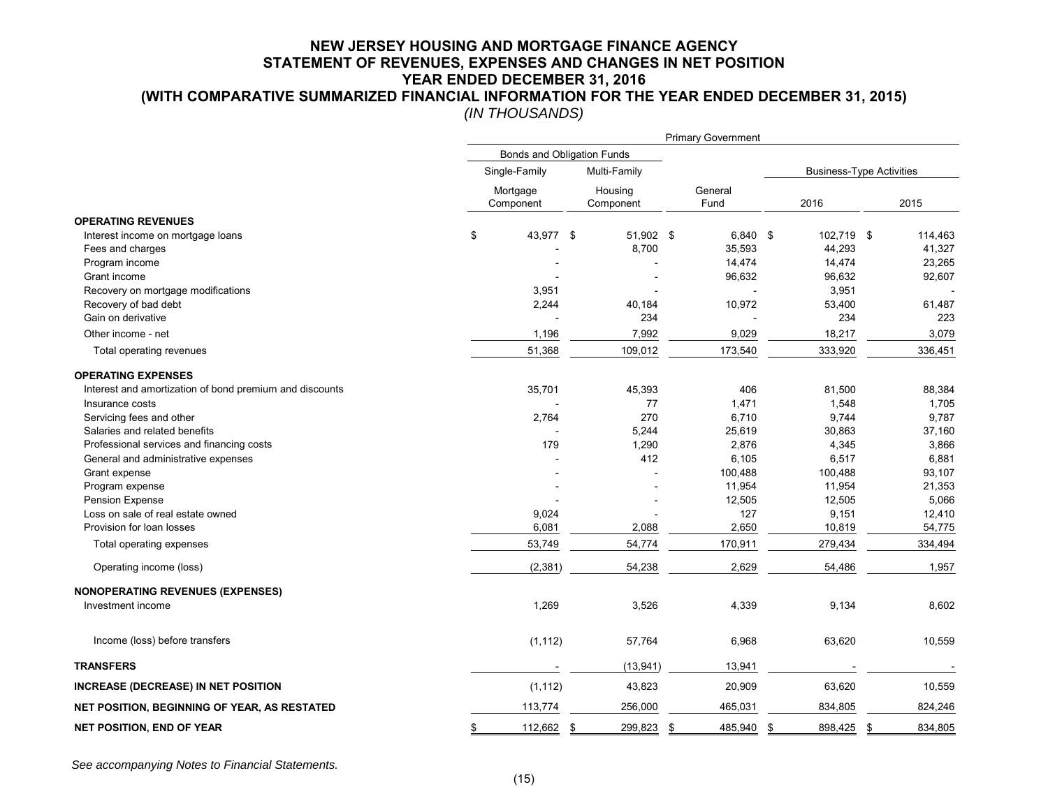# NEW JERSEY HOUSING AND MORTGAGE FINANCE AGENCY
## STATEMENT OF REVENUES, EXPENSES AND CHANGES IN NET POSITION
## YEAR ENDED DECEMBER 31, 2016
## (WITH COMPARATIVE SUMMARIZED FINANCIAL INFORMATION FOR THE YEAR ENDED DECEMBER 31, 2015)

*(IN THOUSANDS)*

| | Primary Government | | | | |
|---|---|---|---|---|---|
| | Bonds and Obligation Funds | | | | |
| | Single-Family | Multi-Family | | Business-Type Activities | |
| | Mortgage Component | Housing Component | General Fund | 2016 | 2015 |
| **OPERATING REVENUES** | | | | | |
| Interest income on mortgage loans | $ 43,977 | $ 51,902 | $ 6,840 | $ 102,719 | $ 114,463 |
| Fees and charges | - | 8,700 | 35,593 | 44,293 | 41,327 |
| Program income | - | - | 14,474 | 14,474 | 23,265 |
| Grant income | - | - | 96,632 | 96,632 | 92,607 |
| Recovery on mortgage modifications | 3,951 | - | - | 3,951 | - |
| Recovery of bad debt | 2,244 | 40,184 | 10,972 | 53,400 | 61,487 |
| Gain on derivative | - | 234 | - | 234 | 223 |
| Other income - net | 1,196 | 7,992 | 9,029 | 18,217 | 3,079 |
| Total operating revenues | 51,368 | 109,012 | 173,540 | 333,920 | 336,451 |
| **OPERATING EXPENSES** | | | | | |
| Interest and amortization of bond premium and discounts | 35,701 | 45,393 | 406 | 81,500 | 88,384 |
| Insurance costs | - | 77 | 1,471 | 1,548 | 1,705 |
| Servicing fees and other | 2,764 | 270 | 6,710 | 9,744 | 9,787 |
| Salaries and related benefits | - | 5,244 | 25,619 | 30,863 | 37,160 |
| Professional services and financing costs | 179 | 1,290 | 2,876 | 4,345 | 3,866 |
| General and administrative expenses | - | 412 | 6,105 | 6,517 | 6,881 |
| Grant expense | - | - | 100,488 | 100,488 | 93,107 |
| Program expense | - | - | 11,954 | 11,954 | 21,353 |
| Pension Expense | - | - | 12,505 | 12,505 | 5,066 |
| Loss on sale of real estate owned | 9,024 | - | 127 | 9,151 | 12,410 |
| Provision for loan losses | 6,081 | 2,088 | 2,650 | 10,819 | 54,775 |
| Total operating expenses | 53,749 | 54,774 | 170,911 | 279,434 | 334,494 |
| Operating income (loss) | (2,381) | 54,238 | 2,629 | 54,486 | 1,957 |
| **NONOPERATING REVENUES (EXPENSES)** | | | | | |
| Investment income | 1,269 | 3,526 | 4,339 | 9,134 | 8,602 |
| Income (loss) before transfers | (1,112) | 57,764 | 6,968 | 63,620 | 10,559 |
| **TRANSFERS** | - | (13,941) | 13,941 | - | - |
| **INCREASE (DECREASE) IN NET POSITION** | (1,112) | 43,823 | 20,909 | 63,620 | 10,559 |
| **NET POSITION, BEGINNING OF YEAR, AS RESTATED** | 113,774 | 256,000 | 465,031 | 834,805 | 824,246 |
| **NET POSITION, END OF YEAR** | $ 112,662 | $ 299,823 | $ 485,940 | $ 898,425 | $ 834,805 |

*See accompanying Notes to Financial Statements.*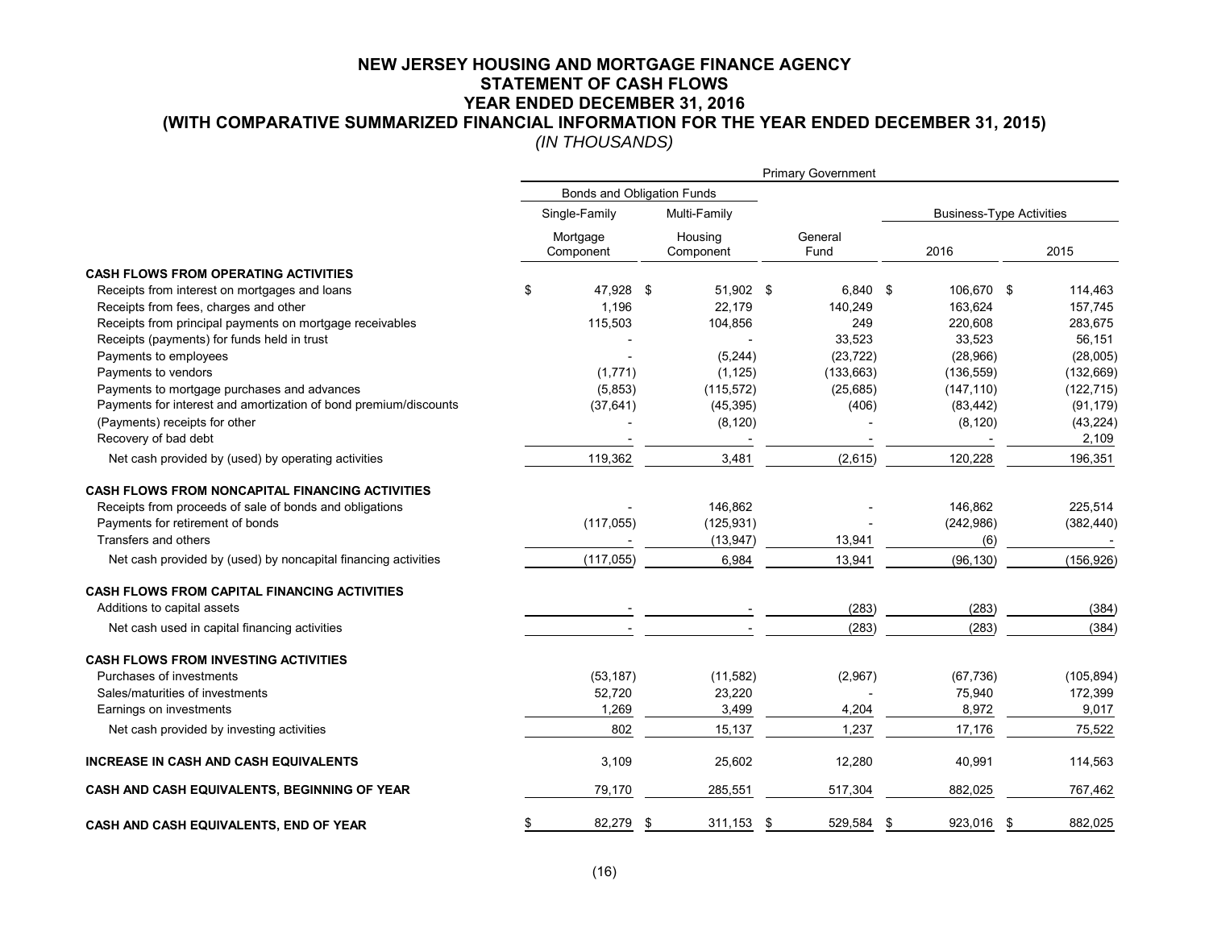# NEW JERSEY HOUSING AND MORTGAGE FINANCE AGENCY
## STATEMENT OF CASH FLOWS
### YEAR ENDED DECEMBER 31, 2016
### (WITH COMPARATIVE SUMMARIZED FINANCIAL INFORMATION FOR THE YEAR ENDED DECEMBER 31, 2015)
*(IN THOUSANDS)*

| | Primary Government | | | | |
|---|---|---|---|---|---|
| | Bonds and Obligation Funds | | | | |
| | Single-Family | Multi-Family | | Business-Type Activities | |
| | Mortgage Component | Housing Component | General Fund | 2016 | 2015 |
| **CASH FLOWS FROM OPERATING ACTIVITIES** | | | | | |
| Receipts from interest on mortgages and loans | $ 47,928 | $ 51,902 | $ 6,840 | $ 106,670 | $ 114,463 |
| Receipts from fees, charges and other | 1,196 | 22,179 | 140,249 | 163,624 | 157,745 |
| Receipts from principal payments on mortgage receivables | 115,503 | 104,856 | 249 | 220,608 | 283,675 |
| Receipts (payments) for funds held in trust | - | - | 33,523 | 33,523 | 56,151 |
| Payments to employees | - | (5,244) | (23,722) | (28,966) | (28,005) |
| Payments to vendors | (1,771) | (1,125) | (133,663) | (136,559) | (132,669) |
| Payments to mortgage purchases and advances | (5,853) | (115,572) | (25,685) | (147,110) | (122,715) |
| Payments for interest and amortization of bond premium/discounts | (37,641) | (45,395) | (406) | (83,442) | (91,179) |
| (Payments) receipts for other | - | (8,120) | - | (8,120) | (43,224) |
| Recovery of bad debt | - | - | - | - | 2,109 |
| Net cash provided by (used) by operating activities | 119,362 | 3,481 | (2,615) | 120,228 | 196,351 |
| **CASH FLOWS FROM NONCAPITAL FINANCING ACTIVITIES** | | | | | |
| Receipts from proceeds of sale of bonds and obligations | - | 146,862 | - | 146,862 | 225,514 |
| Payments for retirement of bonds | (117,055) | (125,931) | - | (242,986) | (382,440) |
| Transfers and others | - | (13,947) | 13,941 | (6) | - |
| Net cash provided by (used) by noncapital financing activities | (117,055) | 6,984 | 13,941 | (96,130) | (156,926) |
| **CASH FLOWS FROM CAPITAL FINANCING ACTIVITIES** | | | | | |
| Additions to capital assets | - | - | (283) | (283) | (384) |
| Net cash used in capital financing activities | - | - | (283) | (283) | (384) |
| **CASH FLOWS FROM INVESTING ACTIVITIES** | | | | | |
| Purchases of investments | (53,187) | (11,582) | (2,967) | (67,736) | (105,894) |
| Sales/maturities of investments | 52,720 | 23,220 | - | 75,940 | 172,399 |
| Earnings on investments | 1,269 | 3,499 | 4,204 | 8,972 | 9,017 |
| Net cash provided by investing activities | 802 | 15,137 | 1,237 | 17,176 | 75,522 |
| **INCREASE IN CASH AND CASH EQUIVALENTS** | 3,109 | 25,602 | 12,280 | 40,991 | 114,563 |
| **CASH AND CASH EQUIVALENTS, BEGINNING OF YEAR** | 79,170 | 285,551 | 517,304 | 882,025 | 767,462 |
| **CASH AND CASH EQUIVALENTS, END OF YEAR** | $ 82,279 | $ 311,153 | $ 529,584 | $ 923,016 | $ 882,025 |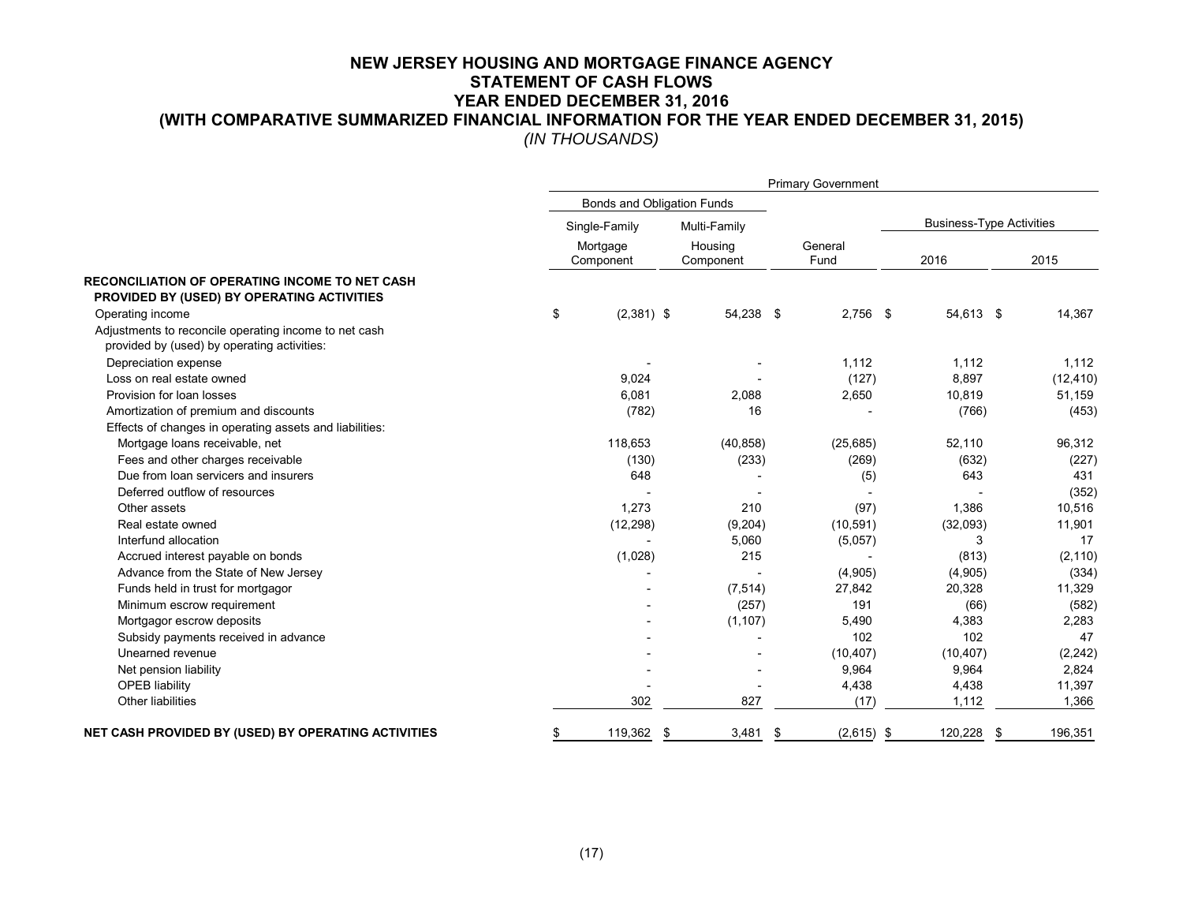# NEW JERSEY HOUSING AND MORTGAGE FINANCE AGENCY
## STATEMENT OF CASH FLOWS
## YEAR ENDED DECEMBER 31, 2016
## (WITH COMPARATIVE SUMMARIZED FINANCIAL INFORMATION FOR THE YEAR ENDED DECEMBER 31, 2015)
*(IN THOUSANDS)*

| | Primary Government | | | | |
|---|---|---|---|---|---|
| | Bonds and Obligation Funds | | | Business-Type Activities | |
| | Single-Family Mortgage Component | Multi-Family Housing Component | General Fund | 2016 | 2015 |
| **RECONCILIATION OF OPERATING INCOME TO NET CASH PROVIDED BY (USED) BY OPERATING ACTIVITIES** | | | | | |
| Operating income | $ (2,381) | $ 54,238 | $ 2,756 | $ 54,613 | $ 14,367 |
| Adjustments to reconcile operating income to net cash provided by (used) by operating activities: | | | | | |
| Depreciation expense | - | - | 1,112 | 1,112 | 1,112 |
| Loss on real estate owned | 9,024 | - | (127) | 8,897 | (12,410) |
| Provision for loan losses | 6,081 | 2,088 | 2,650 | 10,819 | 51,159 |
| Amortization of premium and discounts | (782) | 16 | - | (766) | (453) |
| Effects of changes in operating assets and liabilities: | | | | | |
| Mortgage loans receivable, net | 118,653 | (40,858) | (25,685) | 52,110 | 96,312 |
| Fees and other charges receivable | (130) | (233) | (269) | (632) | (227) |
| Due from loan servicers and insurers | 648 | - | (5) | 643 | 431 |
| Deferred outflow of resources | - | - | - | - | (352) |
| Other assets | 1,273 | 210 | (97) | 1,386 | 10,516 |
| Real estate owned | (12,298) | (9,204) | (10,591) | (32,093) | 11,901 |
| Interfund allocation | - | 5,060 | (5,057) | 3 | 17 |
| Accrued interest payable on bonds | (1,028) | 215 | - | (813) | (2,110) |
| Advance from the State of New Jersey | - | - | (4,905) | (4,905) | (334) |
| Funds held in trust for mortgagor | - | (7,514) | 27,842 | 20,328 | 11,329 |
| Minimum escrow requirement | - | (257) | 191 | (66) | (582) |
| Mortgagor escrow deposits | - | (1,107) | 5,490 | 4,383 | 2,283 |
| Subsidy payments received in advance | - | - | 102 | 102 | 47 |
| Unearned revenue | - | - | (10,407) | (10,407) | (2,242) |
| Net pension liability | - | - | 9,964 | 9,964 | 2,824 |
| OPEB liability | - | - | 4,438 | 4,438 | 11,397 |
| Other liabilities | 302 | 827 | (17) | 1,112 | 1,366 |
| **NET CASH PROVIDED BY (USED) BY OPERATING ACTIVITIES** | $ 119,362 | $ 3,481 | $ (2,615) | $ 120,228 | $ 196,351 |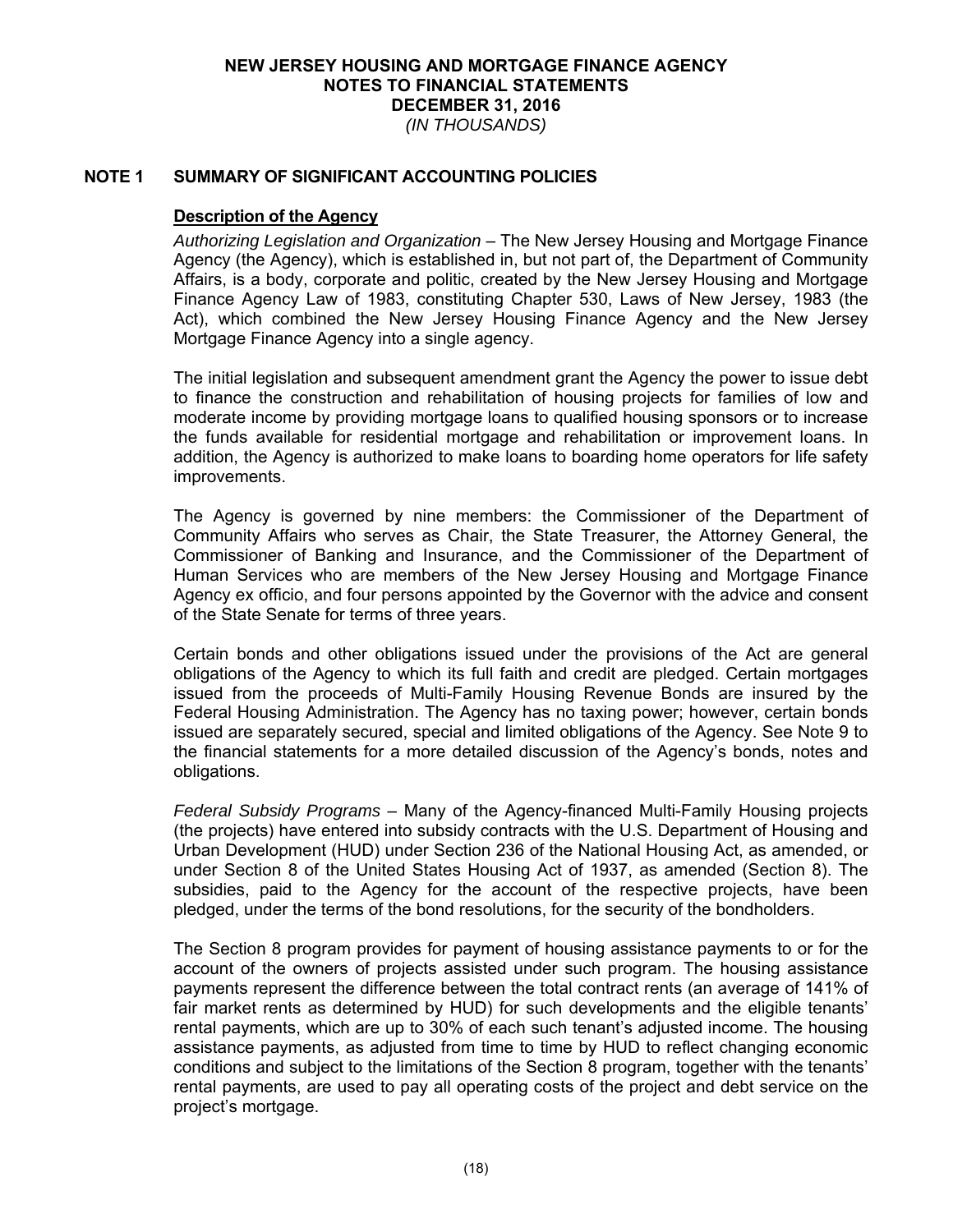# NEW JERSEY HOUSING AND MORTGAGE FINANCE AGENCY
## NOTES TO FINANCIAL STATEMENTS
## DECEMBER 31, 2016
*(IN THOUSANDS)*

## NOTE 1 SUMMARY OF SIGNIFICANT ACCOUNTING POLICIES

### Description of the Agency

*Authorizing Legislation and Organization* – The New Jersey Housing and Mortgage Finance Agency (the Agency), which is established in, but not part of, the Department of Community Affairs, is a body, corporate and politic, created by the New Jersey Housing and Mortgage Finance Agency Law of 1983, constituting Chapter 530, Laws of New Jersey, 1983 (the Act), which combined the New Jersey Housing Finance Agency and the New Jersey Mortgage Finance Agency into a single agency.

The initial legislation and subsequent amendment grant the Agency the power to issue debt to finance the construction and rehabilitation of housing projects for families of low and moderate income by providing mortgage loans to qualified housing sponsors or to increase the funds available for residential mortgage and rehabilitation or improvement loans. In addition, the Agency is authorized to make loans to boarding home operators for life safety improvements.

The Agency is governed by nine members: the Commissioner of the Department of Community Affairs who serves as Chair, the State Treasurer, the Attorney General, the Commissioner of Banking and Insurance, and the Commissioner of the Department of Human Services who are members of the New Jersey Housing and Mortgage Finance Agency ex officio, and four persons appointed by the Governor with the advice and consent of the State Senate for terms of three years.

Certain bonds and other obligations issued under the provisions of the Act are general obligations of the Agency to which its full faith and credit are pledged. Certain mortgages issued from the proceeds of Multi-Family Housing Revenue Bonds are insured by the Federal Housing Administration. The Agency has no taxing power; however, certain bonds issued are separately secured, special and limited obligations of the Agency. See Note 9 to the financial statements for a more detailed discussion of the Agency's bonds, notes and obligations.

*Federal Subsidy Programs* – Many of the Agency-financed Multi-Family Housing projects (the projects) have entered into subsidy contracts with the U.S. Department of Housing and Urban Development (HUD) under Section 236 of the National Housing Act, as amended, or under Section 8 of the United States Housing Act of 1937, as amended (Section 8). The subsidies, paid to the Agency for the account of the respective projects, have been pledged, under the terms of the bond resolutions, for the security of the bondholders.

The Section 8 program provides for payment of housing assistance payments to or for the account of the owners of projects assisted under such program. The housing assistance payments represent the difference between the total contract rents (an average of 141% of fair market rents as determined by HUD) for such developments and the eligible tenants' rental payments, which are up to 30% of each such tenant's adjusted income. The housing assistance payments, as adjusted from time to time by HUD to reflect changing economic conditions and subject to the limitations of the Section 8 program, together with the tenants' rental payments, are used to pay all operating costs of the project and debt service on the project's mortgage.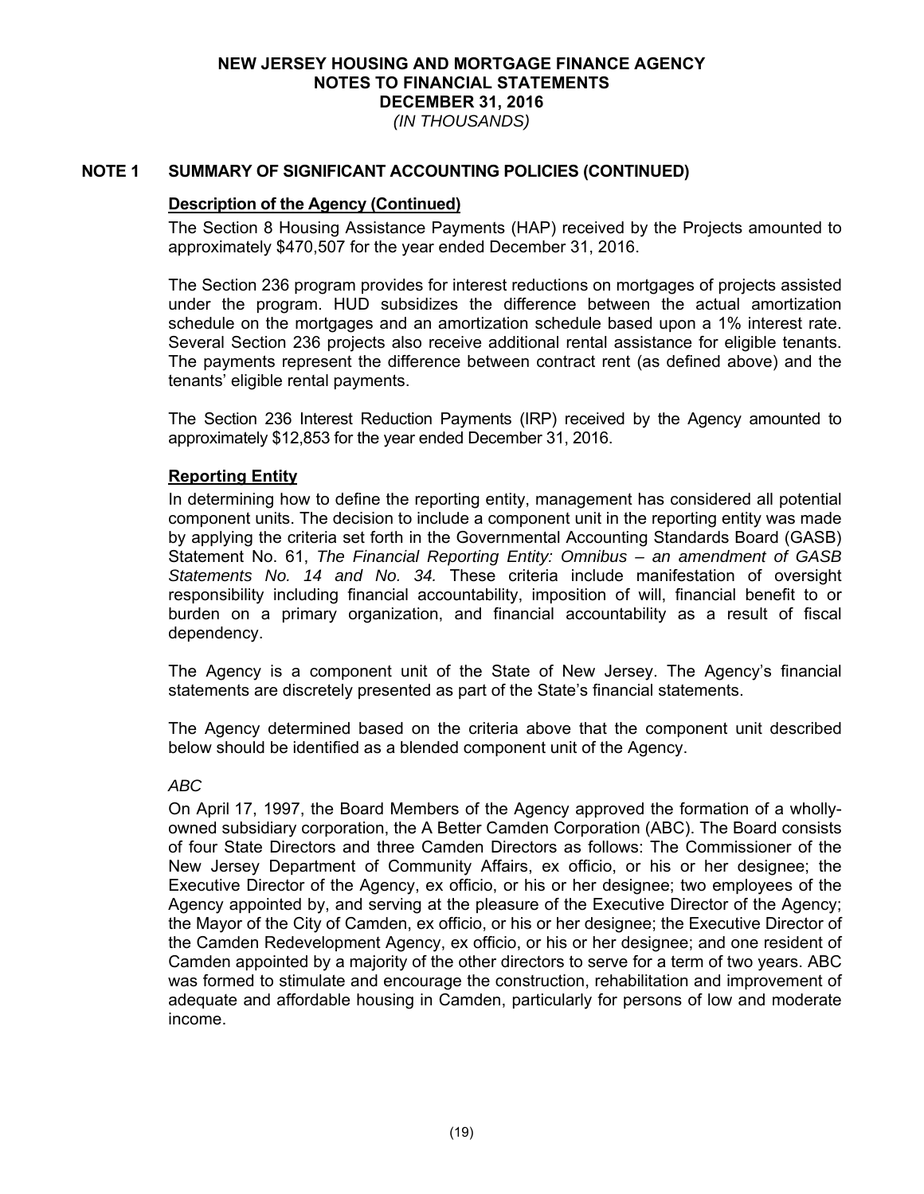## NOTE 1 SUMMARY OF SIGNIFICANT ACCOUNTING POLICIES (CONTINUED)

### Description of the Agency (Continued)

The Section 8 Housing Assistance Payments (HAP) received by the Projects amounted to approximately $470,507 for the year ended December 31, 2016.

The Section 236 program provides for interest reductions on mortgages of projects assisted under the program. HUD subsidizes the difference between the actual amortization schedule on the mortgages and an amortization schedule based upon a 1% interest rate. Several Section 236 projects also receive additional rental assistance for eligible tenants. The payments represent the difference between contract rent (as defined above) and the tenants' eligible rental payments.

The Section 236 Interest Reduction Payments (IRP) received by the Agency amounted to approximately $12,853 for the year ended December 31, 2016.

### Reporting Entity

In determining how to define the reporting entity, management has considered all potential component units. The decision to include a component unit in the reporting entity was made by applying the criteria set forth in the Governmental Accounting Standards Board (GASB) Statement No. 61, *The Financial Reporting Entity: Omnibus – an amendment of GASB Statements No. 14 and No. 34.* These criteria include manifestation of oversight responsibility including financial accountability, imposition of will, financial benefit to or burden on a primary organization, and financial accountability as a result of fiscal dependency.

The Agency is a component unit of the State of New Jersey. The Agency's financial statements are discretely presented as part of the State's financial statements.

The Agency determined based on the criteria above that the component unit described below should be identified as a blended component unit of the Agency.

*ABC*

On April 17, 1997, the Board Members of the Agency approved the formation of a wholly-owned subsidiary corporation, the A Better Camden Corporation (ABC). The Board consists of four State Directors and three Camden Directors as follows: The Commissioner of the New Jersey Department of Community Affairs, ex officio, or his or her designee; the Executive Director of the Agency, ex officio, or his or her designee; two employees of the Agency appointed by, and serving at the pleasure of the Executive Director of the Agency; the Mayor of the City of Camden, ex officio, or his or her designee; the Executive Director of the Camden Redevelopment Agency, ex officio, or his or her designee; and one resident of Camden appointed by a majority of the other directors to serve for a term of two years. ABC was formed to stimulate and encourage the construction, rehabilitation and improvement of adequate and affordable housing in Camden, particularly for persons of low and moderate income.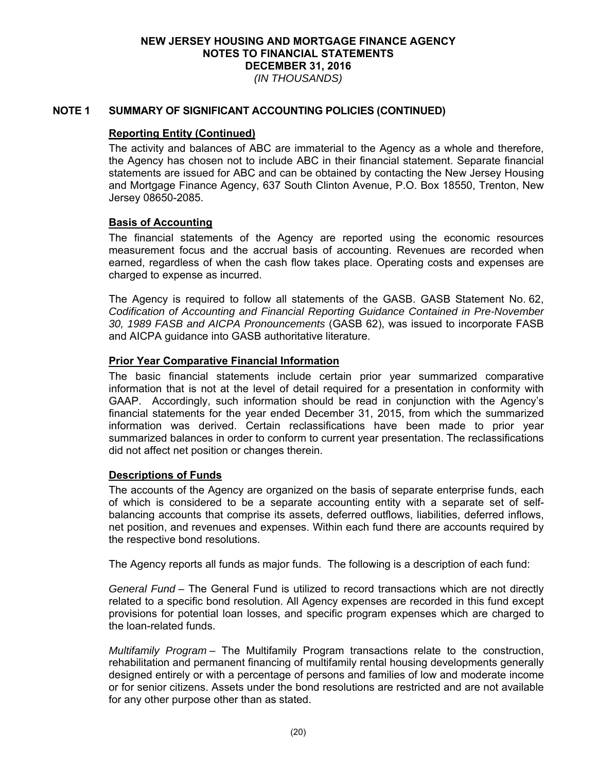## NOTE 1 SUMMARY OF SIGNIFICANT ACCOUNTING POLICIES (CONTINUED)

### Reporting Entity (Continued)

The activity and balances of ABC are immaterial to the Agency as a whole and therefore, the Agency has chosen not to include ABC in their financial statement. Separate financial statements are issued for ABC and can be obtained by contacting the New Jersey Housing and Mortgage Finance Agency, 637 South Clinton Avenue, P.O. Box 18550, Trenton, New Jersey 08650-2085.

### Basis of Accounting

The financial statements of the Agency are reported using the economic resources measurement focus and the accrual basis of accounting. Revenues are recorded when earned, regardless of when the cash flow takes place. Operating costs and expenses are charged to expense as incurred.

The Agency is required to follow all statements of the GASB. GASB Statement No. 62, *Codification of Accounting and Financial Reporting Guidance Contained in Pre-November 30, 1989 FASB and AICPA Pronouncements* (GASB 62), was issued to incorporate FASB and AICPA guidance into GASB authoritative literature.

### Prior Year Comparative Financial Information

The basic financial statements include certain prior year summarized comparative information that is not at the level of detail required for a presentation in conformity with GAAP. Accordingly, such information should be read in conjunction with the Agency's financial statements for the year ended December 31, 2015, from which the summarized information was derived. Certain reclassifications have been made to prior year summarized balances in order to conform to current year presentation. The reclassifications did not affect net position or changes therein.

### Descriptions of Funds

The accounts of the Agency are organized on the basis of separate enterprise funds, each of which is considered to be a separate accounting entity with a separate set of self-balancing accounts that comprise its assets, deferred outflows, liabilities, deferred inflows, net position, and revenues and expenses. Within each fund there are accounts required by the respective bond resolutions.

The Agency reports all funds as major funds. The following is a description of each fund:

*General Fund* – The General Fund is utilized to record transactions which are not directly related to a specific bond resolution. All Agency expenses are recorded in this fund except provisions for potential loan losses, and specific program expenses which are charged to the loan-related funds.

*Multifamily Program* – The Multifamily Program transactions relate to the construction, rehabilitation and permanent financing of multifamily rental housing developments generally designed entirely or with a percentage of persons and families of low and moderate income or for senior citizens. Assets under the bond resolutions are restricted and are not available for any other purpose other than as stated.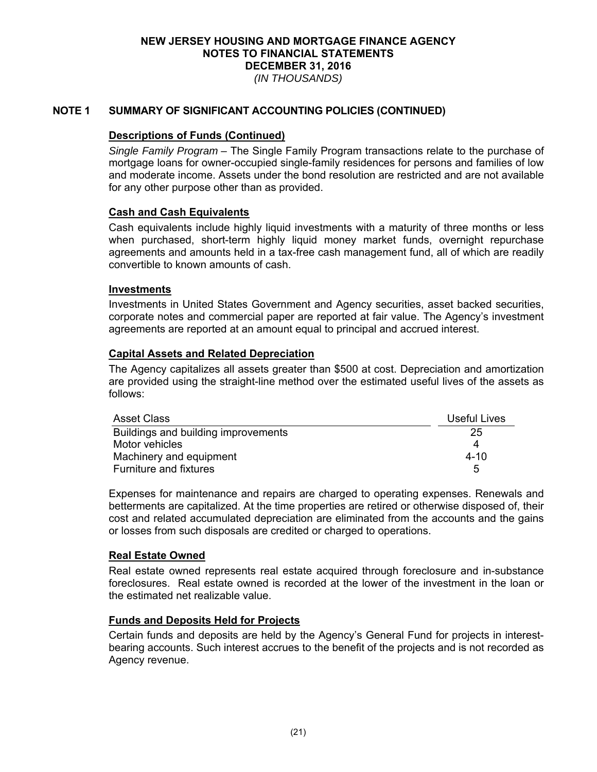# NEW JERSEY HOUSING AND MORTGAGE FINANCE AGENCY
## NOTES TO FINANCIAL STATEMENTS
## DECEMBER 31, 2016
*(IN THOUSANDS)*

## NOTE 1 SUMMARY OF SIGNIFICANT ACCOUNTING POLICIES (CONTINUED)

### Descriptions of Funds (Continued)

*Single Family Program* – The Single Family Program transactions relate to the purchase of mortgage loans for owner-occupied single-family residences for persons and families of low and moderate income. Assets under the bond resolution are restricted and are not available for any other purpose other than as provided.

### Cash and Cash Equivalents

Cash equivalents include highly liquid investments with a maturity of three months or less when purchased, short-term highly liquid money market funds, overnight repurchase agreements and amounts held in a tax-free cash management fund, all of which are readily convertible to known amounts of cash.

### Investments

Investments in United States Government and Agency securities, asset backed securities, corporate notes and commercial paper are reported at fair value. The Agency's investment agreements are reported at an amount equal to principal and accrued interest.

### Capital Assets and Related Depreciation

The Agency capitalizes all assets greater than $500 at cost. Depreciation and amortization are provided using the straight-line method over the estimated useful lives of the assets as follows:

| Asset Class | Useful Lives |
|---|---|
| Buildings and building improvements | 25 |
| Motor vehicles | 4 |
| Machinery and equipment | 4-10 |
| Furniture and fixtures | 5 |

Expenses for maintenance and repairs are charged to operating expenses. Renewals and betterments are capitalized. At the time properties are retired or otherwise disposed of, their cost and related accumulated depreciation are eliminated from the accounts and the gains or losses from such disposals are credited or charged to operations.

### Real Estate Owned

Real estate owned represents real estate acquired through foreclosure and in-substance foreclosures. Real estate owned is recorded at the lower of the investment in the loan or the estimated net realizable value.

### Funds and Deposits Held for Projects

Certain funds and deposits are held by the Agency's General Fund for projects in interest-bearing accounts. Such interest accrues to the benefit of the projects and is not recorded as Agency revenue.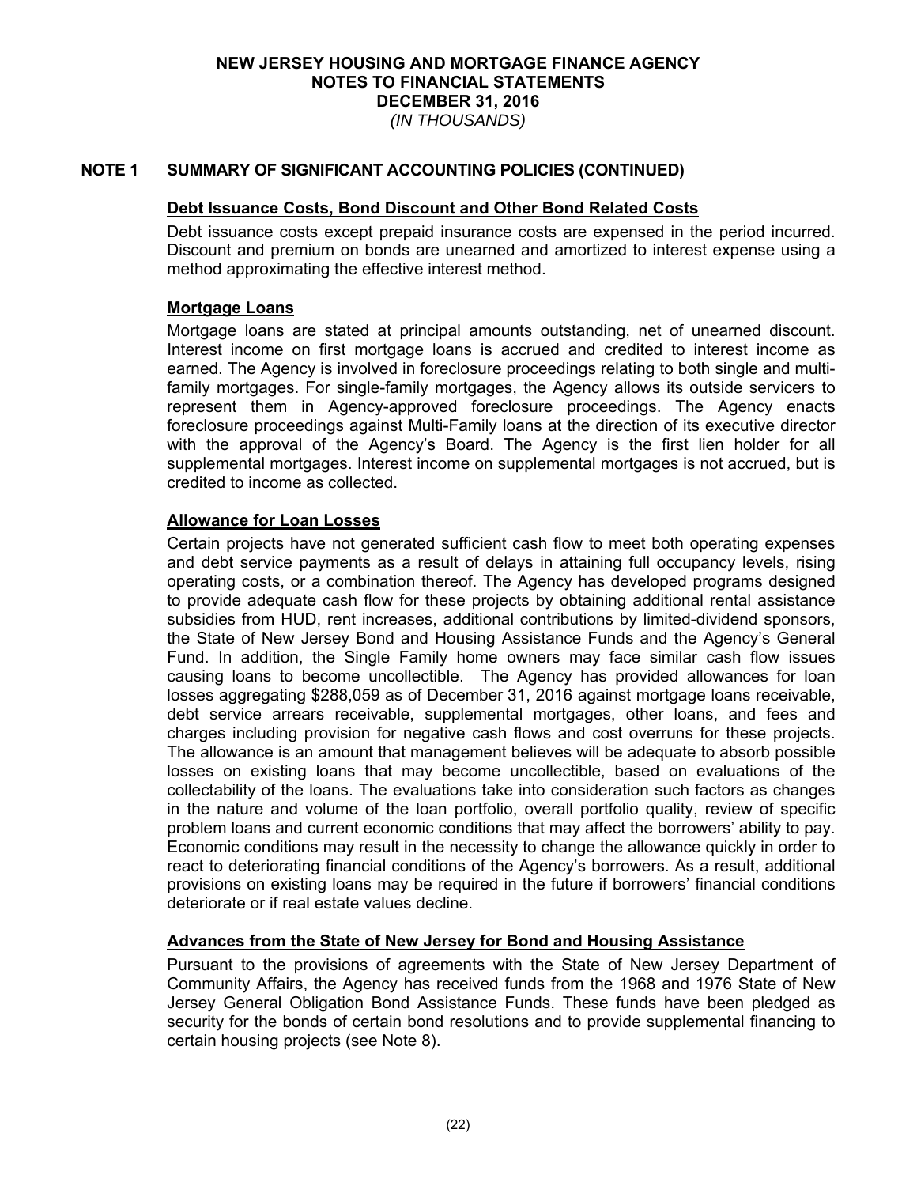# NEW JERSEY HOUSING AND MORTGAGE FINANCE AGENCY
## NOTES TO FINANCIAL STATEMENTS
## DECEMBER 31, 2016
*(IN THOUSANDS)*

## NOTE 1 SUMMARY OF SIGNIFICANT ACCOUNTING POLICIES (CONTINUED)

### Debt Issuance Costs, Bond Discount and Other Bond Related Costs

Debt issuance costs except prepaid insurance costs are expensed in the period incurred. Discount and premium on bonds are unearned and amortized to interest expense using a method approximating the effective interest method.

### Mortgage Loans

Mortgage loans are stated at principal amounts outstanding, net of unearned discount. Interest income on first mortgage loans is accrued and credited to interest income as earned. The Agency is involved in foreclosure proceedings relating to both single and multi-family mortgages. For single-family mortgages, the Agency allows its outside servicers to represent them in Agency-approved foreclosure proceedings. The Agency enacts foreclosure proceedings against Multi-Family loans at the direction of its executive director with the approval of the Agency's Board. The Agency is the first lien holder for all supplemental mortgages. Interest income on supplemental mortgages is not accrued, but is credited to income as collected.

### Allowance for Loan Losses

Certain projects have not generated sufficient cash flow to meet both operating expenses and debt service payments as a result of delays in attaining full occupancy levels, rising operating costs, or a combination thereof. The Agency has developed programs designed to provide adequate cash flow for these projects by obtaining additional rental assistance subsidies from HUD, rent increases, additional contributions by limited-dividend sponsors, the State of New Jersey Bond and Housing Assistance Funds and the Agency's General Fund. In addition, the Single Family home owners may face similar cash flow issues causing loans to become uncollectible. The Agency has provided allowances for loan losses aggregating $288,059 as of December 31, 2016 against mortgage loans receivable, debt service arrears receivable, supplemental mortgages, other loans, and fees and charges including provision for negative cash flows and cost overruns for these projects. The allowance is an amount that management believes will be adequate to absorb possible losses on existing loans that may become uncollectible, based on evaluations of the collectability of the loans. The evaluations take into consideration such factors as changes in the nature and volume of the loan portfolio, overall portfolio quality, review of specific problem loans and current economic conditions that may affect the borrowers' ability to pay. Economic conditions may result in the necessity to change the allowance quickly in order to react to deteriorating financial conditions of the Agency's borrowers. As a result, additional provisions on existing loans may be required in the future if borrowers' financial conditions deteriorate or if real estate values decline.

### Advances from the State of New Jersey for Bond and Housing Assistance

Pursuant to the provisions of agreements with the State of New Jersey Department of Community Affairs, the Agency has received funds from the 1968 and 1976 State of New Jersey General Obligation Bond Assistance Funds. These funds have been pledged as security for the bonds of certain bond resolutions and to provide supplemental financing to certain housing projects (see Note 8).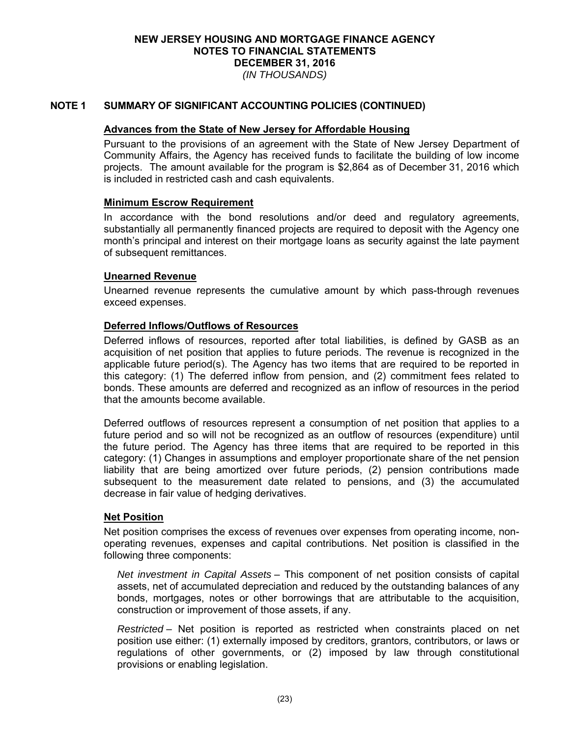## NOTE 1 SUMMARY OF SIGNIFICANT ACCOUNTING POLICIES (CONTINUED)

### Advances from the State of New Jersey for Affordable Housing

Pursuant to the provisions of an agreement with the State of New Jersey Department of Community Affairs, the Agency has received funds to facilitate the building of low income projects. The amount available for the program is $2,864 as of December 31, 2016 which is included in restricted cash and cash equivalents.

### Minimum Escrow Requirement

In accordance with the bond resolutions and/or deed and regulatory agreements, substantially all permanently financed projects are required to deposit with the Agency one month's principal and interest on their mortgage loans as security against the late payment of subsequent remittances.

### Unearned Revenue

Unearned revenue represents the cumulative amount by which pass-through revenues exceed expenses.

### Deferred Inflows/Outflows of Resources

Deferred inflows of resources, reported after total liabilities, is defined by GASB as an acquisition of net position that applies to future periods. The revenue is recognized in the applicable future period(s). The Agency has two items that are required to be reported in this category: (1) The deferred inflow from pension, and (2) commitment fees related to bonds. These amounts are deferred and recognized as an inflow of resources in the period that the amounts become available.

Deferred outflows of resources represent a consumption of net position that applies to a future period and so will not be recognized as an outflow of resources (expenditure) until the future period. The Agency has three items that are required to be reported in this category: (1) Changes in assumptions and employer proportionate share of the net pension liability that are being amortized over future periods, (2) pension contributions made subsequent to the measurement date related to pensions, and (3) the accumulated decrease in fair value of hedging derivatives.

### Net Position

Net position comprises the excess of revenues over expenses from operating income, non-operating revenues, expenses and capital contributions. Net position is classified in the following three components:

*Net investment in Capital Assets* – This component of net position consists of capital assets, net of accumulated depreciation and reduced by the outstanding balances of any bonds, mortgages, notes or other borrowings that are attributable to the acquisition, construction or improvement of those assets, if any.

*Restricted* – Net position is reported as restricted when constraints placed on net position use either: (1) externally imposed by creditors, grantors, contributors, or laws or regulations of other governments, or (2) imposed by law through constitutional provisions or enabling legislation.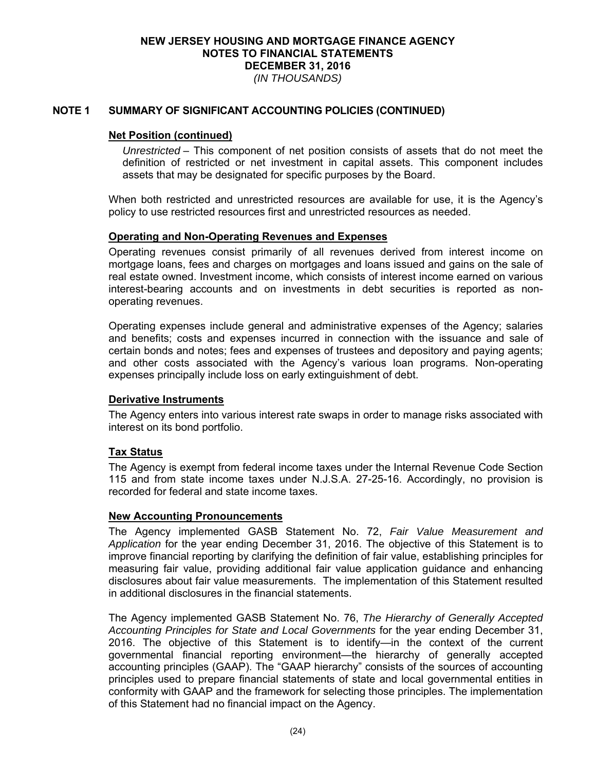# NEW JERSEY HOUSING AND MORTGAGE FINANCE AGENCY
## NOTES TO FINANCIAL STATEMENTS
## DECEMBER 31, 2016
*(IN THOUSANDS)*

## NOTE 1 SUMMARY OF SIGNIFICANT ACCOUNTING POLICIES (CONTINUED)

### Net Position (continued)

*Unrestricted* – This component of net position consists of assets that do not meet the definition of restricted or net investment in capital assets. This component includes assets that may be designated for specific purposes by the Board.

When both restricted and unrestricted resources are available for use, it is the Agency's policy to use restricted resources first and unrestricted resources as needed.

### Operating and Non-Operating Revenues and Expenses

Operating revenues consist primarily of all revenues derived from interest income on mortgage loans, fees and charges on mortgages and loans issued and gains on the sale of real estate owned. Investment income, which consists of interest income earned on various interest-bearing accounts and on investments in debt securities is reported as non-operating revenues.

Operating expenses include general and administrative expenses of the Agency; salaries and benefits; costs and expenses incurred in connection with the issuance and sale of certain bonds and notes; fees and expenses of trustees and depository and paying agents; and other costs associated with the Agency's various loan programs. Non-operating expenses principally include loss on early extinguishment of debt.

### Derivative Instruments

The Agency enters into various interest rate swaps in order to manage risks associated with interest on its bond portfolio.

### Tax Status

The Agency is exempt from federal income taxes under the Internal Revenue Code Section 115 and from state income taxes under N.J.S.A. 27-25-16. Accordingly, no provision is recorded for federal and state income taxes.

### New Accounting Pronouncements

The Agency implemented GASB Statement No. 72, *Fair Value Measurement and Application* for the year ending December 31, 2016. The objective of this Statement is to improve financial reporting by clarifying the definition of fair value, establishing principles for measuring fair value, providing additional fair value application guidance and enhancing disclosures about fair value measurements. The implementation of this Statement resulted in additional disclosures in the financial statements.

The Agency implemented GASB Statement No. 76, *The Hierarchy of Generally Accepted Accounting Principles for State and Local Governments* for the year ending December 31, 2016. The objective of this Statement is to identify—in the context of the current governmental financial reporting environment—the hierarchy of generally accepted accounting principles (GAAP). The "GAAP hierarchy" consists of the sources of accounting principles used to prepare financial statements of state and local governmental entities in conformity with GAAP and the framework for selecting those principles. The implementation of this Statement had no financial impact on the Agency.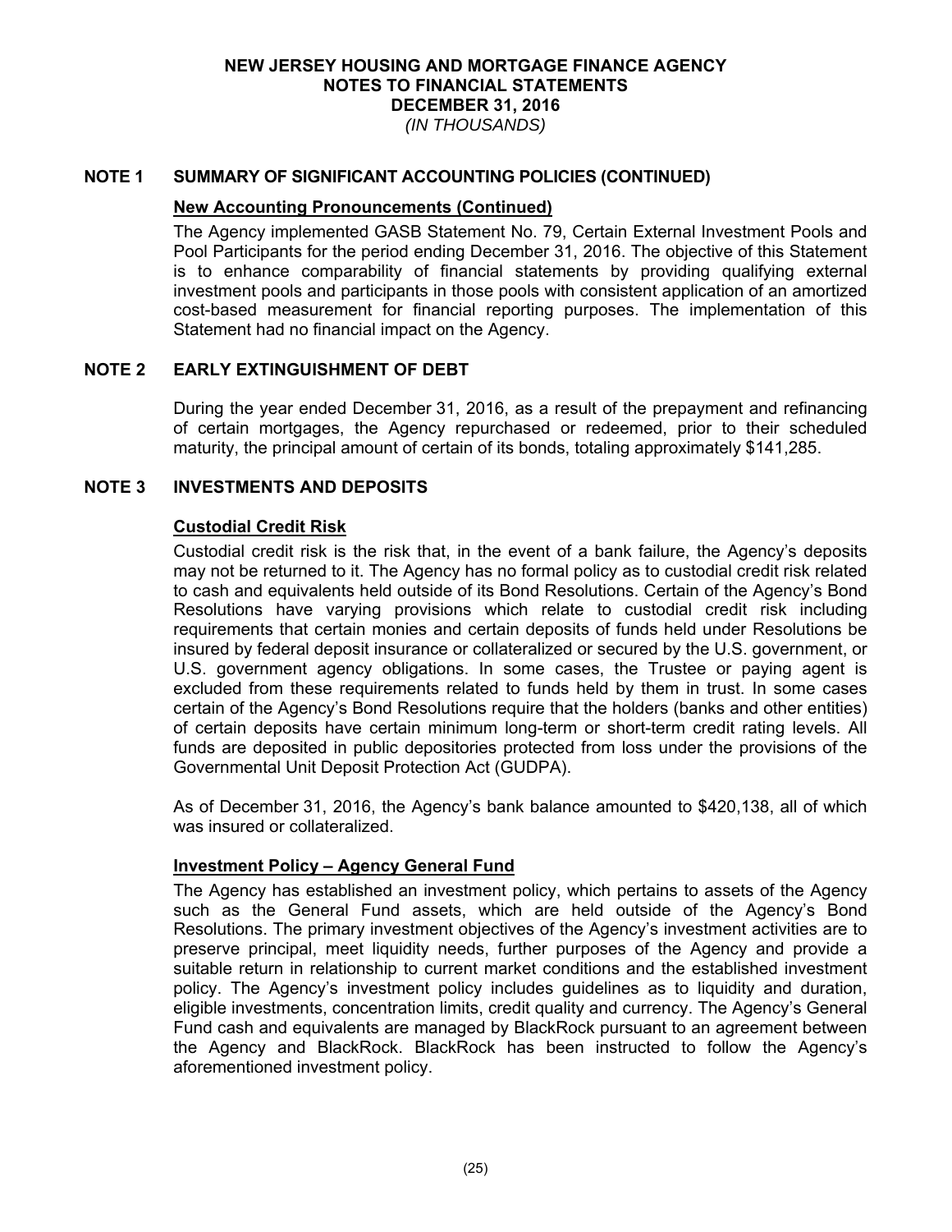# NEW JERSEY HOUSING AND MORTGAGE FINANCE AGENCY
## NOTES TO FINANCIAL STATEMENTS
## DECEMBER 31, 2016
*(IN THOUSANDS)*

## NOTE 1 SUMMARY OF SIGNIFICANT ACCOUNTING POLICIES (CONTINUED)

### New Accounting Pronouncements (Continued)

The Agency implemented GASB Statement No. 79, Certain External Investment Pools and Pool Participants for the period ending December 31, 2016. The objective of this Statement is to enhance comparability of financial statements by providing qualifying external investment pools and participants in those pools with consistent application of an amortized cost-based measurement for financial reporting purposes. The implementation of this Statement had no financial impact on the Agency.

## NOTE 2 EARLY EXTINGUISHMENT OF DEBT

During the year ended December 31, 2016, as a result of the prepayment and refinancing of certain mortgages, the Agency repurchased or redeemed, prior to their scheduled maturity, the principal amount of certain of its bonds, totaling approximately $141,285.

## NOTE 3 INVESTMENTS AND DEPOSITS

### Custodial Credit Risk

Custodial credit risk is the risk that, in the event of a bank failure, the Agency's deposits may not be returned to it. The Agency has no formal policy as to custodial credit risk related to cash and equivalents held outside of its Bond Resolutions. Certain of the Agency's Bond Resolutions have varying provisions which relate to custodial credit risk including requirements that certain monies and certain deposits of funds held under Resolutions be insured by federal deposit insurance or collateralized or secured by the U.S. government, or U.S. government agency obligations. In some cases, the Trustee or paying agent is excluded from these requirements related to funds held by them in trust. In some cases certain of the Agency's Bond Resolutions require that the holders (banks and other entities) of certain deposits have certain minimum long-term or short-term credit rating levels. All funds are deposited in public depositories protected from loss under the provisions of the Governmental Unit Deposit Protection Act (GUDPA).

As of December 31, 2016, the Agency's bank balance amounted to $420,138, all of which was insured or collateralized.

### Investment Policy – Agency General Fund

The Agency has established an investment policy, which pertains to assets of the Agency such as the General Fund assets, which are held outside of the Agency's Bond Resolutions. The primary investment objectives of the Agency's investment activities are to preserve principal, meet liquidity needs, further purposes of the Agency and provide a suitable return in relationship to current market conditions and the established investment policy. The Agency's investment policy includes guidelines as to liquidity and duration, eligible investments, concentration limits, credit quality and currency. The Agency's General Fund cash and equivalents are managed by BlackRock pursuant to an agreement between the Agency and BlackRock. BlackRock has been instructed to follow the Agency's aforementioned investment policy.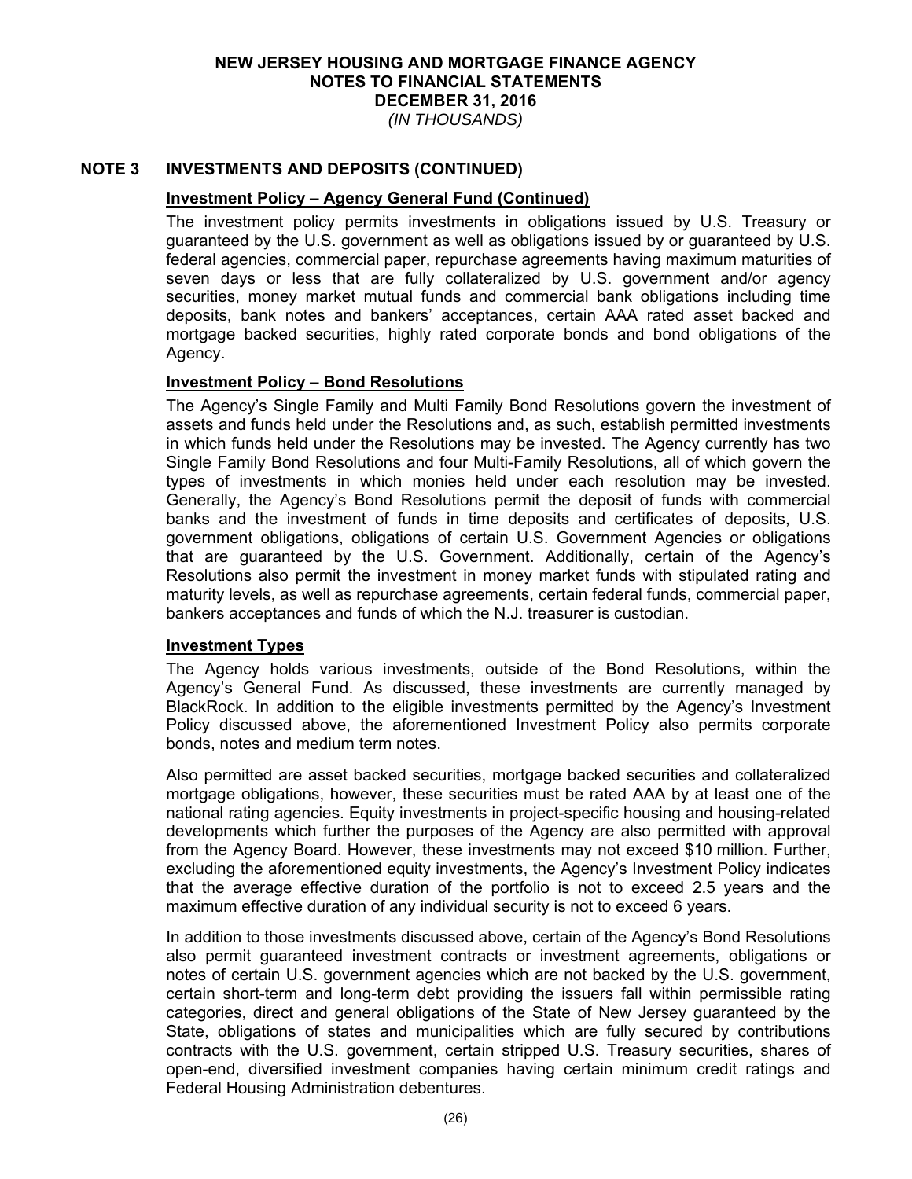## NOTE 3 INVESTMENTS AND DEPOSITS (CONTINUED)

### Investment Policy – Agency General Fund (Continued)

The investment policy permits investments in obligations issued by U.S. Treasury or guaranteed by the U.S. government as well as obligations issued by or guaranteed by U.S. federal agencies, commercial paper, repurchase agreements having maximum maturities of seven days or less that are fully collateralized by U.S. government and/or agency securities, money market mutual funds and commercial bank obligations including time deposits, bank notes and bankers' acceptances, certain AAA rated asset backed and mortgage backed securities, highly rated corporate bonds and bond obligations of the Agency.

### Investment Policy – Bond Resolutions

The Agency's Single Family and Multi Family Bond Resolutions govern the investment of assets and funds held under the Resolutions and, as such, establish permitted investments in which funds held under the Resolutions may be invested. The Agency currently has two Single Family Bond Resolutions and four Multi-Family Resolutions, all of which govern the types of investments in which monies held under each resolution may be invested. Generally, the Agency's Bond Resolutions permit the deposit of funds with commercial banks and the investment of funds in time deposits and certificates of deposits, U.S. government obligations, obligations of certain U.S. Government Agencies or obligations that are guaranteed by the U.S. Government. Additionally, certain of the Agency's Resolutions also permit the investment in money market funds with stipulated rating and maturity levels, as well as repurchase agreements, certain federal funds, commercial paper, bankers acceptances and funds of which the N.J. treasurer is custodian.

### Investment Types

The Agency holds various investments, outside of the Bond Resolutions, within the Agency's General Fund. As discussed, these investments are currently managed by BlackRock. In addition to the eligible investments permitted by the Agency's Investment Policy discussed above, the aforementioned Investment Policy also permits corporate bonds, notes and medium term notes.

Also permitted are asset backed securities, mortgage backed securities and collateralized mortgage obligations, however, these securities must be rated AAA by at least one of the national rating agencies. Equity investments in project-specific housing and housing-related developments which further the purposes of the Agency are also permitted with approval from the Agency Board. However, these investments may not exceed $10 million. Further, excluding the aforementioned equity investments, the Agency's Investment Policy indicates that the average effective duration of the portfolio is not to exceed 2.5 years and the maximum effective duration of any individual security is not to exceed 6 years.

In addition to those investments discussed above, certain of the Agency's Bond Resolutions also permit guaranteed investment contracts or investment agreements, obligations or notes of certain U.S. government agencies which are not backed by the U.S. government, certain short-term and long-term debt providing the issuers fall within permissible rating categories, direct and general obligations of the State of New Jersey guaranteed by the State, obligations of states and municipalities which are fully secured by contributions contracts with the U.S. government, certain stripped U.S. Treasury securities, shares of open-end, diversified investment companies having certain minimum credit ratings and Federal Housing Administration debentures.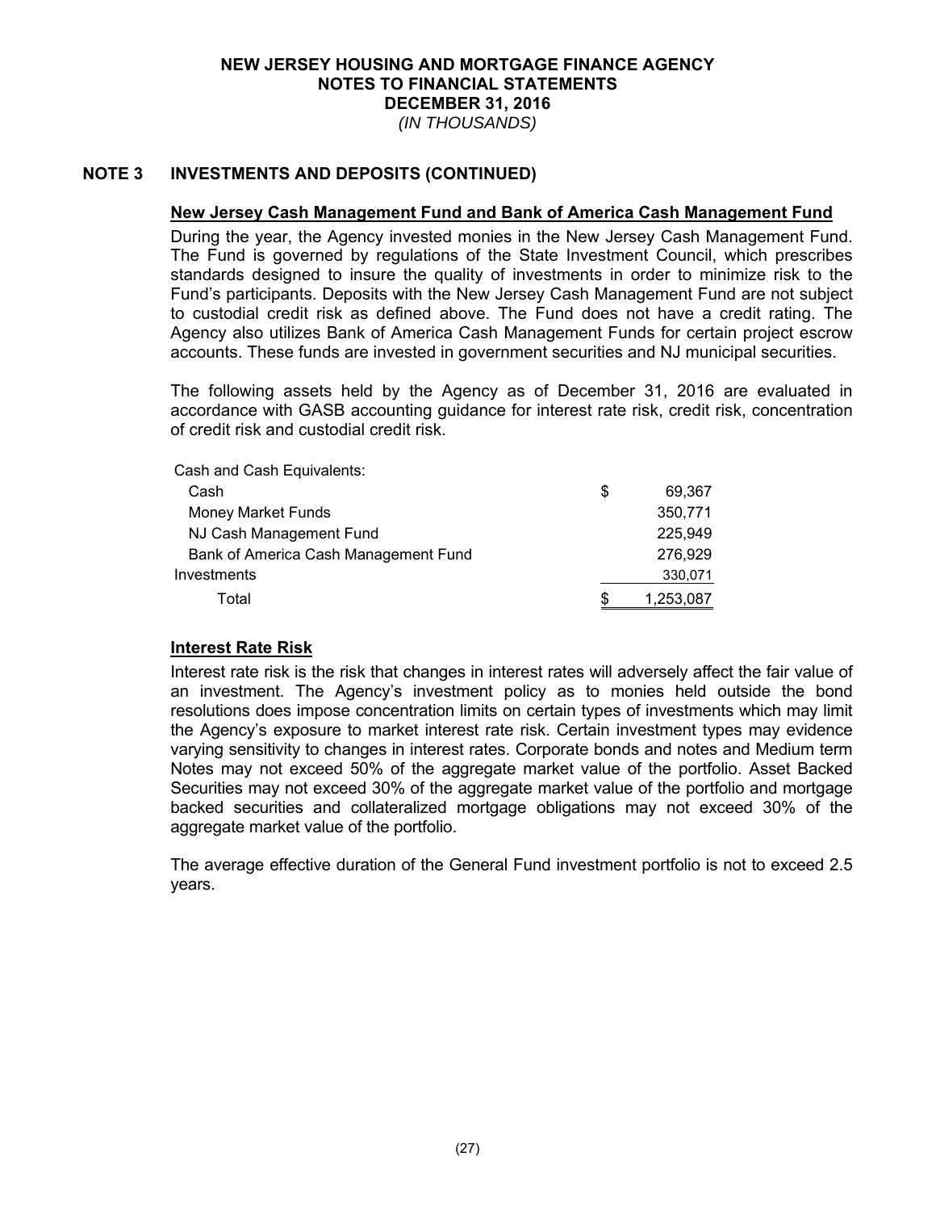NEW JERSEY HOUSING AND MORTGAGE FINANCE AGENCY
NOTES TO FINANCIAL STATEMENTS
DECEMBER 31, 2016
*(IN THOUSANDS)*

## NOTE 3 INVESTMENTS AND DEPOSITS (CONTINUED)

### New Jersey Cash Management Fund and Bank of America Cash Management Fund

During the year, the Agency invested monies in the New Jersey Cash Management Fund. The Fund is governed by regulations of the State Investment Council, which prescribes standards designed to insure the quality of investments in order to minimize risk to the Fund's participants. Deposits with the New Jersey Cash Management Fund are not subject to custodial credit risk as defined above. The Fund does not have a credit rating. The Agency also utilizes Bank of America Cash Management Funds for certain project escrow accounts. These funds are invested in government securities and NJ municipal securities.

The following assets held by the Agency as of December 31, 2016 are evaluated in accordance with GASB accounting guidance for interest rate risk, credit risk, concentration of credit risk and custodial credit risk.

| | |
|---|---|
| Cash and Cash Equivalents: | |
| Cash | $ 69,367 |
| Money Market Funds | 350,771 |
| NJ Cash Management Fund | 225,949 |
| Bank of America Cash Management Fund | 276,929 |
| Investments | 330,071 |
| Total | $ 1,253,087 |

### Interest Rate Risk

Interest rate risk is the risk that changes in interest rates will adversely affect the fair value of an investment. The Agency's investment policy as to monies held outside the bond resolutions does impose concentration limits on certain types of investments which may limit the Agency's exposure to market interest rate risk. Certain investment types may evidence varying sensitivity to changes in interest rates. Corporate bonds and notes and Medium term Notes may not exceed 50% of the aggregate market value of the portfolio. Asset Backed Securities may not exceed 30% of the aggregate market value of the portfolio and mortgage backed securities and collateralized mortgage obligations may not exceed 30% of the aggregate market value of the portfolio.

The average effective duration of the General Fund investment portfolio is not to exceed 2.5 years.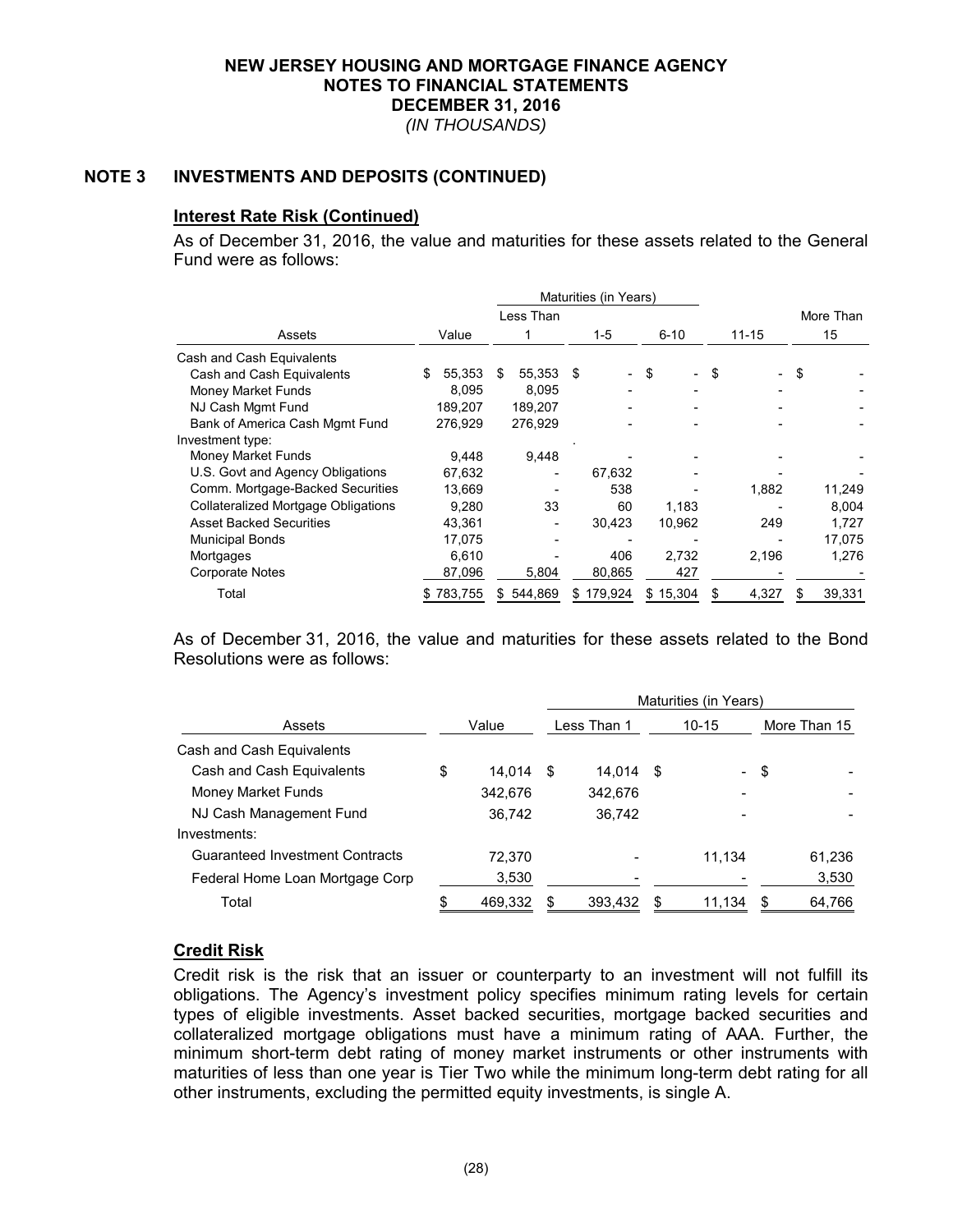**NEW JERSEY HOUSING AND MORTGAGE FINANCE AGENCY**
**NOTES TO FINANCIAL STATEMENTS**
**DECEMBER 31, 2016**
*(IN THOUSANDS)*

## NOTE 3 INVESTMENTS AND DEPOSITS (CONTINUED)

### Interest Rate Risk (Continued)

As of December 31, 2016, the value and maturities for these assets related to the General Fund were as follows:

| | | Maturities (in Years) | | | | |
|---|---|---|---|---|---|---|
| Assets | Value | Less Than 1 | 1-5 | 6-10 | 11-15 | More Than 15 |
| Cash and Cash Equivalents | | | | | | |
| Cash and Cash Equivalents | $ 55,353 | $ 55,353 | $ - | $ - | $ - | $ - |
| Money Market Funds | 8,095 | 8,095 | - | - | - | - |
| NJ Cash Mgmt Fund | 189,207 | 189,207 | - | - | - | - |
| Bank of America Cash Mgmt Fund | 276,929 | 276,929 | - | - | - | - |
| Investment type: | | | . | | | |
| Money Market Funds | 9,448 | 9,448 | - | - | - | - |
| U.S. Govt and Agency Obligations | 67,632 | - | 67,632 | - | - | - |
| Comm. Mortgage-Backed Securities | 13,669 | - | 538 | - | 1,882 | 11,249 |
| Collateralized Mortgage Obligations | 9,280 | 33 | 60 | 1,183 | - | 8,004 |
| Asset Backed Securities | 43,361 | - | 30,423 | 10,962 | 249 | 1,727 |
| Municipal Bonds | 17,075 | - | - | - | - | 17,075 |
| Mortgages | 6,610 | - | 406 | 2,732 | 2,196 | 1,276 |
| Corporate Notes | 87,096 | 5,804 | 80,865 | 427 | - | - |
| Total | $ 783,755 | $ 544,869 | $ 179,924 | $ 15,304 | $ 4,327 | $ 39,331 |

As of December 31, 2016, the value and maturities for these assets related to the Bond Resolutions were as follows:

| | | Maturities (in Years) | | |
|---|---|---|---|---|
| Assets | Value | Less Than 1 | 10-15 | More Than 15 |
| Cash and Cash Equivalents | | | | |
| Cash and Cash Equivalents | $ 14,014 | $ 14,014 | $ - | $ - |
| Money Market Funds | 342,676 | 342,676 | - | - |
| NJ Cash Management Fund | 36,742 | 36,742 | - | - |
| Investments: | | | | |
| Guaranteed Investment Contracts | 72,370 | - | 11,134 | 61,236 |
| Federal Home Loan Mortgage Corp | 3,530 | - | - | 3,530 |
| Total | $ 469,332 | $ 393,432 | $ 11,134 | $ 64,766 |

### Credit Risk

Credit risk is the risk that an issuer or counterparty to an investment will not fulfill its obligations. The Agency's investment policy specifies minimum rating levels for certain types of eligible investments. Asset backed securities, mortgage backed securities and collateralized mortgage obligations must have a minimum rating of AAA. Further, the minimum short-term debt rating of money market instruments or other instruments with maturities of less than one year is Tier Two while the minimum long-term debt rating for all other instruments, excluding the permitted equity investments, is single A.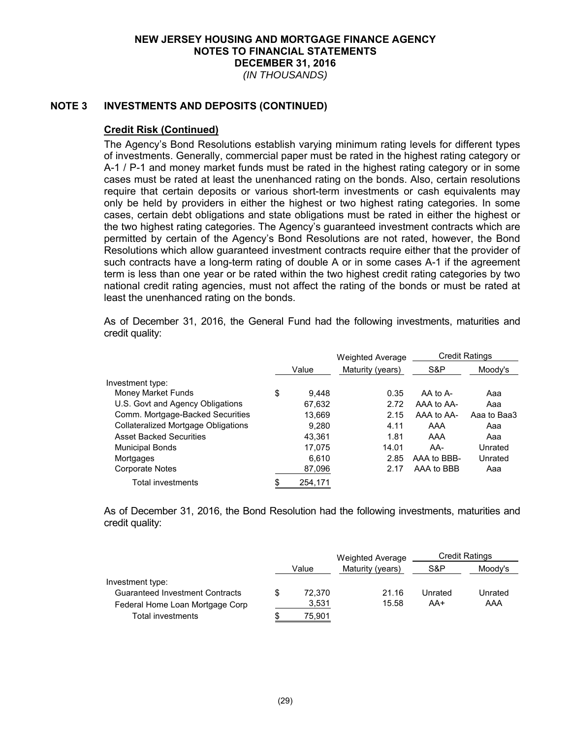**NEW JERSEY HOUSING AND MORTGAGE FINANCE AGENCY**
**NOTES TO FINANCIAL STATEMENTS**
**DECEMBER 31, 2016**
*(IN THOUSANDS)*

## NOTE 3 INVESTMENTS AND DEPOSITS (CONTINUED)

### Credit Risk (Continued)

The Agency's Bond Resolutions establish varying minimum rating levels for different types of investments. Generally, commercial paper must be rated in the highest rating category or A-1 / P-1 and money market funds must be rated in the highest rating category or in some cases must be rated at least the unenhanced rating on the bonds. Also, certain resolutions require that certain deposits or various short-term investments or cash equivalents may only be held by providers in either the highest or two highest rating categories. In some cases, certain debt obligations and state obligations must be rated in either the highest or the two highest rating categories. The Agency's guaranteed investment contracts which are permitted by certain of the Agency's Bond Resolutions are not rated, however, the Bond Resolutions which allow guaranteed investment contracts require either that the provider of such contracts have a long-term rating of double A or in some cases A-1 if the agreement term is less than one year or be rated within the two highest credit rating categories by two national credit rating agencies, must not affect the rating of the bonds or must be rated at least the unenhanced rating on the bonds.

As of December 31, 2016, the General Fund had the following investments, maturities and credit quality:

| | Value | Weighted Average Maturity (years) | Credit Ratings S&P | Credit Ratings Moody's |
|---|---|---|---|---|
| Investment type: | | | | |
| Money Market Funds | $ 9,448 | 0.35 | AA to A- | Aaa |
| U.S. Govt and Agency Obligations | 67,632 | 2.72 | AAA to AA- | Aaa |
| Comm. Mortgage-Backed Securities | 13,669 | 2.15 | AAA to AA- | Aaa to Baa3 |
| Collateralized Mortgage Obligations | 9,280 | 4.11 | AAA | Aaa |
| Asset Backed Securities | 43,361 | 1.81 | AAA | Aaa |
| Municipal Bonds | 17,075 | 14.01 | AA- | Unrated |
| Mortgages | 6,610 | 2.85 | AAA to BBB- | Unrated |
| Corporate Notes | 87,096 | 2.17 | AAA to BBB | Aaa |
| Total investments | $ 254,171 | | | |

As of December 31, 2016, the Bond Resolution had the following investments, maturities and credit quality:

| | Value | Weighted Average Maturity (years) | Credit Ratings S&P | Credit Ratings Moody's |
|---|---|---|---|---|
| Investment type: | | | | |
| Guaranteed Investment Contracts | $ 72,370 | 21.16 | Unrated | Unrated |
| Federal Home Loan Mortgage Corp | 3,531 | 15.58 | AA+ | AAA |
| Total investments | $ 75,901 | | | |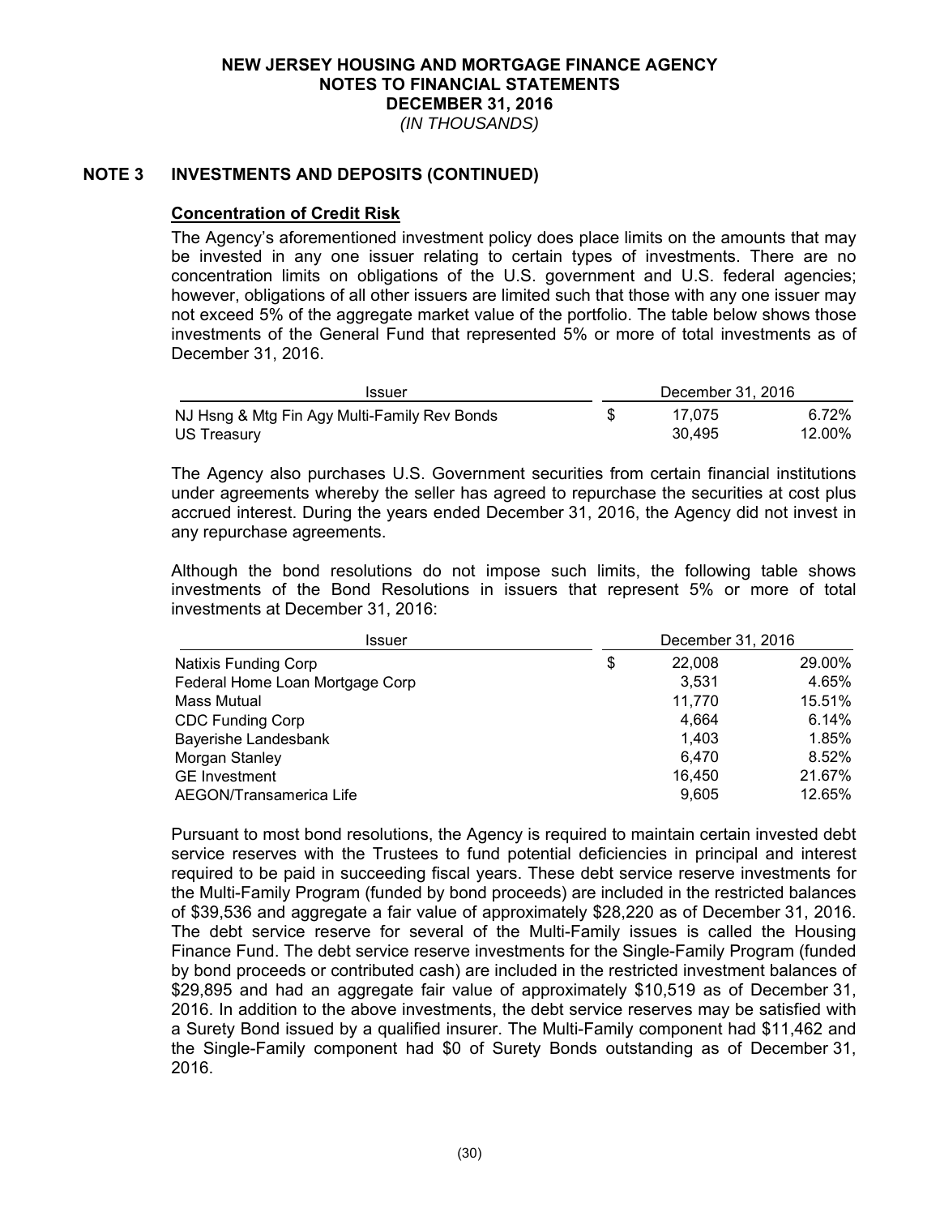## NOTE 3 INVESTMENTS AND DEPOSITS (CONTINUED)

### Concentration of Credit Risk

The Agency's aforementioned investment policy does place limits on the amounts that may be invested in any one issuer relating to certain types of investments. There are no concentration limits on obligations of the U.S. government and U.S. federal agencies; however, obligations of all other issuers are limited such that those with any one issuer may not exceed 5% of the aggregate market value of the portfolio. The table below shows those investments of the General Fund that represented 5% or more of total investments as of December 31, 2016.

| Issuer | December 31, 2016 | |
|---|---|---|
| NJ Hsng & Mtg Fin Agy Multi-Family Rev Bonds | $ 17,075 | 6.72% |
| US Treasury | 30,495 | 12.00% |

The Agency also purchases U.S. Government securities from certain financial institutions under agreements whereby the seller has agreed to repurchase the securities at cost plus accrued interest. During the years ended December 31, 2016, the Agency did not invest in any repurchase agreements.

Although the bond resolutions do not impose such limits, the following table shows investments of the Bond Resolutions in issuers that represent 5% or more of total investments at December 31, 2016:

| Issuer | December 31, 2016 | |
|---|---|---|
| Natixis Funding Corp | $ 22,008 | 29.00% |
| Federal Home Loan Mortgage Corp | 3,531 | 4.65% |
| Mass Mutual | 11,770 | 15.51% |
| CDC Funding Corp | 4,664 | 6.14% |
| Bayerishe Landesbank | 1,403 | 1.85% |
| Morgan Stanley | 6,470 | 8.52% |
| GE Investment | 16,450 | 21.67% |
| AEGON/Transamerica Life | 9,605 | 12.65% |

Pursuant to most bond resolutions, the Agency is required to maintain certain invested debt service reserves with the Trustees to fund potential deficiencies in principal and interest required to be paid in succeeding fiscal years. These debt service reserve investments for the Multi-Family Program (funded by bond proceeds) are included in the restricted balances of $39,536 and aggregate a fair value of approximately $28,220 as of December 31, 2016. The debt service reserve for several of the Multi-Family issues is called the Housing Finance Fund. The debt service reserve investments for the Single-Family Program (funded by bond proceeds or contributed cash) are included in the restricted investment balances of $29,895 and had an aggregate fair value of approximately $10,519 as of December 31, 2016. In addition to the above investments, the debt service reserves may be satisfied with a Surety Bond issued by a qualified insurer. The Multi-Family component had $11,462 and the Single-Family component had $0 of Surety Bonds outstanding as of December 31, 2016.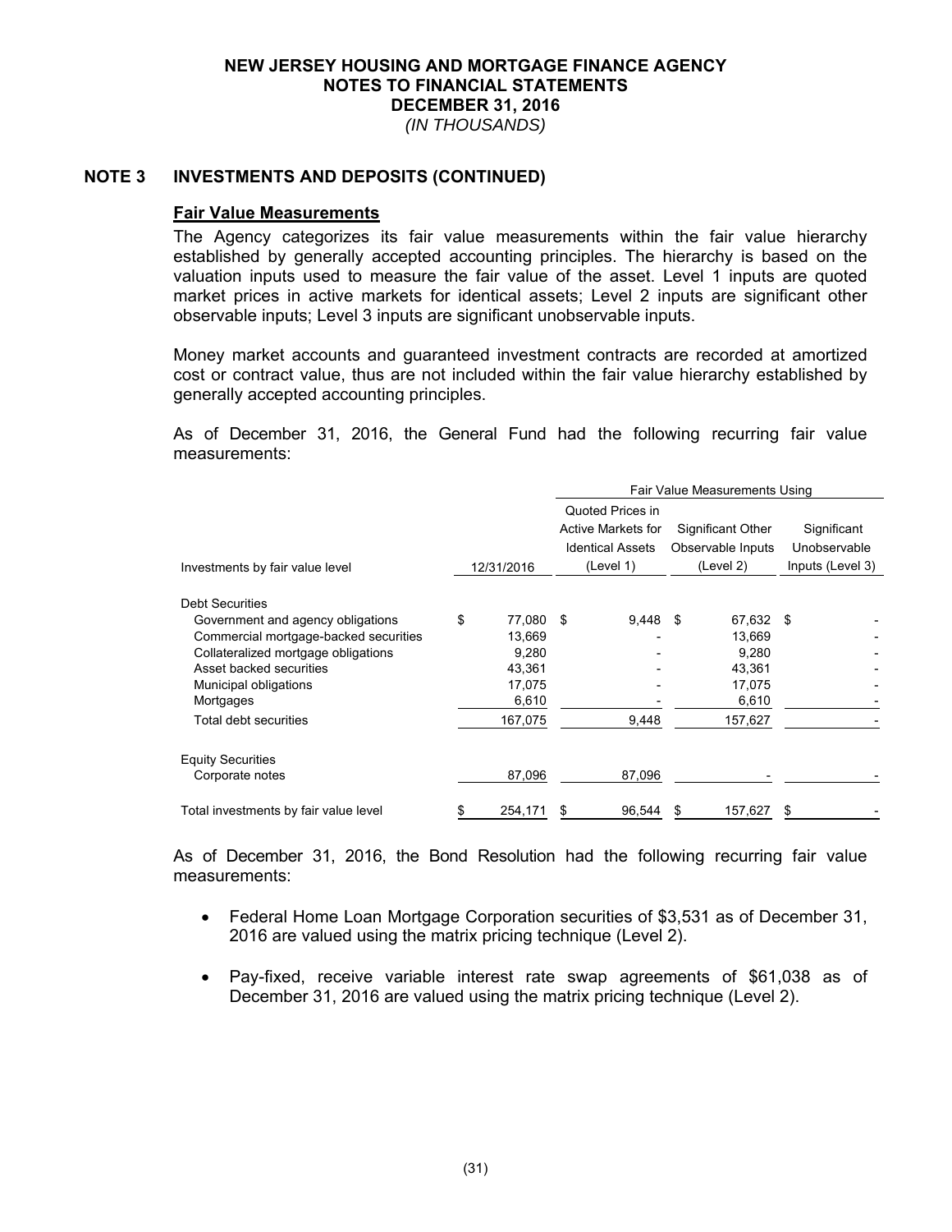**NEW JERSEY HOUSING AND MORTGAGE FINANCE AGENCY**
**NOTES TO FINANCIAL STATEMENTS**
**DECEMBER 31, 2016**
*(IN THOUSANDS)*

## NOTE 3 INVESTMENTS AND DEPOSITS (CONTINUED)

### Fair Value Measurements

The Agency categorizes its fair value measurements within the fair value hierarchy established by generally accepted accounting principles. The hierarchy is based on the valuation inputs used to measure the fair value of the asset. Level 1 inputs are quoted market prices in active markets for identical assets; Level 2 inputs are significant other observable inputs; Level 3 inputs are significant unobservable inputs.

Money market accounts and guaranteed investment contracts are recorded at amortized cost or contract value, thus are not included within the fair value hierarchy established by generally accepted accounting principles.

As of December 31, 2016, the General Fund had the following recurring fair value measurements:

| | | Fair Value Measurements Using | | |
|---|---|---|---|---|
| Investments by fair value level | 12/31/2016 | Quoted Prices in Active Markets for Identical Assets (Level 1) | Significant Other Observable Inputs (Level 2) | Significant Unobservable Inputs (Level 3) |
| Debt Securities | | | | |
| Government and agency obligations | $ 77,080 | $ 9,448 | $ 67,632 | $ - |
| Commercial mortgage-backed securities | 13,669 | - | 13,669 | - |
| Collateralized mortgage obligations | 9,280 | - | 9,280 | - |
| Asset backed securities | 43,361 | - | 43,361 | - |
| Municipal obligations | 17,075 | - | 17,075 | - |
| Mortgages | 6,610 | - | 6,610 | - |
| Total debt securities | 167,075 | 9,448 | 157,627 | - |
| Equity Securities | | | | |
| Corporate notes | 87,096 | 87,096 | - | - |
| Total investments by fair value level | $ 254,171 | $ 96,544 | $ 157,627 | $ - |

As of December 31, 2016, the Bond Resolution had the following recurring fair value measurements:

- Federal Home Loan Mortgage Corporation securities of $3,531 as of December 31, 2016 are valued using the matrix pricing technique (Level 2).
- Pay-fixed, receive variable interest rate swap agreements of $61,038 as of December 31, 2016 are valued using the matrix pricing technique (Level 2).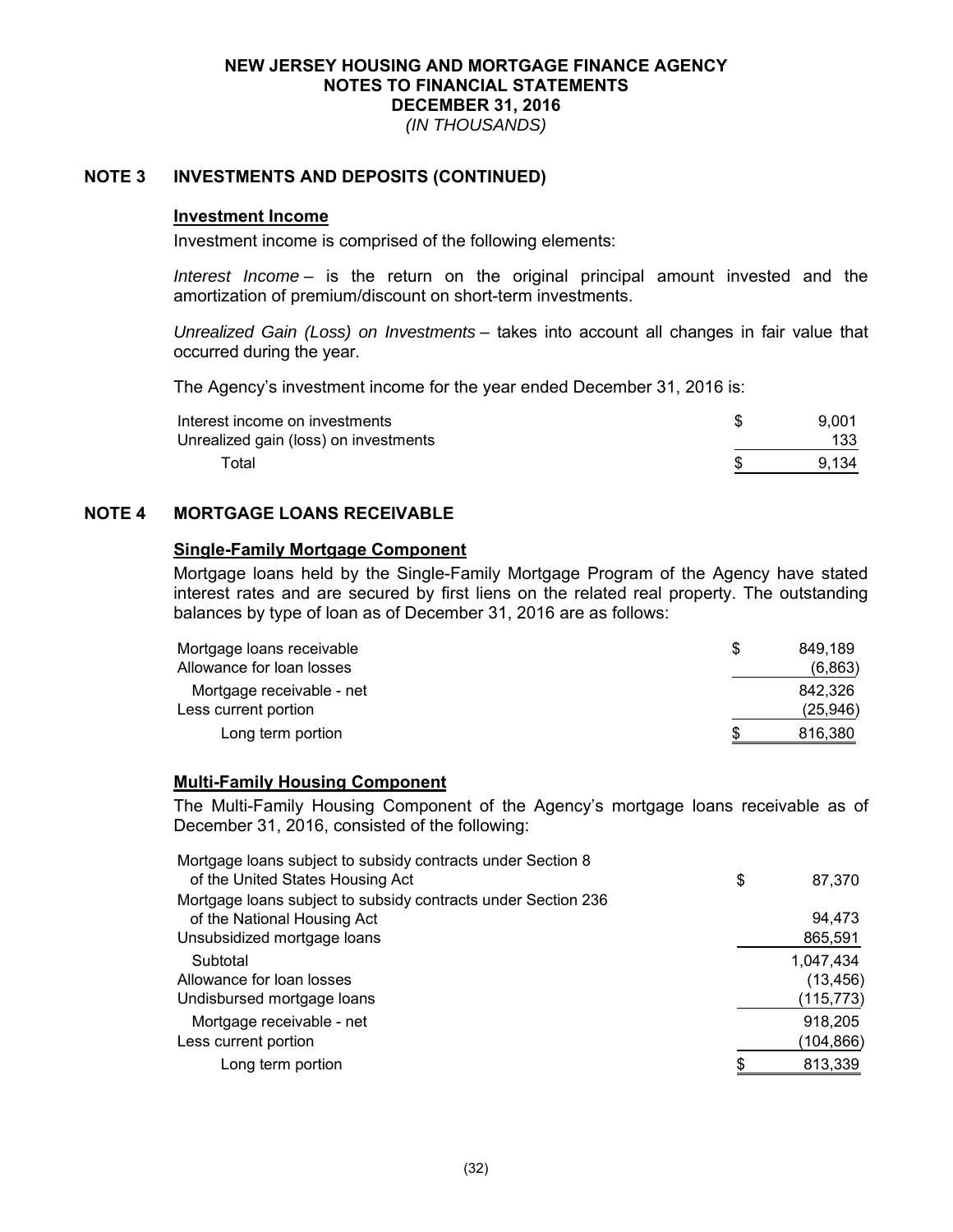# NEW JERSEY HOUSING AND MORTGAGE FINANCE AGENCY
## NOTES TO FINANCIAL STATEMENTS
## DECEMBER 31, 2016
*(IN THOUSANDS)*

## NOTE 3 INVESTMENTS AND DEPOSITS (CONTINUED)

### Investment Income

Investment income is comprised of the following elements:

*Interest Income* – is the return on the original principal amount invested and the amortization of premium/discount on short-term investments.

*Unrealized Gain (Loss) on Investments* – takes into account all changes in fair value that occurred during the year.

The Agency's investment income for the year ended December 31, 2016 is:

| | |
|---|---|
| Interest income on investments | $ 9,001 |
| Unrealized gain (loss) on investments | 133 |
| Total | $ 9,134 |

## NOTE 4 MORTGAGE LOANS RECEIVABLE

### Single-Family Mortgage Component

Mortgage loans held by the Single-Family Mortgage Program of the Agency have stated interest rates and are secured by first liens on the related real property. The outstanding balances by type of loan as of December 31, 2016 are as follows:

| | |
|---|---|
| Mortgage loans receivable | $ 849,189 |
| Allowance for loan losses | (6,863) |
| Mortgage receivable - net | 842,326 |
| Less current portion | (25,946) |
| Long term portion | $ 816,380 |

### Multi-Family Housing Component

The Multi-Family Housing Component of the Agency's mortgage loans receivable as of December 31, 2016, consisted of the following:

| | |
|---|---|
| Mortgage loans subject to subsidy contracts under Section 8 of the United States Housing Act | $ 87,370 |
| Mortgage loans subject to subsidy contracts under Section 236 of the National Housing Act | 94,473 |
| Unsubsidized mortgage loans | 865,591 |
| Subtotal | 1,047,434 |
| Allowance for loan losses | (13,456) |
| Undisbursed mortgage loans | (115,773) |
| Mortgage receivable - net | 918,205 |
| Less current portion | (104,866) |
| Long term portion | $ 813,339 |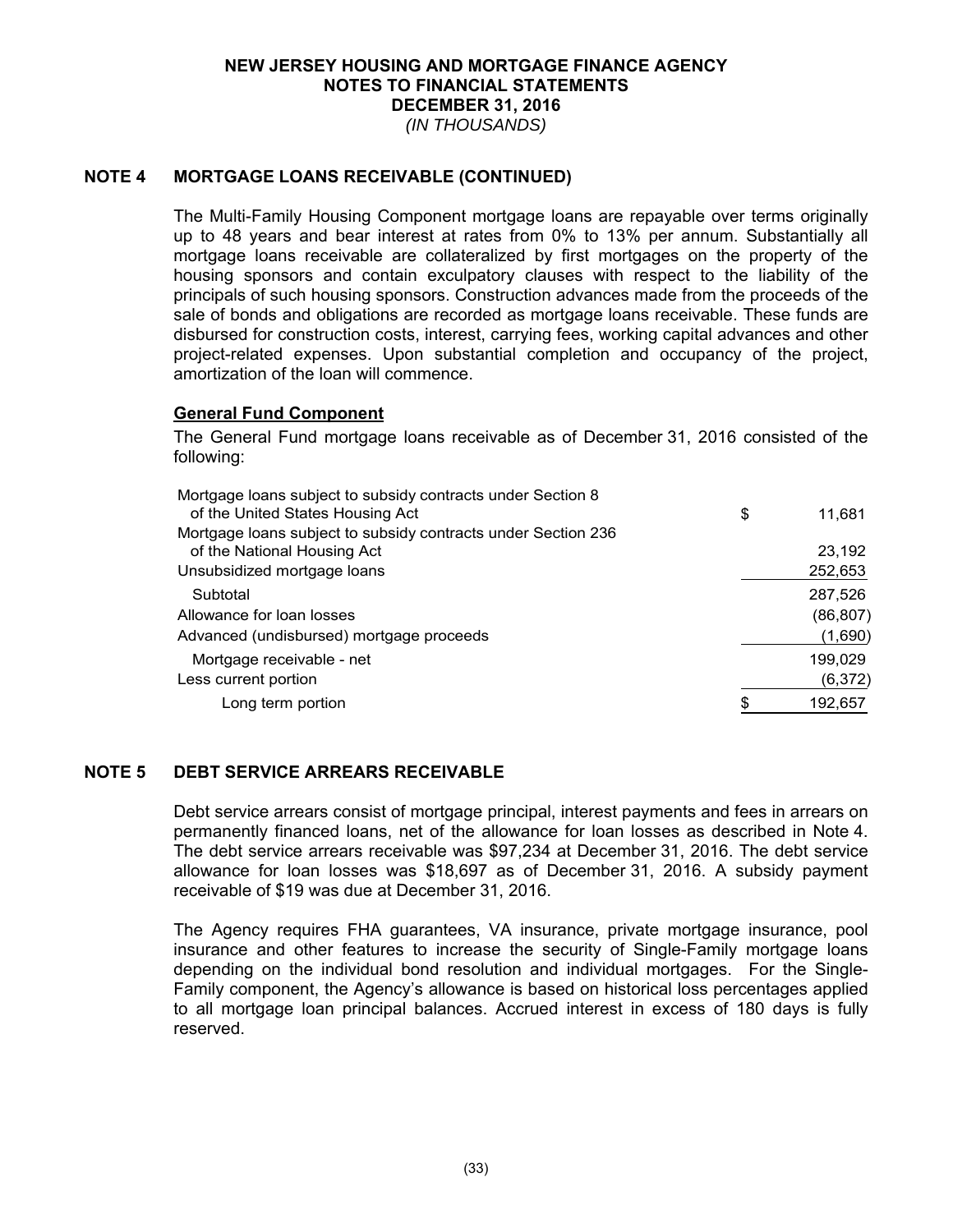**NEW JERSEY HOUSING AND MORTGAGE FINANCE AGENCY**
**NOTES TO FINANCIAL STATEMENTS**
**DECEMBER 31, 2016**
*(IN THOUSANDS)*

## NOTE 4 MORTGAGE LOANS RECEIVABLE (CONTINUED)

The Multi-Family Housing Component mortgage loans are repayable over terms originally up to 48 years and bear interest at rates from 0% to 13% per annum. Substantially all mortgage loans receivable are collateralized by first mortgages on the property of the housing sponsors and contain exculpatory clauses with respect to the liability of the principals of such housing sponsors. Construction advances made from the proceeds of the sale of bonds and obligations are recorded as mortgage loans receivable. These funds are disbursed for construction costs, interest, carrying fees, working capital advances and other project-related expenses. Upon substantial completion and occupancy of the project, amortization of the loan will commence.

### General Fund Component

The General Fund mortgage loans receivable as of December 31, 2016 consisted of the following:

| | |
|---|---|
| Mortgage loans subject to subsidy contracts under Section 8 of the United States Housing Act | $ 11,681 |
| Mortgage loans subject to subsidy contracts under Section 236 of the National Housing Act | 23,192 |
| Unsubsidized mortgage loans | 252,653 |
| Subtotal | 287,526 |
| Allowance for loan losses | (86,807) |
| Advanced (undisbursed) mortgage proceeds | (1,690) |
| Mortgage receivable - net | 199,029 |
| Less current portion | (6,372) |
| Long term portion | $ 192,657 |

## NOTE 5 DEBT SERVICE ARREARS RECEIVABLE

Debt service arrears consist of mortgage principal, interest payments and fees in arrears on permanently financed loans, net of the allowance for loan losses as described in Note 4. The debt service arrears receivable was $97,234 at December 31, 2016. The debt service allowance for loan losses was $18,697 as of December 31, 2016. A subsidy payment receivable of $19 was due at December 31, 2016.

The Agency requires FHA guarantees, VA insurance, private mortgage insurance, pool insurance and other features to increase the security of Single-Family mortgage loans depending on the individual bond resolution and individual mortgages. For the Single-Family component, the Agency's allowance is based on historical loss percentages applied to all mortgage loan principal balances. Accrued interest in excess of 180 days is fully reserved.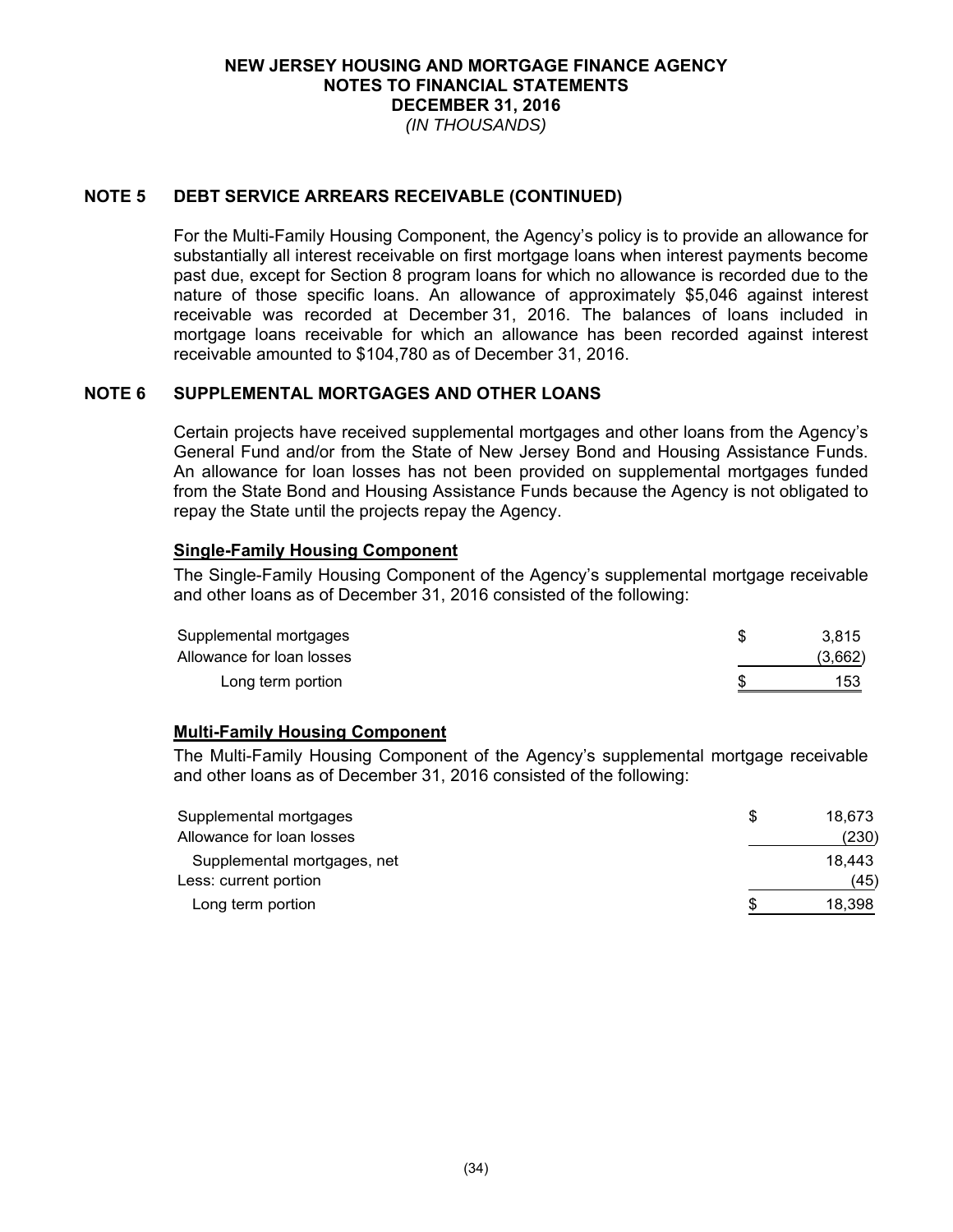## NOTE 5 DEBT SERVICE ARREARS RECEIVABLE (CONTINUED)

For the Multi-Family Housing Component, the Agency's policy is to provide an allowance for substantially all interest receivable on first mortgage loans when interest payments become past due, except for Section 8 program loans for which no allowance is recorded due to the nature of those specific loans. An allowance of approximately $5,046 against interest receivable was recorded at December 31, 2016. The balances of loans included in mortgage loans receivable for which an allowance has been recorded against interest receivable amounted to $104,780 as of December 31, 2016.

## NOTE 6 SUPPLEMENTAL MORTGAGES AND OTHER LOANS

Certain projects have received supplemental mortgages and other loans from the Agency's General Fund and/or from the State of New Jersey Bond and Housing Assistance Funds. An allowance for loan losses has not been provided on supplemental mortgages funded from the State Bond and Housing Assistance Funds because the Agency is not obligated to repay the State until the projects repay the Agency.

### Single-Family Housing Component

The Single-Family Housing Component of the Agency's supplemental mortgage receivable and other loans as of December 31, 2016 consisted of the following:

| | |
|---|---|
| Supplemental mortgages | $ 3,815 |
| Allowance for loan losses | (3,662) |
| Long term portion | $ 153 |

### Multi-Family Housing Component

The Multi-Family Housing Component of the Agency's supplemental mortgage receivable and other loans as of December 31, 2016 consisted of the following:

| | |
|---|---|
| Supplemental mortgages | $ 18,673 |
| Allowance for loan losses | (230) |
| Supplemental mortgages, net | 18,443 |
| Less: current portion | (45) |
| Long term portion | $ 18,398 |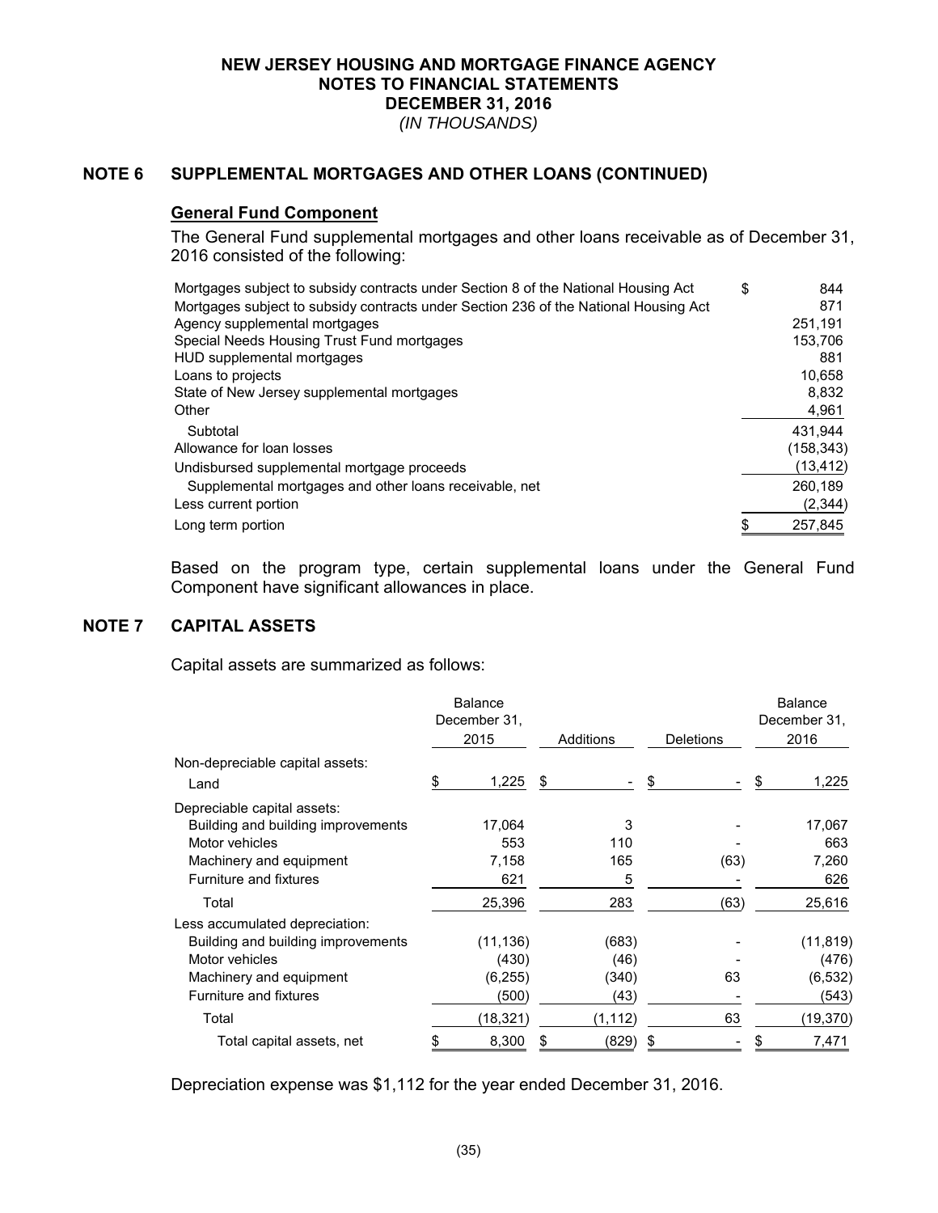**NEW JERSEY HOUSING AND MORTGAGE FINANCE AGENCY**
**NOTES TO FINANCIAL STATEMENTS**
**DECEMBER 31, 2016**
*(IN THOUSANDS)*

## NOTE 6 SUPPLEMENTAL MORTGAGES AND OTHER LOANS (CONTINUED)

### General Fund Component

The General Fund supplemental mortgages and other loans receivable as of December 31, 2016 consisted of the following:

| | |
|---|---|
| Mortgages subject to subsidy contracts under Section 8 of the National Housing Act | $ 844 |
| Mortgages subject to subsidy contracts under Section 236 of the National Housing Act | 871 |
| Agency supplemental mortgages | 251,191 |
| Special Needs Housing Trust Fund mortgages | 153,706 |
| HUD supplemental mortgages | 881 |
| Loans to projects | 10,658 |
| State of New Jersey supplemental mortgages | 8,832 |
| Other | 4,961 |
| Subtotal | 431,944 |
| Allowance for loan losses | (158,343) |
| Undisbursed supplemental mortgage proceeds | (13,412) |
| Supplemental mortgages and other loans receivable, net | 260,189 |
| Less current portion | (2,344) |
| Long term portion | $ 257,845 |

Based on the program type, certain supplemental loans under the General Fund Component have significant allowances in place.

## NOTE 7 CAPITAL ASSETS

Capital assets are summarized as follows:

| | Balance December 31, 2015 | Additions | Deletions | Balance December 31, 2016 |
|---|---|---|---|---|
| Non-depreciable capital assets: | | | | |
| Land | $ 1,225 | $ - | $ - | $ 1,225 |
| Depreciable capital assets: | | | | |
| Building and building improvements | 17,064 | 3 | - | 17,067 |
| Motor vehicles | 553 | 110 | - | 663 |
| Machinery and equipment | 7,158 | 165 | (63) | 7,260 |
| Furniture and fixtures | 621 | 5 | - | 626 |
| Total | 25,396 | 283 | (63) | 25,616 |
| Less accumulated depreciation: | | | | |
| Building and building improvements | (11,136) | (683) | - | (11,819) |
| Motor vehicles | (430) | (46) | - | (476) |
| Machinery and equipment | (6,255) | (340) | 63 | (6,532) |
| Furniture and fixtures | (500) | (43) | - | (543) |
| Total | (18,321) | (1,112) | 63 | (19,370) |
| Total capital assets, net | $ 8,300 | $ (829) | $ - | $ 7,471 |

Depreciation expense was $1,112 for the year ended December 31, 2016.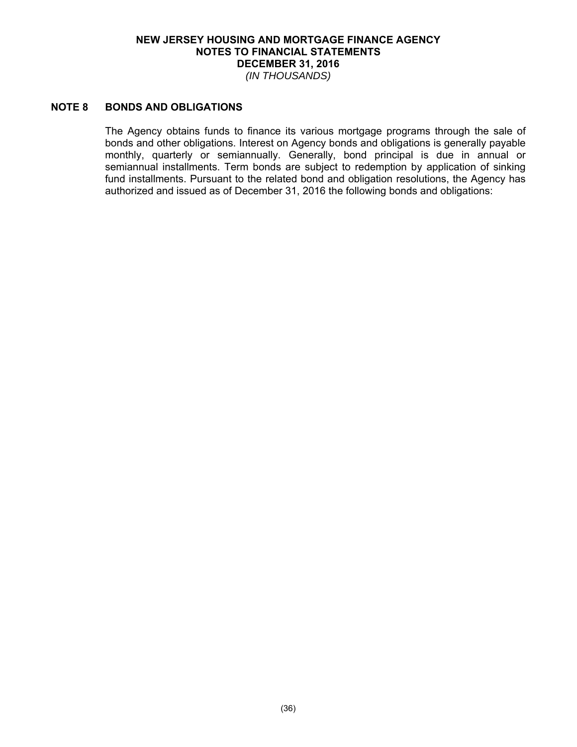## NOTE 8 BONDS AND OBLIGATIONS

The Agency obtains funds to finance its various mortgage programs through the sale of bonds and other obligations. Interest on Agency bonds and obligations is generally payable monthly, quarterly or semiannually. Generally, bond principal is due in annual or semiannual installments. Term bonds are subject to redemption by application of sinking fund installments. Pursuant to the related bond and obligation resolutions, the Agency has authorized and issued as of December 31, 2016 the following bonds and obligations: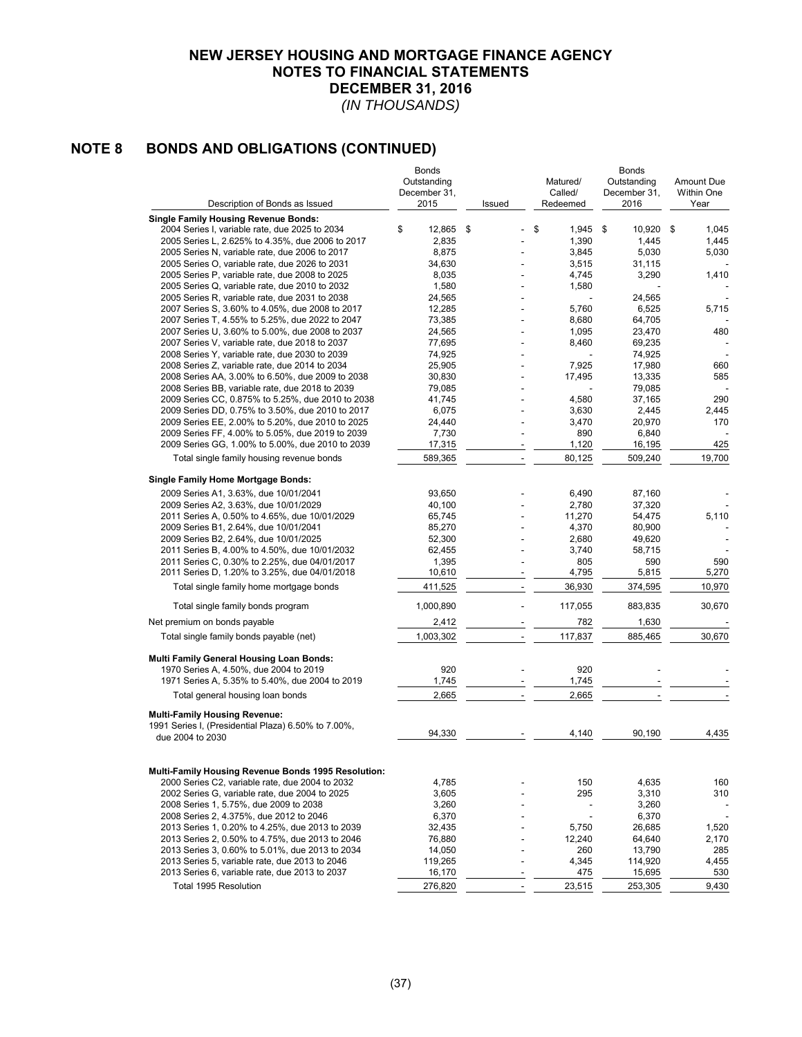# NEW JERSEY HOUSING AND MORTGAGE FINANCE AGENCY
## NOTES TO FINANCIAL STATEMENTS
## DECEMBER 31, 2016
*(IN THOUSANDS)*

## NOTE 8 BONDS AND OBLIGATIONS (CONTINUED)

| Description of Bonds as Issued | Bonds Outstanding December 31, 2015 | Issued | Matured/ Called/ Redeemed | Bonds Outstanding December 31, 2016 | Amount Due Within One Year |
|---|---|---|---|---|---|
| **Single Family Housing Revenue Bonds:** | | | | | |
| 2004 Series I, variable rate, due 2025 to 2034 | $ 12,865 | $ - | $ 1,945 | $ 10,920 | $ 1,045 |
| 2005 Series L, 2.625% to 4.35%, due 2006 to 2017 | 2,835 | - | 1,390 | 1,445 | 1,445 |
| 2005 Series N, variable rate, due 2006 to 2017 | 8,875 | - | 3,845 | 5,030 | 5,030 |
| 2005 Series O, variable rate, due 2026 to 2031 | 34,630 | - | 3,515 | 31,115 | - |
| 2005 Series P, variable rate, due 2008 to 2025 | 8,035 | - | 4,745 | 3,290 | 1,410 |
| 2005 Series Q, variable rate, due 2010 to 2032 | 1,580 | - | 1,580 | - | - |
| 2005 Series R, variable rate, due 2031 to 2038 | 24,565 | - | - | 24,565 | - |
| 2007 Series S, 3.60% to 4.05%, due 2008 to 2017 | 12,285 | - | 5,760 | 6,525 | 5,715 |
| 2007 Series T, 4.55% to 5.25%, due 2022 to 2047 | 73,385 | - | 8,680 | 64,705 | - |
| 2007 Series U, 3.60% to 5.00%, due 2008 to 2037 | 24,565 | - | 1,095 | 23,470 | 480 |
| 2007 Series V, variable rate, due 2018 to 2037 | 77,695 | - | 8,460 | 69,235 | - |
| 2008 Series Y, variable rate, due 2030 to 2039 | 74,925 | - | - | 74,925 | - |
| 2008 Series Z, variable rate, due 2014 to 2034 | 25,905 | - | 7,925 | 17,980 | 660 |
| 2008 Series AA, 3.00% to 6.50%, due 2009 to 2038 | 30,830 | - | 17,495 | 13,335 | 585 |
| 2008 Series BB, variable rate, due 2018 to 2039 | 79,085 | - | - | 79,085 | - |
| 2009 Series CC, 0.875% to 5.25%, due 2010 to 2038 | 41,745 | - | 4,580 | 37,165 | 290 |
| 2009 Series DD, 0.75% to 3.50%, due 2010 to 2017 | 6,075 | - | 3,630 | 2,445 | 2,445 |
| 2009 Series EE, 2.00% to 5.20%, due 2010 to 2025 | 24,440 | - | 3,470 | 20,970 | 170 |
| 2009 Series FF, 4.00% to 5.05%, due 2019 to 2039 | 7,730 | - | 890 | 6,840 | - |
| 2009 Series GG, 1.00% to 5.00%, due 2010 to 2039 | 17,315 | - | 1,120 | 16,195 | 425 |
| Total single family housing revenue bonds | 589,365 | - | 80,125 | 509,240 | 19,700 |
| **Single Family Home Mortgage Bonds:** | | | | | |
| 2009 Series A1, 3.63%, due 10/01/2041 | 93,650 | - | 6,490 | 87,160 | - |
| 2009 Series A2, 3.63%, due 10/01/2029 | 40,100 | - | 2,780 | 37,320 | - |
| 2011 Series A, 0.50% to 4.65%, due 10/01/2029 | 65,745 | - | 11,270 | 54,475 | 5,110 |
| 2009 Series B1, 2.64%, due 10/01/2041 | 85,270 | - | 4,370 | 80,900 | - |
| 2009 Series B2, 2.64%, due 10/01/2025 | 52,300 | - | 2,680 | 49,620 | - |
| 2011 Series B, 4.00% to 4.50%, due 10/01/2032 | 62,455 | - | 3,740 | 58,715 | - |
| 2011 Series C, 0.30% to 2.25%, due 04/01/2017 | 1,395 | - | 805 | 590 | 590 |
| 2011 Series D, 1.20% to 3.25%, due 04/01/2018 | 10,610 | - | 4,795 | 5,815 | 5,270 |
| Total single family home mortgage bonds | 411,525 | - | 36,930 | 374,595 | 10,970 |
| Total single family bonds program | 1,000,890 | - | 117,055 | 883,835 | 30,670 |
| Net premium on bonds payable | 2,412 | - | 782 | 1,630 | - |
| Total single family bonds payable (net) | 1,003,302 | - | 117,837 | 885,465 | 30,670 |
| **Multi Family General Housing Loan Bonds:** | | | | | |
| 1970 Series A, 4.50%, due 2004 to 2019 | 920 | - | 920 | - | - |
| 1971 Series A, 5.35% to 5.40%, due 2004 to 2019 | 1,745 | - | 1,745 | - | - |
| Total general housing loan bonds | 2,665 | - | 2,665 | - | - |
| **Multi-Family Housing Revenue:** | | | | | |
| 1991 Series I, (Presidential Plaza) 6.50% to 7.00%, due 2004 to 2030 | 94,330 | - | 4,140 | 90,190 | 4,435 |
| **Multi-Family Housing Revenue Bonds 1995 Resolution:** | | | | | |
| 2000 Series C2, variable rate, due 2004 to 2032 | 4,785 | - | 150 | 4,635 | 160 |
| 2002 Series G, variable rate, due 2004 to 2025 | 3,605 | - | 295 | 3,310 | 310 |
| 2008 Series 1, 5.75%, due 2009 to 2038 | 3,260 | - | - | 3,260 | - |
| 2008 Series 2, 4.375%, due 2012 to 2046 | 6,370 | - | - | 6,370 | - |
| 2013 Series 1, 0.20% to 4.25%, due 2013 to 2039 | 32,435 | - | 5,750 | 26,685 | 1,520 |
| 2013 Series 2, 0.50% to 4.75%, due 2013 to 2046 | 76,880 | - | 12,240 | 64,640 | 2,170 |
| 2013 Series 3, 0.60% to 5.01%, due 2013 to 2034 | 14,050 | - | 260 | 13,790 | 285 |
| 2013 Series 5, variable rate, due 2013 to 2046 | 119,265 | - | 4,345 | 114,920 | 4,455 |
| 2013 Series 6, variable rate, due 2013 to 2037 | 16,170 | - | 475 | 15,695 | 530 |
| Total 1995 Resolution | 276,820 | - | 23,515 | 253,305 | 9,430 |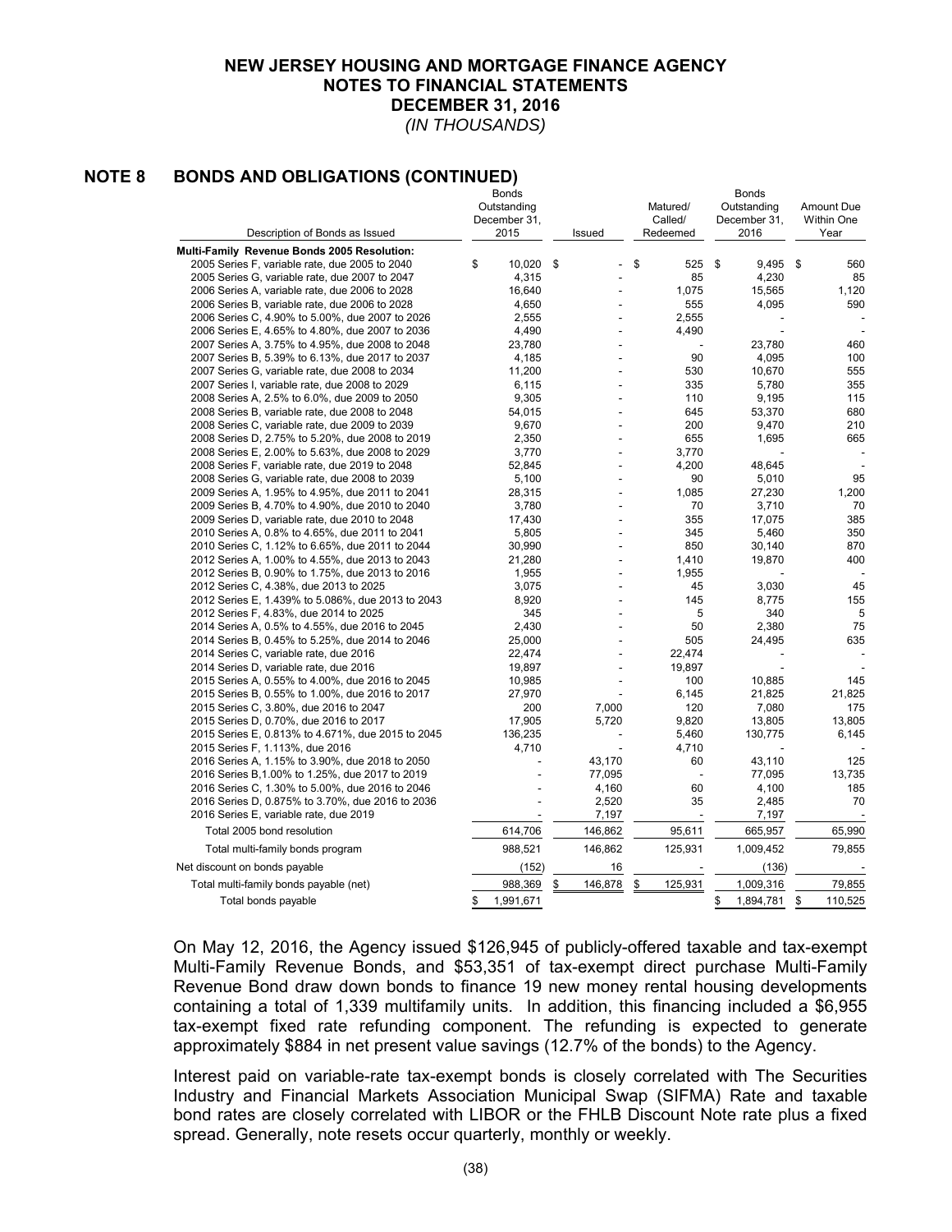# NEW JERSEY HOUSING AND MORTGAGE FINANCE AGENCY
## NOTES TO FINANCIAL STATEMENTS
## DECEMBER 31, 2016
*(IN THOUSANDS)*

## NOTE 8 BONDS AND OBLIGATIONS (CONTINUED)

| Description of Bonds as Issued | Bonds Outstanding December 31, 2015 | Issued | Matured/ Called/ Redeemed | Bonds Outstanding December 31, 2016 | Amount Due Within One Year |
|---|---|---|---|---|---|
| **Multi-Family Revenue Bonds 2005 Resolution:** | | | | | |
| 2005 Series F, variable rate, due 2005 to 2040 | $ 10,020 | $ - | $ 525 | $ 9,495 | $ 560 |
| 2005 Series G, variable rate, due 2007 to 2047 | 4,315 | - | 85 | 4,230 | 85 |
| 2006 Series A, variable rate, due 2006 to 2028 | 16,640 | - | 1,075 | 15,565 | 1,120 |
| 2006 Series B, variable rate, due 2006 to 2028 | 4,650 | - | 555 | 4,095 | 590 |
| 2006 Series C, 4.90% to 5.00%, due 2007 to 2026 | 2,555 | - | 2,555 | - | - |
| 2006 Series E, 4.65% to 4.80%, due 2007 to 2036 | 4,490 | - | 4,490 | - | - |
| 2007 Series A, 3.75% to 4.95%, due 2008 to 2048 | 23,780 | - | - | 23,780 | 460 |
| 2007 Series B, 5.39% to 6.13%, due 2017 to 2037 | 4,185 | - | 90 | 4,095 | 100 |
| 2007 Series G, variable rate, due 2008 to 2034 | 11,200 | - | 530 | 10,670 | 555 |
| 2007 Series I, variable rate, due 2008 to 2029 | 6,115 | - | 335 | 5,780 | 355 |
| 2008 Series A, 2.5% to 6.0%, due 2009 to 2050 | 9,305 | - | 110 | 9,195 | 115 |
| 2008 Series B, variable rate, due 2008 to 2048 | 54,015 | - | 645 | 53,370 | 680 |
| 2008 Series C, variable rate, due 2009 to 2039 | 9,670 | - | 200 | 9,470 | 210 |
| 2008 Series D, 2.75% to 5.20%, due 2008 to 2019 | 2,350 | - | 655 | 1,695 | 665 |
| 2008 Series E, 2.00% to 5.63%, due 2008 to 2029 | 3,770 | - | 3,770 | - | - |
| 2008 Series F, variable rate, due 2019 to 2048 | 52,845 | - | 4,200 | 48,645 | - |
| 2008 Series G, variable rate, due 2008 to 2039 | 5,100 | - | 90 | 5,010 | 95 |
| 2009 Series A, 1.95% to 4.95%, due 2011 to 2041 | 28,315 | - | 1,085 | 27,230 | 1,200 |
| 2009 Series B, 4.70% to 4.90%, due 2010 to 2040 | 3,780 | - | 70 | 3,710 | 70 |
| 2009 Series D, variable rate, due 2010 to 2048 | 17,430 | - | 355 | 17,075 | 385 |
| 2010 Series A, 0.8% to 4.65%, due 2011 to 2041 | 5,805 | - | 345 | 5,460 | 350 |
| 2010 Series C, 1.12% to 6.65%, due 2011 to 2044 | 30,990 | - | 850 | 30,140 | 870 |
| 2012 Series A, 1.00% to 4.55%, due 2013 to 2043 | 21,280 | - | 1,410 | 19,870 | 400 |
| 2012 Series B, 0.90% to 1.75%, due 2013 to 2016 | 1,955 | - | 1,955 | - | - |
| 2012 Series C, 4.38%, due 2013 to 2025 | 3,075 | - | 45 | 3,030 | 45 |
| 2012 Series E, 1.439% to 5.086%, due 2013 to 2043 | 8,920 | - | 145 | 8,775 | 155 |
| 2012 Series F, 4.83%, due 2014 to 2025 | 345 | - | 5 | 340 | 5 |
| 2014 Series A, 0.5% to 4.55%, due 2016 to 2045 | 2,430 | - | 50 | 2,380 | 75 |
| 2014 Series B, 0.45% to 5.25%, due 2014 to 2046 | 25,000 | - | 505 | 24,495 | 635 |
| 2014 Series C, variable rate, due 2016 | 22,474 | - | 22,474 | - | - |
| 2014 Series D, variable rate, due 2016 | 19,897 | - | 19,897 | - | - |
| 2015 Series A, 0.55% to 4.00%, due 2016 to 2045 | 10,985 | - | 100 | 10,885 | 145 |
| 2015 Series B, 0.55% to 1.00%, due 2016 to 2017 | 27,970 | - | 6,145 | 21,825 | 21,825 |
| 2015 Series C, 3.80%, due 2016 to 2047 | 200 | 7,000 | 120 | 7,080 | 175 |
| 2015 Series D, 0.70%, due 2016 to 2017 | 17,905 | 5,720 | 9,820 | 13,805 | 13,805 |
| 2015 Series E, 0.813% to 4.671%, due 2015 to 2045 | 136,235 | - | 5,460 | 130,775 | 6,145 |
| 2015 Series F, 1.113%, due 2016 | 4,710 | - | 4,710 | - | - |
| 2016 Series A, 1.15% to 3.90%, due 2018 to 2050 | - | 43,170 | 60 | 43,110 | 125 |
| 2016 Series B,1.00% to 1.25%, due 2017 to 2019 | - | 77,095 | - | 77,095 | 13,735 |
| 2016 Series C, 1.30% to 5.00%, due 2016 to 2046 | - | 4,160 | 60 | 4,100 | 185 |
| 2016 Series D, 0.875% to 3.70%, due 2016 to 2036 | - | 2,520 | 35 | 2,485 | 70 |
| 2016 Series E, variable rate, due 2019 | - | 7,197 | - | 7,197 | - |
| Total 2005 bond resolution | 614,706 | 146,862 | 95,611 | 665,957 | 65,990 |
| Total multi-family bonds program | 988,521 | 146,862 | 125,931 | 1,009,452 | 79,855 |
| Net discount on bonds payable | (152) | 16 | - | (136) | - |
| Total multi-family bonds payable (net) | 988,369 | $ 146,878 | $ 125,931 | 1,009,316 | 79,855 |
| Total bonds payable | $ 1,991,671 | | | $ 1,894,781 | $ 110,525 |

On May 12, 2016, the Agency issued $126,945 of publicly-offered taxable and tax-exempt Multi-Family Revenue Bonds, and $53,351 of tax-exempt direct purchase Multi-Family Revenue Bond draw down bonds to finance 19 new money rental housing developments containing a total of 1,339 multifamily units. In addition, this financing included a $6,955 tax-exempt fixed rate refunding component. The refunding is expected to generate approximately $884 in net present value savings (12.7% of the bonds) to the Agency.

Interest paid on variable-rate tax-exempt bonds is closely correlated with The Securities Industry and Financial Markets Association Municipal Swap (SIFMA) Rate and taxable bond rates are closely correlated with LIBOR or the FHLB Discount Note rate plus a fixed spread. Generally, note resets occur quarterly, monthly or weekly.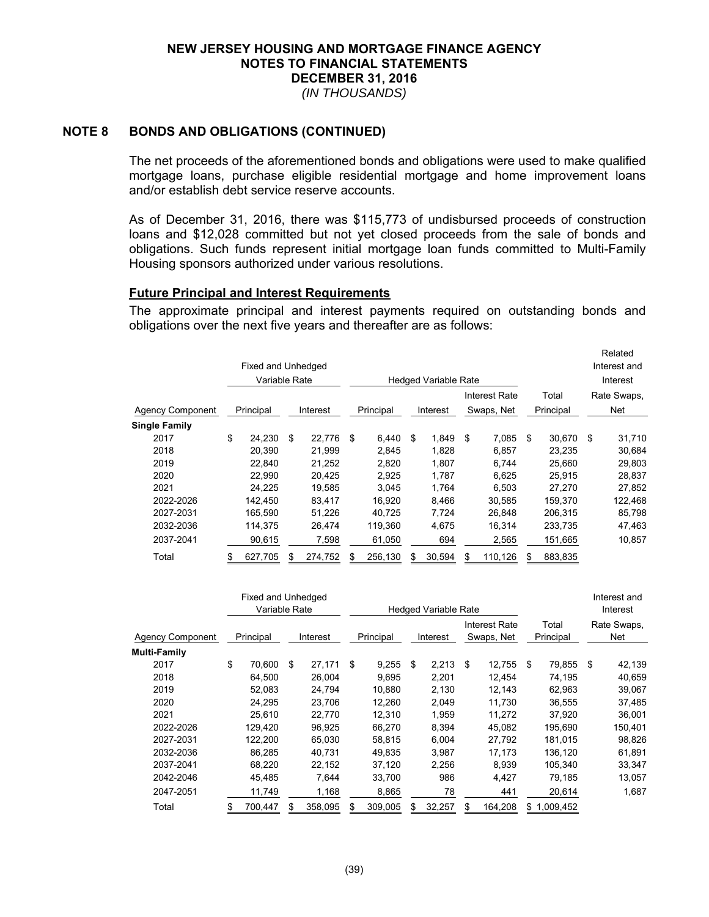## NOTE 8 BONDS AND OBLIGATIONS (CONTINUED)

The net proceeds of the aforementioned bonds and obligations were used to make qualified mortgage loans, purchase eligible residential mortgage and home improvement loans and/or establish debt service reserve accounts.

As of December 31, 2016, there was $115,773 of undisbursed proceeds of construction loans and $12,028 committed but not yet closed proceeds from the sale of bonds and obligations. Such funds represent initial mortgage loan funds committed to Multi-Family Housing sponsors authorized under various resolutions.

**Future Principal and Interest Requirements**

The approximate principal and interest payments required on outstanding bonds and obligations over the next five years and thereafter are as follows:

| | Fixed and Unhedged Variable Rate | | Hedged Variable Rate | | | | Related Interest and Interest |
|---|---|---|---|---|---|---|---|
| Agency Component | Principal | Interest | Principal | Interest | Interest Rate Swaps, Net | Total Principal | Rate Swaps, Net |
| **Single Family** | | | | | | | |
| 2017 | $ 24,230 | $ 22,776 | $ 6,440 | $ 1,849 | $ 7,085 | $ 30,670 | $ 31,710 |
| 2018 | 20,390 | 21,999 | 2,845 | 1,828 | 6,857 | 23,235 | 30,684 |
| 2019 | 22,840 | 21,252 | 2,820 | 1,807 | 6,744 | 25,660 | 29,803 |
| 2020 | 22,990 | 20,425 | 2,925 | 1,787 | 6,625 | 25,915 | 28,837 |
| 2021 | 24,225 | 19,585 | 3,045 | 1,764 | 6,503 | 27,270 | 27,852 |
| 2022-2026 | 142,450 | 83,417 | 16,920 | 8,466 | 30,585 | 159,370 | 122,468 |
| 2027-2031 | 165,590 | 51,226 | 40,725 | 7,724 | 26,848 | 206,315 | 85,798 |
| 2032-2036 | 114,375 | 26,474 | 119,360 | 4,675 | 16,314 | 233,735 | 47,463 |
| 2037-2041 | 90,615 | 7,598 | 61,050 | 694 | 2,565 | 151,665 | 10,857 |
| Total | $ 627,705 | $ 274,752 | $ 256,130 | $ 30,594 | $ 110,126 | $ 883,835 | |

| | Fixed and Unhedged Variable Rate | | Hedged Variable Rate | | | | Interest and Interest |
|---|---|---|---|---|---|---|---|
| Agency Component | Principal | Interest | Principal | Interest | Interest Rate Swaps, Net | Total Principal | Rate Swaps, Net |
| **Multi-Family** | | | | | | | |
| 2017 | $ 70,600 | $ 27,171 | $ 9,255 | $ 2,213 | $ 12,755 | $ 79,855 | $ 42,139 |
| 2018 | 64,500 | 26,004 | 9,695 | 2,201 | 12,454 | 74,195 | 40,659 |
| 2019 | 52,083 | 24,794 | 10,880 | 2,130 | 12,143 | 62,963 | 39,067 |
| 2020 | 24,295 | 23,706 | 12,260 | 2,049 | 11,730 | 36,555 | 37,485 |
| 2021 | 25,610 | 22,770 | 12,310 | 1,959 | 11,272 | 37,920 | 36,001 |
| 2022-2026 | 129,420 | 96,925 | 66,270 | 8,394 | 45,082 | 195,690 | 150,401 |
| 2027-2031 | 122,200 | 65,030 | 58,815 | 6,004 | 27,792 | 181,015 | 98,826 |
| 2032-2036 | 86,285 | 40,731 | 49,835 | 3,987 | 17,173 | 136,120 | 61,891 |
| 2037-2041 | 68,220 | 22,152 | 37,120 | 2,256 | 8,939 | 105,340 | 33,347 |
| 2042-2046 | 45,485 | 7,644 | 33,700 | 986 | 4,427 | 79,185 | 13,057 |
| 2047-2051 | 11,749 | 1,168 | 8,865 | 78 | 441 | 20,614 | 1,687 |
| Total | $ 700,447 | $ 358,095 | $ 309,005 | $ 32,257 | $ 164,208 | $ 1,009,452 | |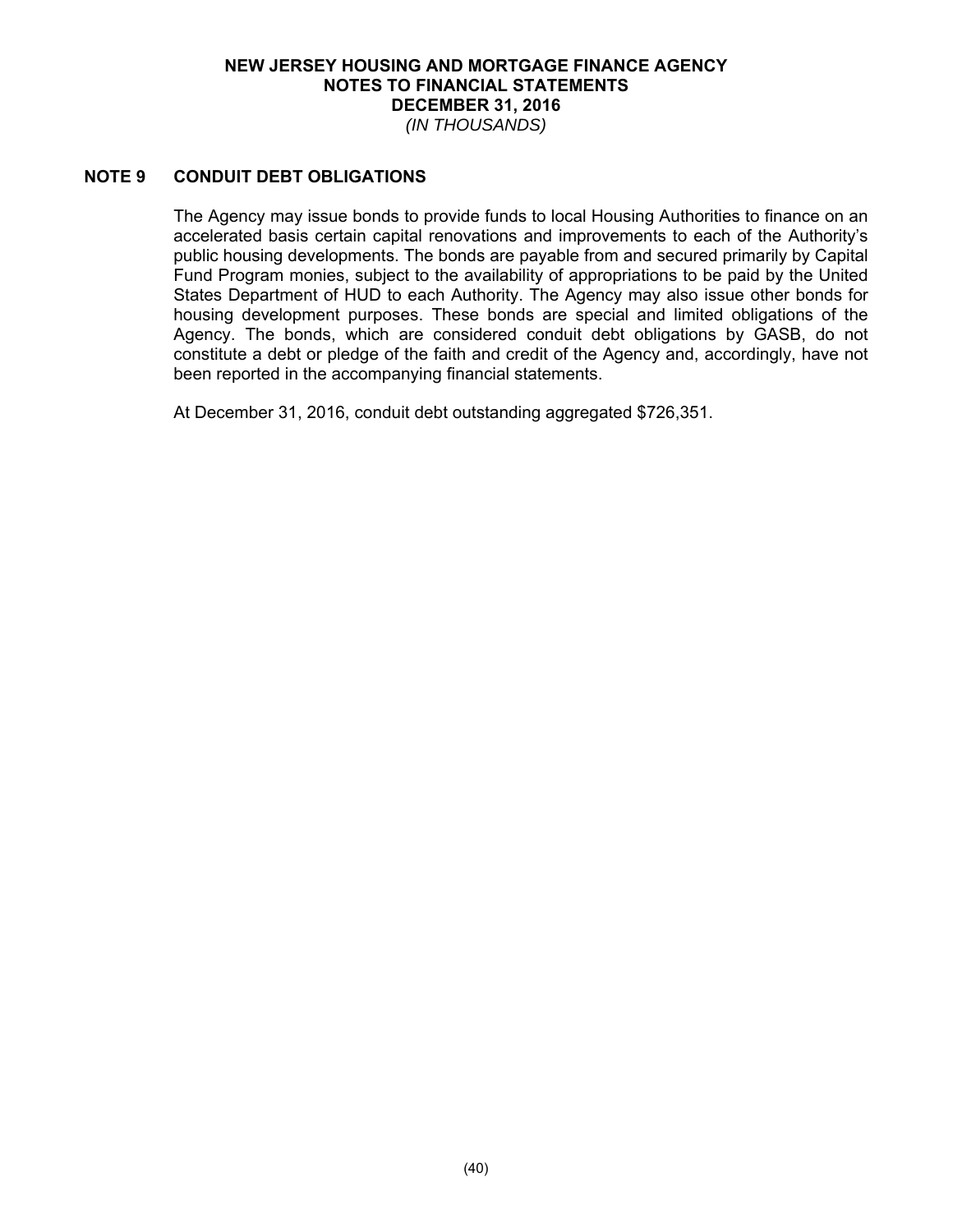## NOTE 9 CONDUIT DEBT OBLIGATIONS

The Agency may issue bonds to provide funds to local Housing Authorities to finance on an accelerated basis certain capital renovations and improvements to each of the Authority's public housing developments. The bonds are payable from and secured primarily by Capital Fund Program monies, subject to the availability of appropriations to be paid by the United States Department of HUD to each Authority. The Agency may also issue other bonds for housing development purposes. These bonds are special and limited obligations of the Agency. The bonds, which are considered conduit debt obligations by GASB, do not constitute a debt or pledge of the faith and credit of the Agency and, accordingly, have not been reported in the accompanying financial statements.

At December 31, 2016, conduit debt outstanding aggregated $726,351.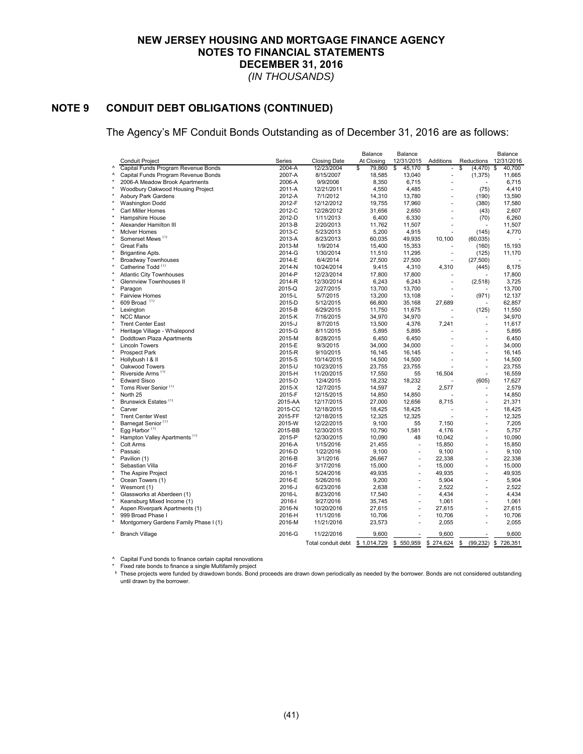# NEW JERSEY HOUSING AND MORTGAGE FINANCE AGENCY
# NOTES TO FINANCIAL STATEMENTS
# DECEMBER 31, 2016
*(IN THOUSANDS)*

## NOTE 9 CONDUIT DEBT OBLIGATIONS (CONTINUED)

The Agency's MF Conduit Bonds Outstanding as of December 31, 2016 are as follows:

| | Conduit Project | Series | Closing Date | Balance At Closing | Balance 12/31/2015 | Additions | Reductions | Balance 12/31/2016 |
|---|---|---|---|---|---|---|---|---|
| ^ | Capital Funds Program Revenue Bonds | 2004-A | 12/23/2004 | $ 79,860 | $ 45,170 | $ - | $ (4,470) | $ 40,700 |
| ^ | Capital Funds Program Revenue Bonds | 2007-A | 8/15/2007 | 18,585 | 13,040 | - | (1,375) | 11,665 |
| * | 2006-A Meadow Brook Apartments | 2006-A | 9/9/2006 | 8,350 | 6,715 | - | - | 6,715 |
| * | Woodbury Oakwood Housing Project | 2011-A | 12/21/2011 | 4,550 | 4,485 | - | (75) | 4,410 |
| * | Asbury Park Gardens | 2012-A | 7/1/2012 | 14,310 | 13,780 | - | (190) | 13,590 |
| * | Washington Dodd | 2012-F | 12/12/2012 | 19,755 | 17,960 | - | (380) | 17,580 |
| * | Carl Miller Homes | 2012-C | 12/28/2012 | 31,656 | 2,650 | - | (43) | 2,607 |
| * | Hampshire House | 2012-D | 1/11/2013 | 6,400 | 6,330 | - | (70) | 6,260 |
| * | Alexander Hamilton III | 2013-B | 2/20/2013 | 11,762 | 11,507 | - | - | 11,507 |
| * | McIver Homes | 2013-C | 5/23/2013 | 5,200 | 4,915 | - | (145) | 4,770 |
| * | Somerset Mews [1] | 2013-A | 8/23/2013 | 60,035 | 49,935 | 10,100 | (60,035) | - |
| * | Great Falls | 2013-M | 1/9/2014 | 15,400 | 15,353 | - | (160) | 15,193 |
| * | Brigantine Apts. | 2014-G | 1/30/2014 | 11,510 | 11,295 | - | (125) | 11,170 |
| * | Broadway Townhouses | 2014-E | 6/4/2014 | 27,500 | 27,500 | - | (27,500) | - |
| * | Catherine Todd [1] | 2014-N | 10/24/2014 | 9,415 | 4,310 | 4,310 | (445) | 8,175 |
| * | Atlantic City Townhouses | 2014-P | 12/23/2014 | 17,800 | 17,800 | - | - | 17,800 |
| * | Glennview Townhouses II | 2014-R | 12/30/2014 | 6,243 | 6,243 | - | (2,518) | 3,725 |
| * | Paragon | 2015-Q | 2/27/2015 | 13,700 | 13,700 | - | - | 13,700 |
| * | Fairview Homes | 2015-L | 5/7/2015 | 13,200 | 13,108 | - | (971) | 12,137 |
| * | 609 Broad [1] | 2015-D | 5/12/2015 | 66,800 | 35,168 | 27,689 | - | 62,857 |
| * | Lexington | 2015-B | 6/29/2015 | 11,750 | 11,675 | - | (125) | 11,550 |
| * | NCC Manor | 2015-K | 7/16/2015 | 34,970 | 34,970 | - | - | 34,970 |
| * | Trent Center East | 2015-J | 8/7/2015 | 13,500 | 4,376 | 7,241 | - | 11,617 |
| * | Heritage Village - Whalepond | 2015-G | 8/11/2015 | 5,895 | 5,895 | - | - | 5,895 |
| * | Doddtown Plaza Apartments | 2015-M | 8/28/2015 | 6,450 | 6,450 | - | - | 6,450 |
| * | Lincoln Towers | 2015-E | 9/3/2015 | 34,000 | 34,000 | - | - | 34,000 |
| * | Prospect Park | 2015-R | 9/10/2015 | 16,145 | 16,145 | - | - | 16,145 |
| * | Hollybush I & II | 2015-S | 10/14/2015 | 14,500 | 14,500 | - | - | 14,500 |
| * | Oakwood Towers | 2015-U | 10/23/2015 | 23,755 | 23,755 | - | - | 23,755 |
| * | Riverside Arms [1] | 2015-H | 11/20/2015 | 17,550 | 55 | 16,504 | - | 16,559 |
| * | Edward Sisco | 2015-O | 12/4/2015 | 18,232 | 18,232 | - | (605) | 17,627 |
| * | Toms River Senior [1] | 2015-X | 12/7/2015 | 14,597 | 2 | 2,577 | - | 2,579 |
| * | North 25 | 2015-F | 12/15/2015 | 14,850 | 14,850 | - | - | 14,850 |
| * | Brunswick Estates [1] | 2015-AA | 12/17/2015 | 27,000 | 12,656 | 8,715 | - | 21,371 |
| * | Carver | 2015-CC | 12/18/2015 | 18,425 | 18,425 | - | - | 18,425 |
| * | Trent Center West | 2015-FF | 12/18/2015 | 12,325 | 12,325 | - | - | 12,325 |
| * | Barnegat Senior [1] | 2015-W | 12/22/2015 | 9,100 | 55 | 7,150 | - | 7,205 |
| * | Egg Harbor [1] | 2015-BB | 12/30/2015 | 10,790 | 1,581 | 4,176 | - | 5,757 |
| * | Hampton Valley Apartments [1] | 2015-P | 12/30/2015 | 10,090 | 48 | 10,042 | - | 10,090 |
| * | Colt Arms | 2016-A | 1/15/2016 | 21,455 | - | 15,850 | - | 15,850 |
| * | Passaic | 2016-D | 1/22/2016 | 9,100 | - | 9,100 | - | 9,100 |
| * | Pavilion (1) | 2016-B | 3/1/2016 | 26,667 | - | 22,338 | - | 22,338 |
| * | Sebastian Villa | 2016-F | 3/17/2016 | 15,000 | - | 15,000 | - | 15,000 |
| * | The Aspire Project | 2016-1 | 5/24/2016 | 49,935 | - | 49,935 | - | 49,935 |
| * | Ocean Towers (1) | 2016-E | 5/26/2016 | 9,200 | - | 5,904 | - | 5,904 |
| * | Wesmont (1) | 2016-J | 6/23/2016 | 2,638 | - | 2,522 | - | 2,522 |
| * | Glassworks at Aberdeen (1) | 2016-L | 8/23/2016 | 17,540 | - | 4,434 | - | 4,434 |
| * | Keansburg Mixed Income (1) | 2016-I | 9/27/2016 | 35,745 | - | 1,061 | - | 1,061 |
| * | Aspen Riverpark Apartments (1) | 2016-N | 10/20/2016 | 27,615 | - | 27,615 | - | 27,615 |
| * | 999 Broad Phase I | 2016-H | 11/1/2016 | 10,706 | - | 10,706 | - | 10,706 |
| * | Montgomery Gardens Family Phase I (1) | 2016-M | 11/21/2016 | 23,573 | - | 2,055 | - | 2,055 |
| * | Branch Village | 2016-G | 11/22/2016 | 9,600 | - | 9,600 | - | 9,600 |
| | | | Total conduit debt | $ 1,014,729 | $ 550,959 | $ 274,624 | $ (99,232) | $ 726,351 |

^ Capital Fund bonds to finance certain capital renovations

\* Fixed rate bonds to finance a single Multifamily project

[1] These projects were funded by drawdown bonds. Bond proceeds are drawn down periodically as needed by the borrower. Bonds are not considered outstanding until drawn by the borrower.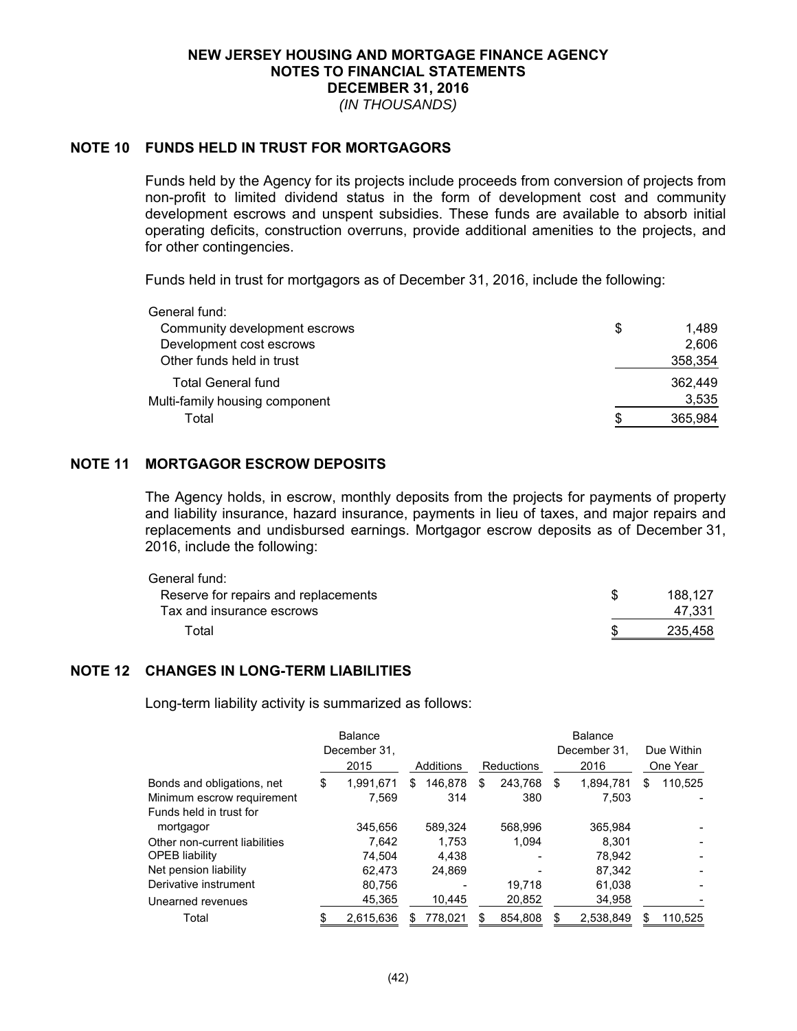**NEW JERSEY HOUSING AND MORTGAGE FINANCE AGENCY**
**NOTES TO FINANCIAL STATEMENTS**
**DECEMBER 31, 2016**
*(IN THOUSANDS)*

## NOTE 10 FUNDS HELD IN TRUST FOR MORTGAGORS

Funds held by the Agency for its projects include proceeds from conversion of projects from non-profit to limited dividend status in the form of development cost and community development escrows and unspent subsidies. These funds are available to absorb initial operating deficits, construction overruns, provide additional amenities to the projects, and for other contingencies.

Funds held in trust for mortgagors as of December 31, 2016, include the following:

| | |
|---|---|
| General fund: | |
| Community development escrows | $ 1,489 |
| Development cost escrows | 2,606 |
| Other funds held in trust | 358,354 |
| Total General fund | 362,449 |
| Multi-family housing component | 3,535 |
| Total | $ 365,984 |

## NOTE 11 MORTGAGOR ESCROW DEPOSITS

The Agency holds, in escrow, monthly deposits from the projects for payments of property and liability insurance, hazard insurance, payments in lieu of taxes, and major repairs and replacements and undisbursed earnings. Mortgagor escrow deposits as of December 31, 2016, include the following:

| | |
|---|---|
| General fund: | |
| Reserve for repairs and replacements | $ 188,127 |
| Tax and insurance escrows | 47,331 |
| Total | $ 235,458 |

## NOTE 12 CHANGES IN LONG-TERM LIABILITIES

Long-term liability activity is summarized as follows:

| | Balance December 31, 2015 | Additions | Reductions | Balance December 31, 2016 | Due Within One Year |
|---|---|---|---|---|---|
| Bonds and obligations, net | $ 1,991,671 | $ 146,878 | $ 243,768 | $ 1,894,781 | $ 110,525 |
| Minimum escrow requirement | 7,569 | 314 | 380 | 7,503 | - |
| Funds held in trust for mortgagor | 345,656 | 589,324 | 568,996 | 365,984 | - |
| Other non-current liabilities | 7,642 | 1,753 | 1,094 | 8,301 | - |
| OPEB liability | 74,504 | 4,438 | - | 78,942 | - |
| Net pension liability | 62,473 | 24,869 | - | 87,342 | - |
| Derivative instrument | 80,756 | - | 19,718 | 61,038 | - |
| Unearned revenues | 45,365 | 10,445 | 20,852 | 34,958 | - |
| Total | $ 2,615,636 | $ 778,021 | $ 854,808 | $ 2,538,849 | $ 110,525 |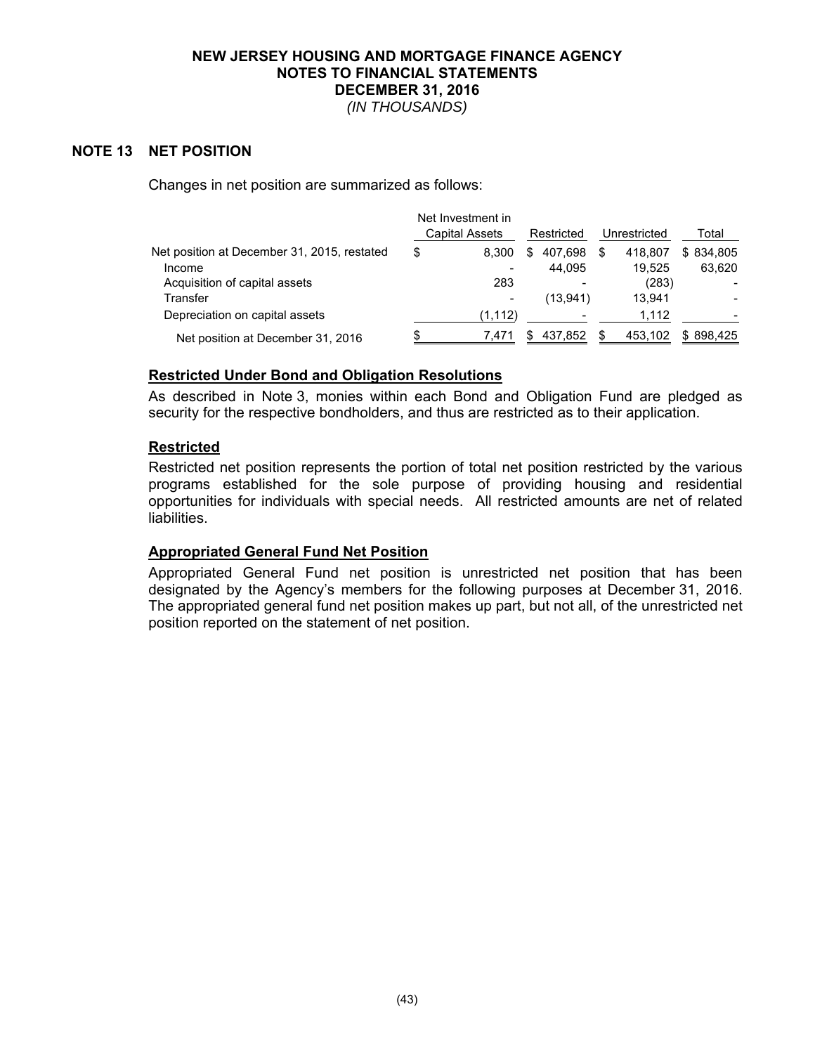# NEW JERSEY HOUSING AND MORTGAGE FINANCE AGENCY
## NOTES TO FINANCIAL STATEMENTS
## DECEMBER 31, 2016
*(IN THOUSANDS)*

## NOTE 13 NET POSITION

Changes in net position are summarized as follows:

| | Net Investment in Capital Assets | Restricted | Unrestricted | Total |
|---|---|---|---|---|
| Net position at December 31, 2015, restated | $ 8,300 | $ 407,698 | $ 418,807 | $ 834,805 |
| Income | - | 44,095 | 19,525 | 63,620 |
| Acquisition of capital assets | 283 | - | (283) | - |
| Transfer | - | (13,941) | 13,941 | - |
| Depreciation on capital assets | (1,112) | - | 1,112 | - |
| Net position at December 31, 2016 | $ 7,471 | $ 437,852 | $ 453,102 | $ 898,425 |

**Restricted Under Bond and Obligation Resolutions**

As described in Note 3, monies within each Bond and Obligation Fund are pledged as security for the respective bondholders, and thus are restricted as to their application.

**Restricted**

Restricted net position represents the portion of total net position restricted by the various programs established for the sole purpose of providing housing and residential opportunities for individuals with special needs. All restricted amounts are net of related liabilities.

**Appropriated General Fund Net Position**

Appropriated General Fund net position is unrestricted net position that has been designated by the Agency's members for the following purposes at December 31, 2016. The appropriated general fund net position makes up part, but not all, of the unrestricted net position reported on the statement of net position.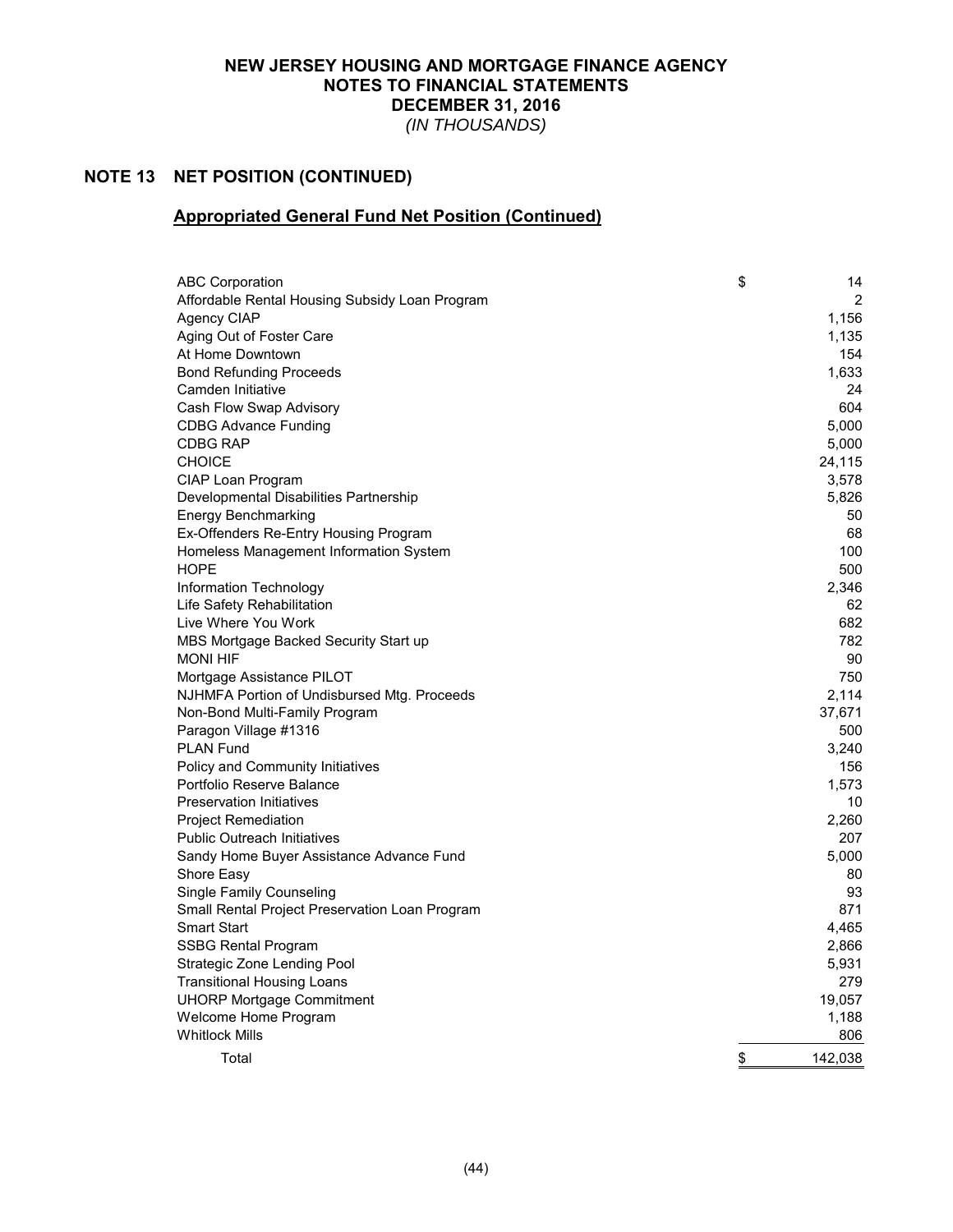# NEW JERSEY HOUSING AND MORTGAGE FINANCE AGENCY
## NOTES TO FINANCIAL STATEMENTS
## DECEMBER 31, 2016
*(IN THOUSANDS)*

## NOTE 13 NET POSITION (CONTINUED)

### Appropriated General Fund Net Position (Continued)

| | |
|---|---|
| ABC Corporation | $ 14 |
| Affordable Rental Housing Subsidy Loan Program | 2 |
| Agency CIAP | 1,156 |
| Aging Out of Foster Care | 1,135 |
| At Home Downtown | 154 |
| Bond Refunding Proceeds | 1,633 |
| Camden Initiative | 24 |
| Cash Flow Swap Advisory | 604 |
| CDBG Advance Funding | 5,000 |
| CDBG RAP | 5,000 |
| CHOICE | 24,115 |
| CIAP Loan Program | 3,578 |
| Developmental Disabilities Partnership | 5,826 |
| Energy Benchmarking | 50 |
| Ex-Offenders Re-Entry Housing Program | 68 |
| Homeless Management Information System | 100 |
| HOPE | 500 |
| Information Technology | 2,346 |
| Life Safety Rehabilitation | 62 |
| Live Where You Work | 682 |
| MBS Mortgage Backed Security Start up | 782 |
| MONI HIF | 90 |
| Mortgage Assistance PILOT | 750 |
| NJHMFA Portion of Undisbursed Mtg. Proceeds | 2,114 |
| Non-Bond Multi-Family Program | 37,671 |
| Paragon Village #1316 | 500 |
| PLAN Fund | 3,240 |
| Policy and Community Initiatives | 156 |
| Portfolio Reserve Balance | 1,573 |
| Preservation Initiatives | 10 |
| Project Remediation | 2,260 |
| Public Outreach Initiatives | 207 |
| Sandy Home Buyer Assistance Advance Fund | 5,000 |
| Shore Easy | 80 |
| Single Family Counseling | 93 |
| Small Rental Project Preservation Loan Program | 871 |
| Smart Start | 4,465 |
| SSBG Rental Program | 2,866 |
| Strategic Zone Lending Pool | 5,931 |
| Transitional Housing Loans | 279 |
| UHORP Mortgage Commitment | 19,057 |
| Welcome Home Program | 1,188 |
| Whitlock Mills | 806 |
| Total | $ 142,038 |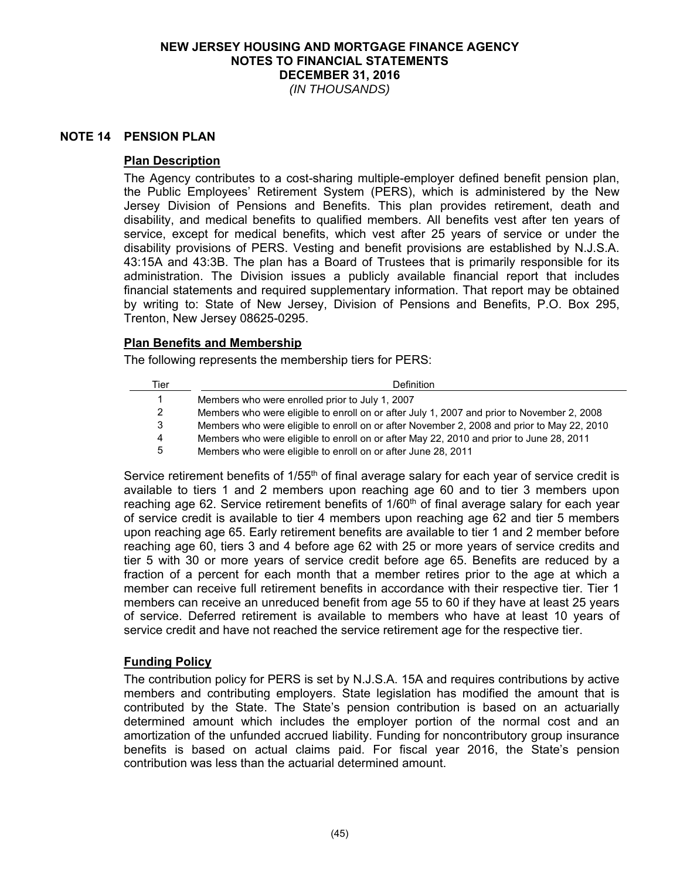# NEW JERSEY HOUSING AND MORTGAGE FINANCE AGENCY
## NOTES TO FINANCIAL STATEMENTS
## DECEMBER 31, 2016
*(IN THOUSANDS)*

## NOTE 14 PENSION PLAN

### Plan Description

The Agency contributes to a cost-sharing multiple-employer defined benefit pension plan, the Public Employees' Retirement System (PERS), which is administered by the New Jersey Division of Pensions and Benefits. This plan provides retirement, death and disability, and medical benefits to qualified members. All benefits vest after ten years of service, except for medical benefits, which vest after 25 years of service or under the disability provisions of PERS. Vesting and benefit provisions are established by N.J.S.A. 43:15A and 43:3B. The plan has a Board of Trustees that is primarily responsible for its administration. The Division issues a publicly available financial report that includes financial statements and required supplementary information. That report may be obtained by writing to: State of New Jersey, Division of Pensions and Benefits, P.O. Box 295, Trenton, New Jersey 08625-0295.

### Plan Benefits and Membership

The following represents the membership tiers for PERS:

| Tier | Definition |
|---|---|
| 1 | Members who were enrolled prior to July 1, 2007 |
| 2 | Members who were eligible to enroll on or after July 1, 2007 and prior to November 2, 2008 |
| 3 | Members who were eligible to enroll on or after November 2, 2008 and prior to May 22, 2010 |
| 4 | Members who were eligible to enroll on or after May 22, 2010 and prior to June 28, 2011 |
| 5 | Members who were eligible to enroll on or after June 28, 2011 |

Service retirement benefits of 1/55th of final average salary for each year of service credit is available to tiers 1 and 2 members upon reaching age 60 and to tier 3 members upon reaching age 62. Service retirement benefits of 1/60th of final average salary for each year of service credit is available to tier 4 members upon reaching age 62 and tier 5 members upon reaching age 65. Early retirement benefits are available to tier 1 and 2 member before reaching age 60, tiers 3 and 4 before age 62 with 25 or more years of service credits and tier 5 with 30 or more years of service credit before age 65. Benefits are reduced by a fraction of a percent for each month that a member retires prior to the age at which a member can receive full retirement benefits in accordance with their respective tier. Tier 1 members can receive an unreduced benefit from age 55 to 60 if they have at least 25 years of service. Deferred retirement is available to members who have at least 10 years of service credit and have not reached the service retirement age for the respective tier.

### Funding Policy

The contribution policy for PERS is set by N.J.S.A. 15A and requires contributions by active members and contributing employers. State legislation has modified the amount that is contributed by the State. The State's pension contribution is based on an actuarially determined amount which includes the employer portion of the normal cost and an amortization of the unfunded accrued liability. Funding for noncontributory group insurance benefits is based on actual claims paid. For fiscal year 2016, the State's pension contribution was less than the actuarial determined amount.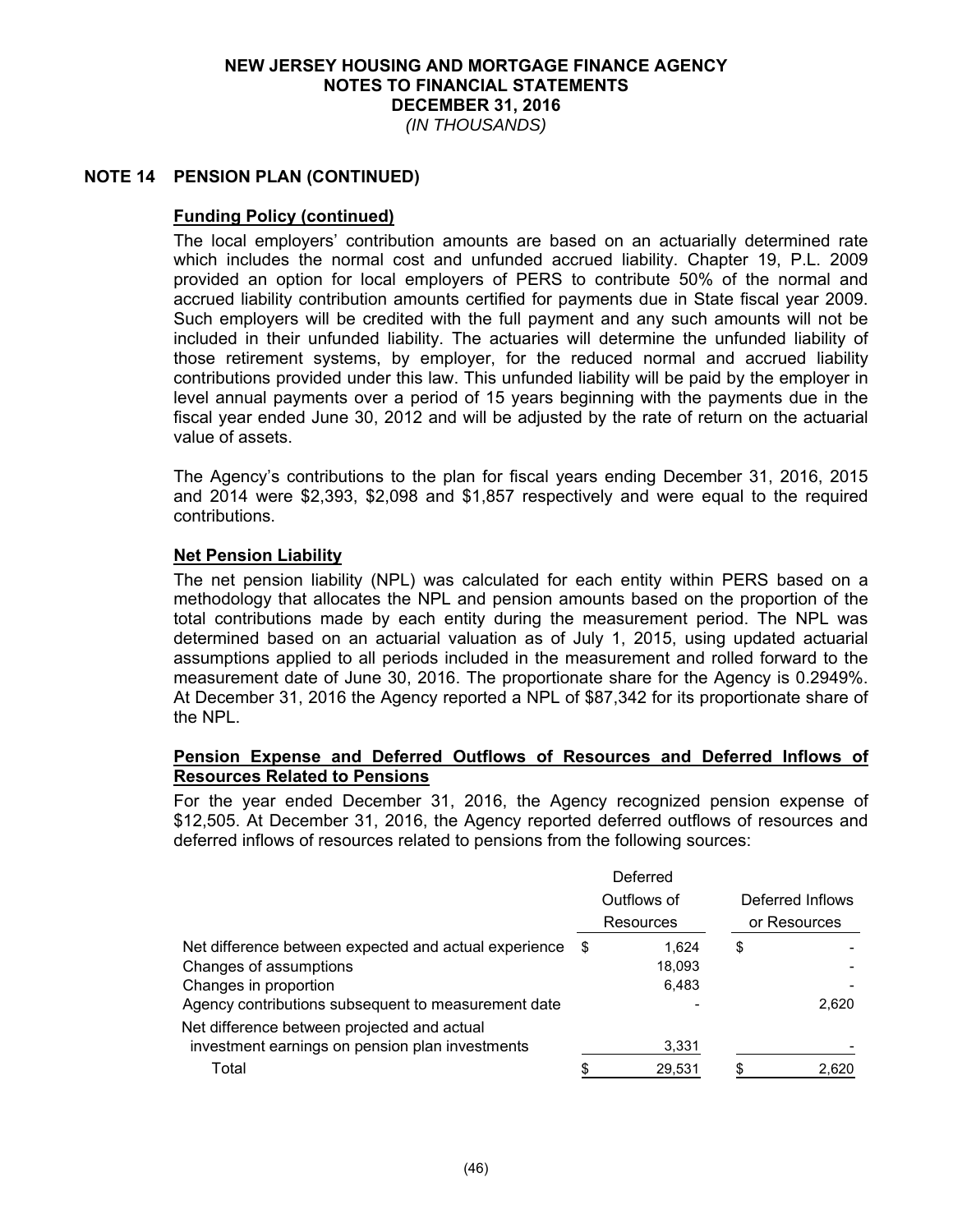**NEW JERSEY HOUSING AND MORTGAGE FINANCE AGENCY**
**NOTES TO FINANCIAL STATEMENTS**
**DECEMBER 31, 2016**
*(IN THOUSANDS)*

## NOTE 14 PENSION PLAN (CONTINUED)

### Funding Policy (continued)

The local employers' contribution amounts are based on an actuarially determined rate which includes the normal cost and unfunded accrued liability. Chapter 19, P.L. 2009 provided an option for local employers of PERS to contribute 50% of the normal and accrued liability contribution amounts certified for payments due in State fiscal year 2009. Such employers will be credited with the full payment and any such amounts will not be included in their unfunded liability. The actuaries will determine the unfunded liability of those retirement systems, by employer, for the reduced normal and accrued liability contributions provided under this law. This unfunded liability will be paid by the employer in level annual payments over a period of 15 years beginning with the payments due in the fiscal year ended June 30, 2012 and will be adjusted by the rate of return on the actuarial value of assets.

The Agency's contributions to the plan for fiscal years ending December 31, 2016, 2015 and 2014 were $2,393, $2,098 and $1,857 respectively and were equal to the required contributions.

### Net Pension Liability

The net pension liability (NPL) was calculated for each entity within PERS based on a methodology that allocates the NPL and pension amounts based on the proportion of the total contributions made by each entity during the measurement period. The NPL was determined based on an actuarial valuation as of July 1, 2015, using updated actuarial assumptions applied to all periods included in the measurement and rolled forward to the measurement date of June 30, 2016. The proportionate share for the Agency is 0.2949%. At December 31, 2016 the Agency reported a NPL of $87,342 for its proportionate share of the NPL.

### Pension Expense and Deferred Outflows of Resources and Deferred Inflows of Resources Related to Pensions

For the year ended December 31, 2016, the Agency recognized pension expense of $12,505. At December 31, 2016, the Agency reported deferred outflows of resources and deferred inflows of resources related to pensions from the following sources:

| | Deferred Outflows of Resources | Deferred Inflows or Resources |
|---|---|---|
| Net difference between expected and actual experience | $ 1,624 | $ - |
| Changes of assumptions | 18,093 | - |
| Changes in proportion | 6,483 | - |
| Agency contributions subsequent to measurement date | - | 2,620 |
| Net difference between projected and actual investment earnings on pension plan investments | 3,331 | - |
| Total | $ 29,531 | $ 2,620 |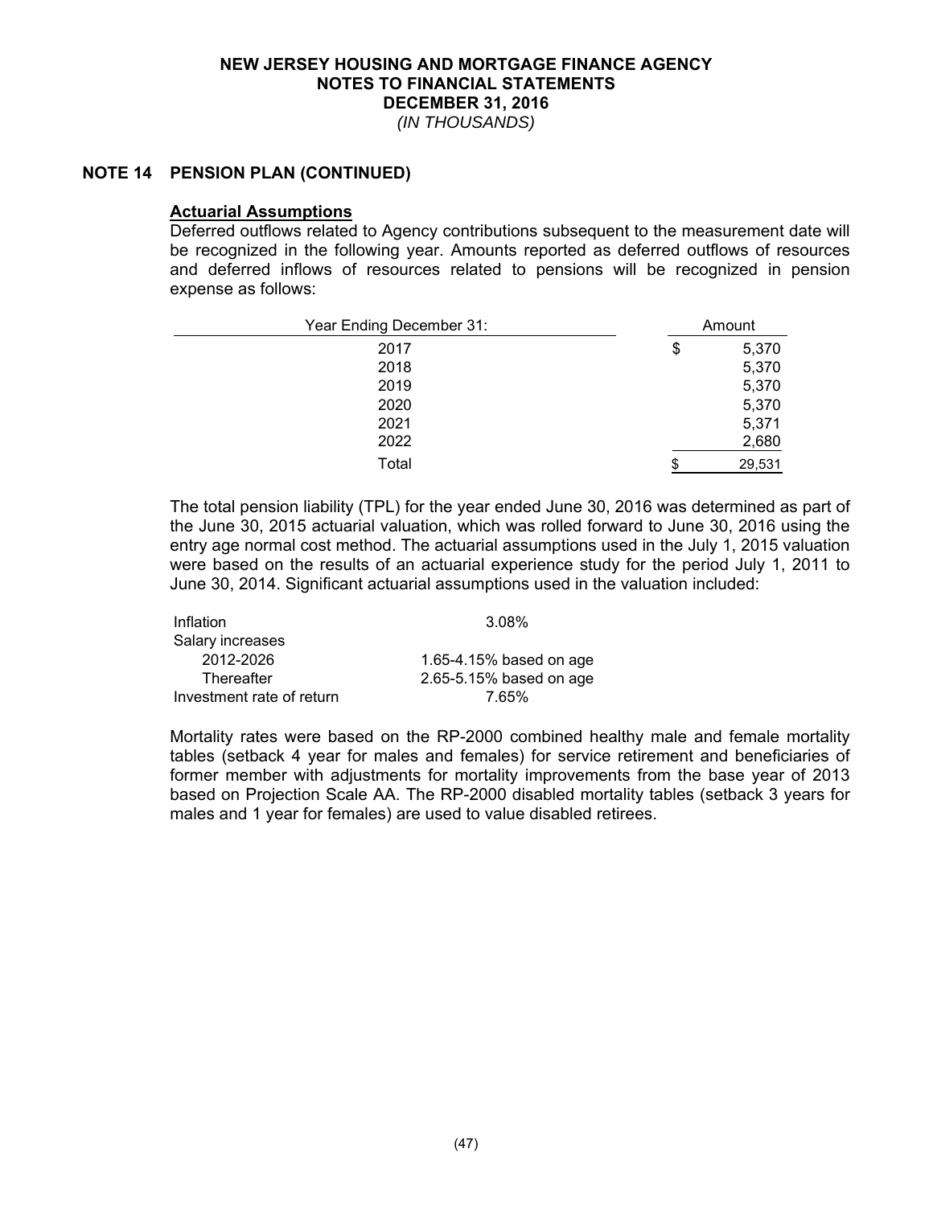# NEW JERSEY HOUSING AND MORTGAGE FINANCE AGENCY
## NOTES TO FINANCIAL STATEMENTS
## DECEMBER 31, 2016
*(IN THOUSANDS)*

## NOTE 14 PENSION PLAN (CONTINUED)

### Actuarial Assumptions

Deferred outflows related to Agency contributions subsequent to the measurement date will be recognized in the following year. Amounts reported as deferred outflows of resources and deferred inflows of resources related to pensions will be recognized in pension expense as follows:

| Year Ending December 31: | Amount |
|---|---|
| 2017 | $ 5,370 |
| 2018 | 5,370 |
| 2019 | 5,370 |
| 2020 | 5,370 |
| 2021 | 5,371 |
| 2022 | 2,680 |
| Total | $ 29,531 |

The total pension liability (TPL) for the year ended June 30, 2016 was determined as part of the June 30, 2015 actuarial valuation, which was rolled forward to June 30, 2016 using the entry age normal cost method. The actuarial assumptions used in the July 1, 2015 valuation were based on the results of an actuarial experience study for the period July 1, 2011 to June 30, 2014. Significant actuarial assumptions used in the valuation included:

| | |
|---|---|
| Inflation | 3.08% |
| Salary increases | |
| 2012-2026 | 1.65-4.15% based on age |
| Thereafter | 2.65-5.15% based on age |
| Investment rate of return | 7.65% |

Mortality rates were based on the RP-2000 combined healthy male and female mortality tables (setback 4 year for males and females) for service retirement and beneficiaries of former member with adjustments for mortality improvements from the base year of 2013 based on Projection Scale AA. The RP-2000 disabled mortality tables (setback 3 years for males and 1 year for females) are used to value disabled retirees.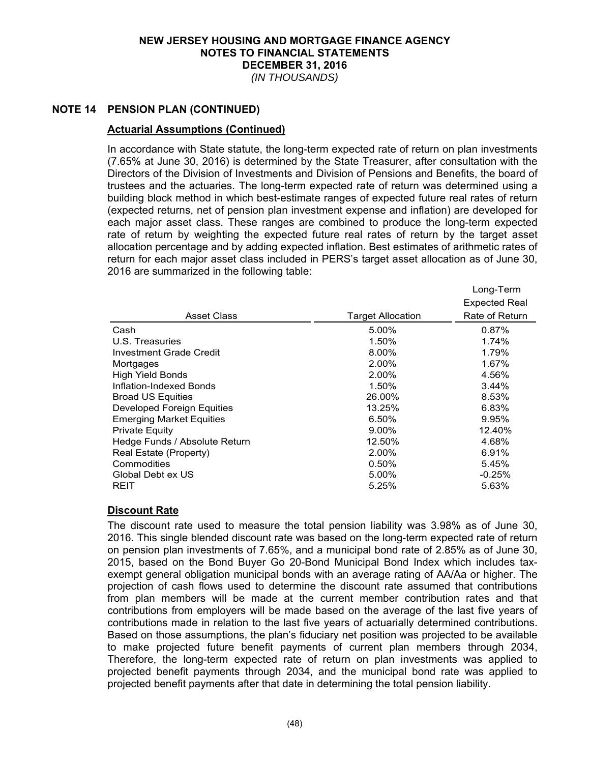## NOTE 14 PENSION PLAN (CONTINUED)

### Actuarial Assumptions (Continued)

In accordance with State statute, the long-term expected rate of return on plan investments (7.65% at June 30, 2016) is determined by the State Treasurer, after consultation with the Directors of the Division of Investments and Division of Pensions and Benefits, the board of trustees and the actuaries. The long-term expected rate of return was determined using a building block method in which best-estimate ranges of expected future real rates of return (expected returns, net of pension plan investment expense and inflation) are developed for each major asset class. These ranges are combined to produce the long-term expected rate of return by weighting the expected future real rates of return by the target asset allocation percentage and by adding expected inflation. Best estimates of arithmetic rates of return for each major asset class included in PERS's target asset allocation as of June 30, 2016 are summarized in the following table:

| Asset Class | Target Allocation | Long-Term Expected Real Rate of Return |
|---|---|---|
| Cash | 5.00% | 0.87% |
| U.S. Treasuries | 1.50% | 1.74% |
| Investment Grade Credit | 8.00% | 1.79% |
| Mortgages | 2.00% | 1.67% |
| High Yield Bonds | 2.00% | 4.56% |
| Inflation-Indexed Bonds | 1.50% | 3.44% |
| Broad US Equities | 26.00% | 8.53% |
| Developed Foreign Equities | 13.25% | 6.83% |
| Emerging Market Equities | 6.50% | 9.95% |
| Private Equity | 9.00% | 12.40% |
| Hedge Funds / Absolute Return | 12.50% | 4.68% |
| Real Estate (Property) | 2.00% | 6.91% |
| Commodities | 0.50% | 5.45% |
| Global Debt ex US | 5.00% | -0.25% |
| REIT | 5.25% | 5.63% |

### Discount Rate

The discount rate used to measure the total pension liability was 3.98% as of June 30, 2016. This single blended discount rate was based on the long-term expected rate of return on pension plan investments of 7.65%, and a municipal bond rate of 2.85% as of June 30, 2015, based on the Bond Buyer Go 20-Bond Municipal Bond Index which includes tax-exempt general obligation municipal bonds with an average rating of AA/Aa or higher. The projection of cash flows used to determine the discount rate assumed that contributions from plan members will be made at the current member contribution rates and that contributions from employers will be made based on the average of the last five years of contributions made in relation to the last five years of actuarially determined contributions. Based on those assumptions, the plan's fiduciary net position was projected to be available to make projected future benefit payments of current plan members through 2034, Therefore, the long-term expected rate of return on plan investments was applied to projected benefit payments through 2034, and the municipal bond rate was applied to projected benefit payments after that date in determining the total pension liability.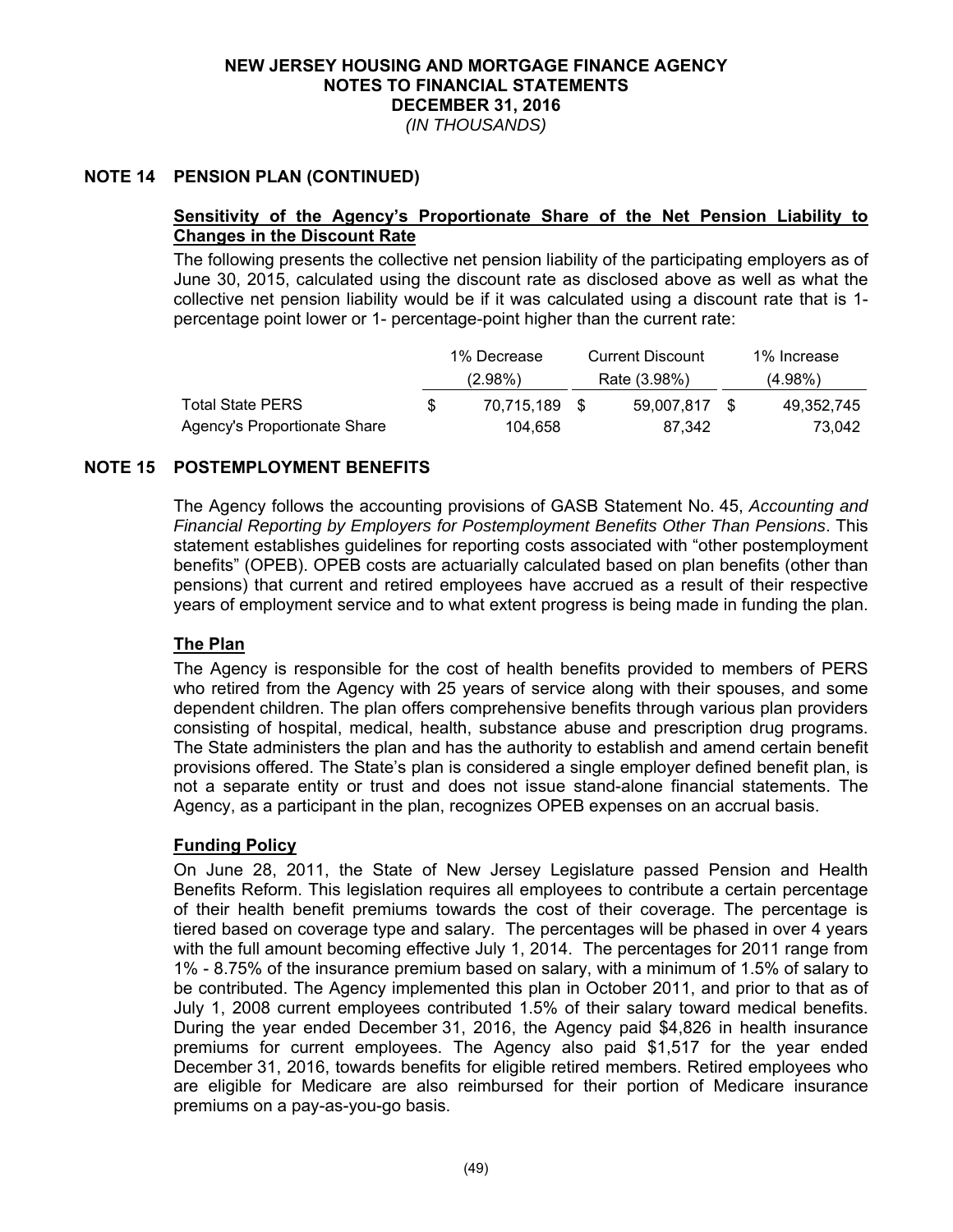# NEW JERSEY HOUSING AND MORTGAGE FINANCE AGENCY
## NOTES TO FINANCIAL STATEMENTS
## DECEMBER 31, 2016
*(IN THOUSANDS)*

## NOTE 14 PENSION PLAN (CONTINUED)

### Sensitivity of the Agency's Proportionate Share of the Net Pension Liability to Changes in the Discount Rate

The following presents the collective net pension liability of the participating employers as of June 30, 2015, calculated using the discount rate as disclosed above as well as what the collective net pension liability would be if it was calculated using a discount rate that is 1-percentage point lower or 1- percentage-point higher than the current rate:

| | 1% Decrease (2.98%) | Current Discount Rate (3.98%) | 1% Increase (4.98%) |
|---|---|---|---|
| Total State PERS | $ 70,715,189 | $ 59,007,817 | $ 49,352,745 |
| Agency's Proportionate Share | 104,658 | 87,342 | 73,042 |

## NOTE 15 POSTEMPLOYMENT BENEFITS

The Agency follows the accounting provisions of GASB Statement No. 45, *Accounting and Financial Reporting by Employers for Postemployment Benefits Other Than Pensions*. This statement establishes guidelines for reporting costs associated with "other postemployment benefits" (OPEB). OPEB costs are actuarially calculated based on plan benefits (other than pensions) that current and retired employees have accrued as a result of their respective years of employment service and to what extent progress is being made in funding the plan.

### The Plan

The Agency is responsible for the cost of health benefits provided to members of PERS who retired from the Agency with 25 years of service along with their spouses, and some dependent children. The plan offers comprehensive benefits through various plan providers consisting of hospital, medical, health, substance abuse and prescription drug programs. The State administers the plan and has the authority to establish and amend certain benefit provisions offered. The State's plan is considered a single employer defined benefit plan, is not a separate entity or trust and does not issue stand-alone financial statements. The Agency, as a participant in the plan, recognizes OPEB expenses on an accrual basis.

### Funding Policy

On June 28, 2011, the State of New Jersey Legislature passed Pension and Health Benefits Reform. This legislation requires all employees to contribute a certain percentage of their health benefit premiums towards the cost of their coverage. The percentage is tiered based on coverage type and salary. The percentages will be phased in over 4 years with the full amount becoming effective July 1, 2014. The percentages for 2011 range from 1% - 8.75% of the insurance premium based on salary, with a minimum of 1.5% of salary to be contributed. The Agency implemented this plan in October 2011, and prior to that as of July 1, 2008 current employees contributed 1.5% of their salary toward medical benefits. During the year ended December 31, 2016, the Agency paid $4,826 in health insurance premiums for current employees. The Agency also paid $1,517 for the year ended December 31, 2016, towards benefits for eligible retired members. Retired employees who are eligible for Medicare are also reimbursed for their portion of Medicare insurance premiums on a pay-as-you-go basis.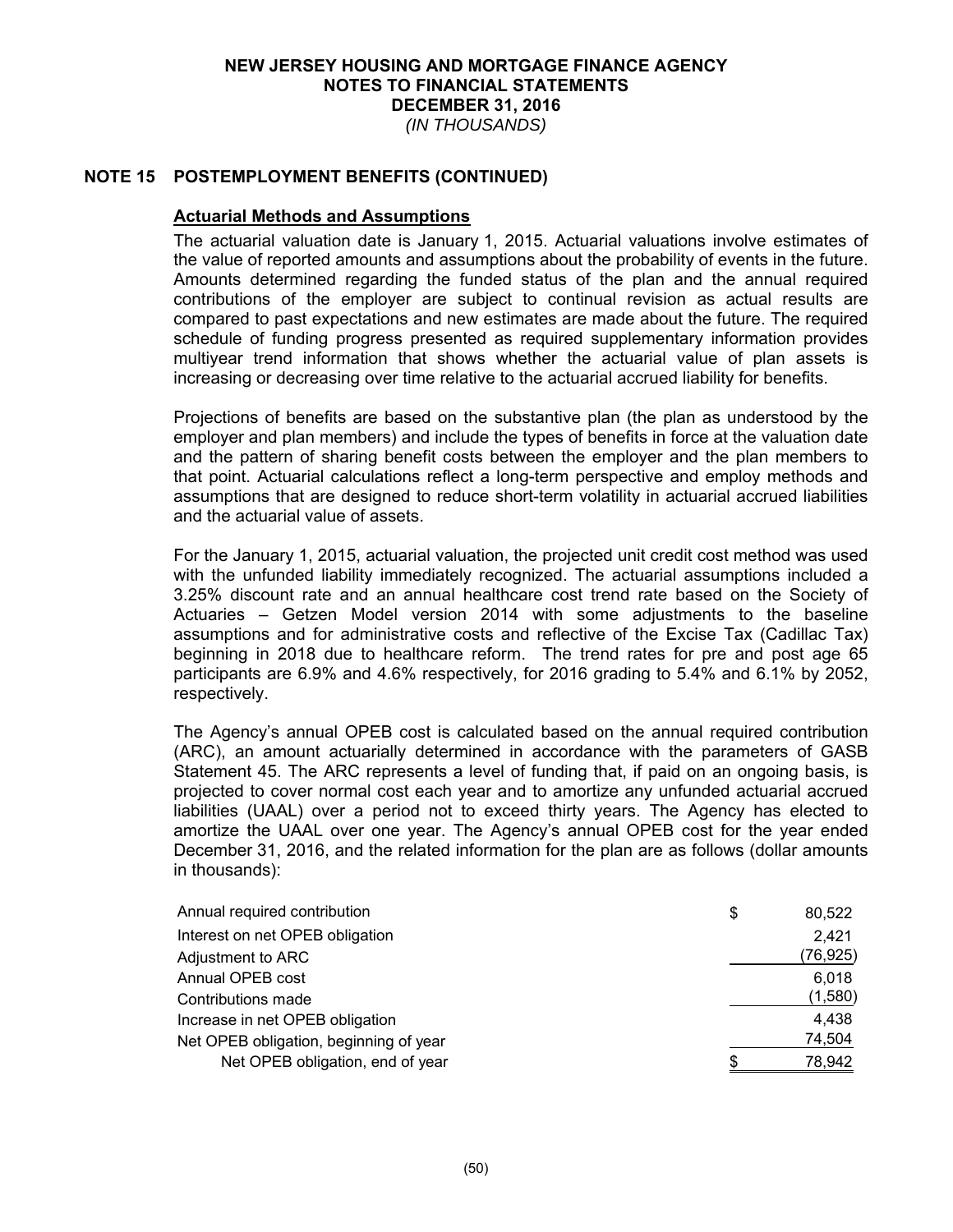## NOTE 15 POSTEMPLOYMENT BENEFITS (CONTINUED)

### Actuarial Methods and Assumptions

The actuarial valuation date is January 1, 2015. Actuarial valuations involve estimates of the value of reported amounts and assumptions about the probability of events in the future. Amounts determined regarding the funded status of the plan and the annual required contributions of the employer are subject to continual revision as actual results are compared to past expectations and new estimates are made about the future. The required schedule of funding progress presented as required supplementary information provides multiyear trend information that shows whether the actuarial value of plan assets is increasing or decreasing over time relative to the actuarial accrued liability for benefits.

Projections of benefits are based on the substantive plan (the plan as understood by the employer and plan members) and include the types of benefits in force at the valuation date and the pattern of sharing benefit costs between the employer and the plan members to that point. Actuarial calculations reflect a long-term perspective and employ methods and assumptions that are designed to reduce short-term volatility in actuarial accrued liabilities and the actuarial value of assets.

For the January 1, 2015, actuarial valuation, the projected unit credit cost method was used with the unfunded liability immediately recognized. The actuarial assumptions included a 3.25% discount rate and an annual healthcare cost trend rate based on the Society of Actuaries – Getzen Model version 2014 with some adjustments to the baseline assumptions and for administrative costs and reflective of the Excise Tax (Cadillac Tax) beginning in 2018 due to healthcare reform. The trend rates for pre and post age 65 participants are 6.9% and 4.6% respectively, for 2016 grading to 5.4% and 6.1% by 2052, respectively.

The Agency's annual OPEB cost is calculated based on the annual required contribution (ARC), an amount actuarially determined in accordance with the parameters of GASB Statement 45. The ARC represents a level of funding that, if paid on an ongoing basis, is projected to cover normal cost each year and to amortize any unfunded actuarial accrued liabilities (UAAL) over a period not to exceed thirty years. The Agency has elected to amortize the UAAL over one year. The Agency's annual OPEB cost for the year ended December 31, 2016, and the related information for the plan are as follows (dollar amounts in thousands):

| | |
|---|---|
| Annual required contribution | $ 80,522 |
| Interest on net OPEB obligation | 2,421 |
| Adjustment to ARC | (76,925) |
| Annual OPEB cost | 6,018 |
| Contributions made | (1,580) |
| Increase in net OPEB obligation | 4,438 |
| Net OPEB obligation, beginning of year | 74,504 |
| Net OPEB obligation, end of year | $ 78,942 |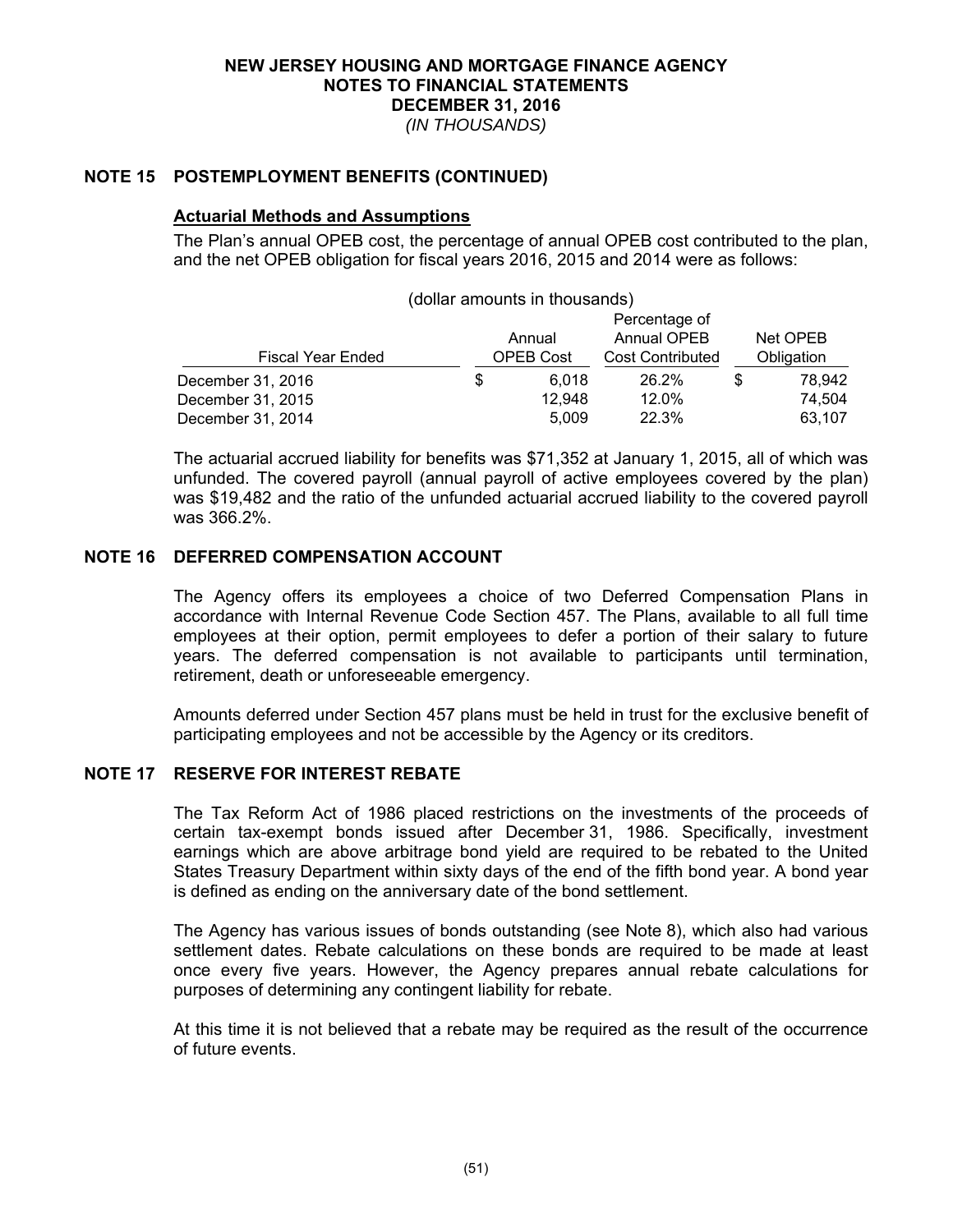## NOTE 15 POSTEMPLOYMENT BENEFITS (CONTINUED)

### Actuarial Methods and Assumptions

The Plan's annual OPEB cost, the percentage of annual OPEB cost contributed to the plan, and the net OPEB obligation for fiscal years 2016, 2015 and 2014 were as follows:

(dollar amounts in thousands)

| Fiscal Year Ended | Annual OPEB Cost | Percentage of Annual OPEB Cost Contributed | Net OPEB Obligation |
|---|---|---|---|
| December 31, 2016 | $ 6,018 | 26.2% | $ 78,942 |
| December 31, 2015 | 12,948 | 12.0% | 74,504 |
| December 31, 2014 | 5,009 | 22.3% | 63,107 |

The actuarial accrued liability for benefits was $71,352 at January 1, 2015, all of which was unfunded. The covered payroll (annual payroll of active employees covered by the plan) was $19,482 and the ratio of the unfunded actuarial accrued liability to the covered payroll was 366.2%.

## NOTE 16 DEFERRED COMPENSATION ACCOUNT

The Agency offers its employees a choice of two Deferred Compensation Plans in accordance with Internal Revenue Code Section 457. The Plans, available to all full time employees at their option, permit employees to defer a portion of their salary to future years. The deferred compensation is not available to participants until termination, retirement, death or unforeseeable emergency.

Amounts deferred under Section 457 plans must be held in trust for the exclusive benefit of participating employees and not be accessible by the Agency or its creditors.

## NOTE 17 RESERVE FOR INTEREST REBATE

The Tax Reform Act of 1986 placed restrictions on the investments of the proceeds of certain tax-exempt bonds issued after December 31, 1986. Specifically, investment earnings which are above arbitrage bond yield are required to be rebated to the United States Treasury Department within sixty days of the end of the fifth bond year. A bond year is defined as ending on the anniversary date of the bond settlement.

The Agency has various issues of bonds outstanding (see Note 8), which also had various settlement dates. Rebate calculations on these bonds are required to be made at least once every five years. However, the Agency prepares annual rebate calculations for purposes of determining any contingent liability for rebate.

At this time it is not believed that a rebate may be required as the result of the occurrence of future events.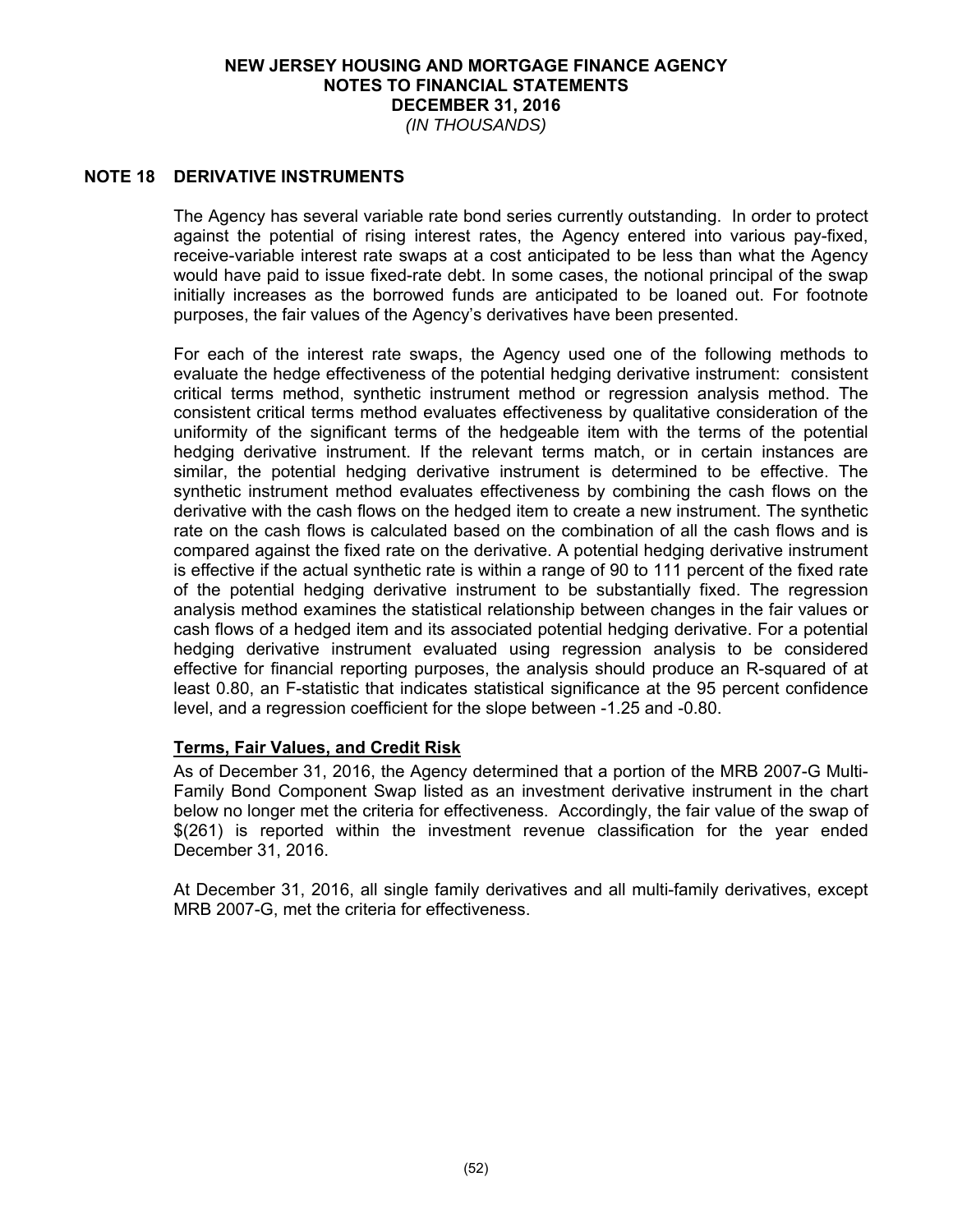# NEW JERSEY HOUSING AND MORTGAGE FINANCE AGENCY
## NOTES TO FINANCIAL STATEMENTS
## DECEMBER 31, 2016
*(IN THOUSANDS)*

## NOTE 18 DERIVATIVE INSTRUMENTS

The Agency has several variable rate bond series currently outstanding. In order to protect against the potential of rising interest rates, the Agency entered into various pay-fixed, receive-variable interest rate swaps at a cost anticipated to be less than what the Agency would have paid to issue fixed-rate debt. In some cases, the notional principal of the swap initially increases as the borrowed funds are anticipated to be loaned out. For footnote purposes, the fair values of the Agency's derivatives have been presented.

For each of the interest rate swaps, the Agency used one of the following methods to evaluate the hedge effectiveness of the potential hedging derivative instrument: consistent critical terms method, synthetic instrument method or regression analysis method. The consistent critical terms method evaluates effectiveness by qualitative consideration of the uniformity of the significant terms of the hedgeable item with the terms of the potential hedging derivative instrument. If the relevant terms match, or in certain instances are similar, the potential hedging derivative instrument is determined to be effective. The synthetic instrument method evaluates effectiveness by combining the cash flows on the derivative with the cash flows on the hedged item to create a new instrument. The synthetic rate on the cash flows is calculated based on the combination of all the cash flows and is compared against the fixed rate on the derivative. A potential hedging derivative instrument is effective if the actual synthetic rate is within a range of 90 to 111 percent of the fixed rate of the potential hedging derivative instrument to be substantially fixed. The regression analysis method examines the statistical relationship between changes in the fair values or cash flows of a hedged item and its associated potential hedging derivative. For a potential hedging derivative instrument evaluated using regression analysis to be considered effective for financial reporting purposes, the analysis should produce an R-squared of at least 0.80, an F-statistic that indicates statistical significance at the 95 percent confidence level, and a regression coefficient for the slope between -1.25 and -0.80.

**Terms, Fair Values, and Credit Risk**

As of December 31, 2016, the Agency determined that a portion of the MRB 2007-G Multi-Family Bond Component Swap listed as an investment derivative instrument in the chart below no longer met the criteria for effectiveness. Accordingly, the fair value of the swap of $(261) is reported within the investment revenue classification for the year ended December 31, 2016.

At December 31, 2016, all single family derivatives and all multi-family derivatives, except MRB 2007-G, met the criteria for effectiveness.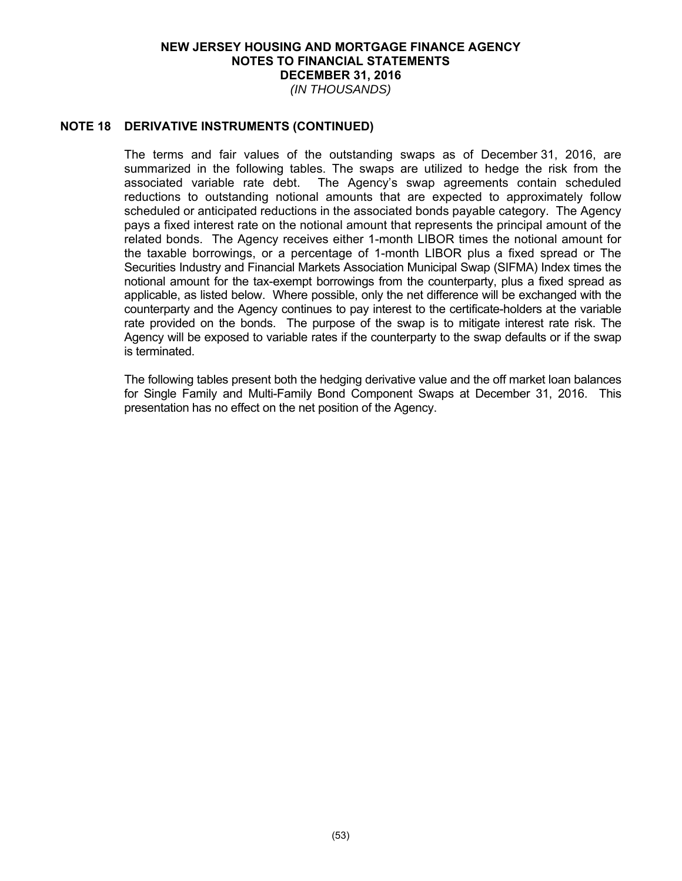# NEW JERSEY HOUSING AND MORTGAGE FINANCE AGENCY
## NOTES TO FINANCIAL STATEMENTS
## DECEMBER 31, 2016
*(IN THOUSANDS)*

## NOTE 18 DERIVATIVE INSTRUMENTS (CONTINUED)

The terms and fair values of the outstanding swaps as of December 31, 2016, are summarized in the following tables. The swaps are utilized to hedge the risk from the associated variable rate debt. The Agency's swap agreements contain scheduled reductions to outstanding notional amounts that are expected to approximately follow scheduled or anticipated reductions in the associated bonds payable category. The Agency pays a fixed interest rate on the notional amount that represents the principal amount of the related bonds. The Agency receives either 1-month LIBOR times the notional amount for the taxable borrowings, or a percentage of 1-month LIBOR plus a fixed spread or The Securities Industry and Financial Markets Association Municipal Swap (SIFMA) Index times the notional amount for the tax-exempt borrowings from the counterparty, plus a fixed spread as applicable, as listed below. Where possible, only the net difference will be exchanged with the counterparty and the Agency continues to pay interest to the certificate-holders at the variable rate provided on the bonds. The purpose of the swap is to mitigate interest rate risk. The Agency will be exposed to variable rates if the counterparty to the swap defaults or if the swap is terminated.

The following tables present both the hedging derivative value and the off market loan balances for Single Family and Multi-Family Bond Component Swaps at December 31, 2016. This presentation has no effect on the net position of the Agency.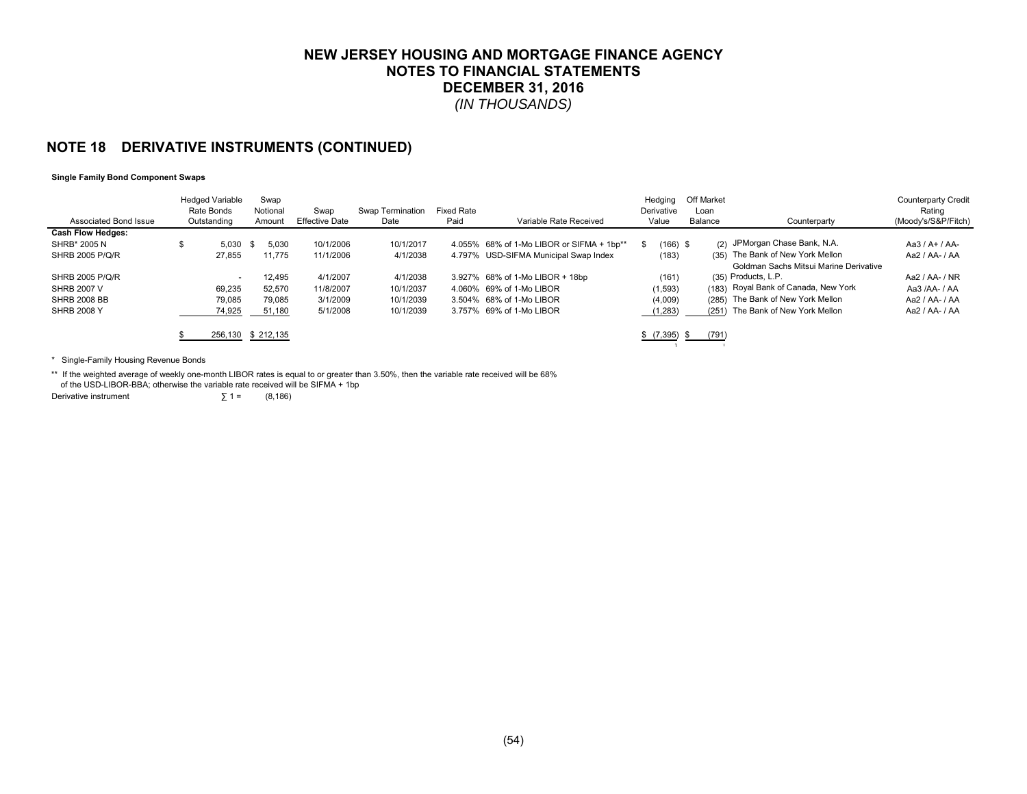# NEW JERSEY HOUSING AND MORTGAGE FINANCE AGENCY
## NOTES TO FINANCIAL STATEMENTS
## DECEMBER 31, 2016
*(IN THOUSANDS)*

## NOTE 18 DERIVATIVE INSTRUMENTS (CONTINUED)

**Single Family Bond Component Swaps**

| Associated Bond Issue | Hedged Variable Rate Bonds Outstanding | Swap Notional Amount | Swap Effective Date | Swap Termination Date | Fixed Rate Paid | Variable Rate Received | Hedging Derivative Value | Off Market Loan Balance | Counterparty | Counterparty Credit Rating (Moody's/S&P/Fitch) |
|---|---|---|---|---|---|---|---|---|---|---|
| **Cash Flow Hedges:** | | | | | | | | | | |
| SHRB* 2005 N | $ 5,030 | $ 5,030 | 10/1/2006 | 10/1/2017 | 4.055% | 68% of 1-Mo LIBOR or SIFMA + 1bp** | $ (166) | $ (2) | JPMorgan Chase Bank, N.A. | Aa3 / A+ / AA- |
| SHRB 2005 P/Q/R | 27,855 | 11,775 | 11/1/2006 | 4/1/2038 | 4.797% | USD-SIFMA Municipal Swap Index | (183) | (35) | The Bank of New York Mellon | Aa2 / AA- / AA |
| SHRB 2005 P/Q/R | - | 12,495 | 4/1/2007 | 4/1/2038 | 3.927% | 68% of 1-Mo LIBOR + 18bp | (161) | (35) | Goldman Sachs Mitsui Marine Derivative Products, L.P. | Aa2 / AA- / NR |
| SHRB 2007 V | 69,235 | 52,570 | 11/8/2007 | 10/1/2037 | 4.060% | 69% of 1-Mo LIBOR | (1,593) | (183) | Royal Bank of Canada, New York | Aa3 /AA- / AA |
| SHRB 2008 BB | 79,085 | 79,085 | 3/1/2009 | 10/1/2039 | 3.504% | 68% of 1-Mo LIBOR | (4,009) | (285) | The Bank of New York Mellon | Aa2 / AA- / AA |
| SHRB 2008 Y | 74,925 | 51,180 | 5/1/2008 | 10/1/2039 | 3.757% | 69% of 1-Mo LIBOR | (1,283) | (251) | The Bank of New York Mellon | Aa2 / AA- / AA |
| | $ 256,130 | $ 212,135 | | | | | $ (7,395) | $ (791) | | |

\* Single-Family Housing Revenue Bonds

\*\* If the weighted average of weekly one-month LIBOR rates is equal to or greater than 3.50%, then the variable rate received will be 68% of the USD-LIBOR-BBA; otherwise the variable rate received will be SIFMA + 1bp

Derivative instrument ∑ 1 = (8,186)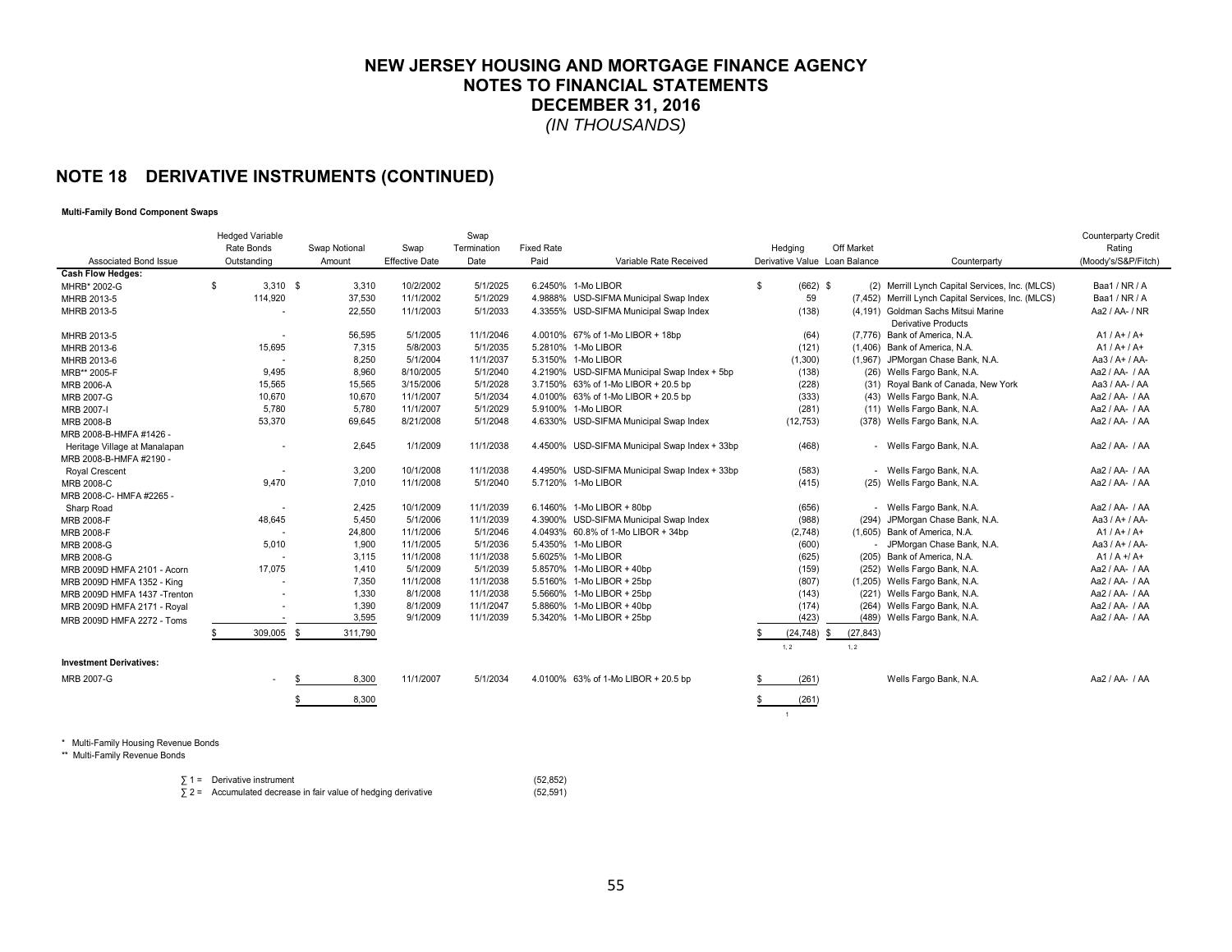# NEW JERSEY HOUSING AND MORTGAGE FINANCE AGENCY
# NOTES TO FINANCIAL STATEMENTS
# DECEMBER 31, 2016
*(IN THOUSANDS)*

## NOTE 18 DERIVATIVE INSTRUMENTS (CONTINUED)

**Multi-Family Bond Component Swaps**

| Associated Bond Issue | Hedged Variable Rate Bonds Outstanding | Swap Notional Amount | Swap Effective Date | Swap Termination Date | Fixed Rate Paid | Variable Rate Received | Hedging Derivative Value | Off Market Loan Balance | Counterparty | Counterparty Credit Rating (Moody's/S&P/Fitch) |
|---|---|---|---|---|---|---|---|---|---|---|
| **Cash Flow Hedges:** | | | | | | | | | | |
| MHRB* 2002-G | $ 3,310 | $ 3,310 | 10/2/2002 | 5/1/2025 | 6.2450% | 1-Mo LIBOR | $ (662) | $ (2) | Merrill Lynch Capital Services, Inc. (MLCS) | Baa1 / NR / A |
| MHRB 2013-5 | 114,920 | 37,530 | 11/1/2002 | 5/1/2029 | 4.9888% | USD-SIFMA Municipal Swap Index | 59 | (7,452) | Merrill Lynch Capital Services, Inc. (MLCS) | Baa1 / NR / A |
| MHRB 2013-5 | - | 22,550 | 11/1/2003 | 5/1/2033 | 4.3355% | USD-SIFMA Municipal Swap Index | (138) | (4,191) | Goldman Sachs Mitsui Marine Derivative Products | Aa2 / AA- / NR |
| MHRB 2013-5 | - | 56,595 | 5/1/2005 | 11/1/2046 | 4.0010% | 67% of 1-Mo LIBOR + 18bp | (64) | (7,776) | Bank of America, N.A. | A1 / A+ / A+ |
| MHRB 2013-6 | 15,695 | 7,315 | 5/8/2003 | 5/1/2035 | 5.2810% | 1-Mo LIBOR | (121) | (1,406) | Bank of America, N.A. | A1 / A+ / A+ |
| MHRB 2013-6 | - | 8,250 | 5/1/2004 | 11/1/2037 | 5.3150% | 1-Mo LIBOR | (1,300) | (1,967) | JPMorgan Chase Bank, N.A. | Aa3 / A+ / AA- |
| MRB** 2005-F | 9,495 | 8,960 | 8/10/2005 | 5/1/2040 | 4.2190% | USD-SIFMA Municipal Swap Index + 5bp | (138) | (26) | Wells Fargo Bank, N.A. | Aa2 / AA- / AA |
| MRB 2006-A | 15,565 | 15,565 | 3/15/2006 | 5/1/2028 | 3.7150% | 63% of 1-Mo LIBOR + 20.5 bp | (228) | (31) | Royal Bank of Canada, New York | Aa3 / AA- / AA |
| MRB 2007-G | 10,670 | 10,670 | 11/1/2007 | 5/1/2034 | 4.0100% | 63% of 1-Mo LIBOR + 20.5 bp | (333) | (43) | Wells Fargo Bank, N.A. | Aa2 / AA- / AA |
| MRB 2007-I | 5,780 | 5,780 | 11/1/2007 | 5/1/2029 | 5.9100% | 1-Mo LIBOR | (281) | (11) | Wells Fargo Bank, N.A. | Aa2 / AA- / AA |
| MRB 2008-B | 53,370 | 69,645 | 8/21/2008 | 5/1/2048 | 4.6330% | USD-SIFMA Municipal Swap Index | (12,753) | (378) | Wells Fargo Bank, N.A. | Aa2 / AA- / AA |
| MRB 2008-B-HMFA #1426 - Heritage Village at Manalapan | - | 2,645 | 1/1/2009 | 11/1/2038 | 4.4500% | USD-SIFMA Municipal Swap Index + 33bp | (468) | - | Wells Fargo Bank, N.A. | Aa2 / AA- / AA |
| MRB 2008-B-HMFA #2190 - Royal Crescent | - | 3,200 | 10/1/2008 | 11/1/2038 | 4.4950% | USD-SIFMA Municipal Swap Index + 33bp | (583) | - | Wells Fargo Bank, N.A. | Aa2 / AA- / AA |
| MRB 2008-C | 9,470 | 7,010 | 11/1/2008 | 5/1/2040 | 5.7120% | 1-Mo LIBOR | (415) | (25) | Wells Fargo Bank, N.A. | Aa2 / AA- / AA |
| MRB 2008-C- HMFA #2265 - Sharp Road | - | 2,425 | 10/1/2009 | 11/1/2039 | 6.1460% | 1-Mo LIBOR + 80bp | (656) | - | Wells Fargo Bank, N.A. | Aa2 / AA- / AA |
| MRB 2008-F | 48,645 | 5,450 | 5/1/2006 | 11/1/2039 | 4.3900% | USD-SIFMA Municipal Swap Index | (988) | (294) | JPMorgan Chase Bank, N.A. | Aa3 / A+ / AA- |
| MRB 2008-F | - | 24,800 | 11/1/2006 | 5/1/2046 | 4.0493% | 60.8% of 1-Mo LIBOR + 34bp | (2,748) | (1,605) | Bank of America, N.A. | A1 / A+ / A+ |
| MRB 2008-G | 5,010 | 1,900 | 11/1/2005 | 5/1/2036 | 5.4350% | 1-Mo LIBOR | (600) | - | JPMorgan Chase Bank, N.A. | Aa3 / A+ / AA- |
| MRB 2008-G | - | 3,115 | 11/1/2008 | 11/1/2038 | 5.6025% | 1-Mo LIBOR | (625) | (205) | Bank of America, N.A. | A1 / A +/ A+ |
| MRB 2009D HMFA 2101 - Acorn | 17,075 | 1,410 | 5/1/2009 | 5/1/2039 | 5.8570% | 1-Mo LIBOR + 40bp | (159) | (252) | Wells Fargo Bank, N.A. | Aa2 / AA- / AA |
| MRB 2009D HMFA 1352 - King | - | 7,350 | 11/1/2008 | 11/1/2038 | 5.5160% | 1-Mo LIBOR + 25bp | (807) | (1,205) | Wells Fargo Bank, N.A. | Aa2 / AA- / AA |
| MRB 2009D HMFA 1437 -Trenton | - | 1,330 | 8/1/2008 | 11/1/2038 | 5.5660% | 1-Mo LIBOR + 25bp | (143) | (221) | Wells Fargo Bank, N.A. | Aa2 / AA- / AA |
| MRB 2009D HMFA 2171 - Royal | - | 1,390 | 8/1/2009 | 11/1/2047 | 5.8860% | 1-Mo LIBOR + 40bp | (174) | (264) | Wells Fargo Bank, N.A. | Aa2 / AA- / AA |
| MRB 2009D HMFA 2272 - Toms | - | 3,595 | 9/1/2009 | 11/1/2039 | 5.3420% | 1-Mo LIBOR + 25bp | (423) | (489) | Wells Fargo Bank, N.A. | Aa2 / AA- / AA |
| | $ 309,005 | $ 311,790 | | | | | $ (24,748) 1, 2 | $ (27,843) 1, 2 | | |
| **Investment Derivatives:** | | | | | | | | | | |
| MRB 2007-G | - | $ 8,300 | 11/1/2007 | 5/1/2034 | 4.0100% | 63% of 1-Mo LIBOR + 20.5 bp | $ (261) | | Wells Fargo Bank, N.A. | Aa2 / AA- / AA |
| | | $ 8,300 | | | | | $ (261) 1 | | | |

\* Multi-Family Housing Revenue Bonds
\*\* Multi-Family Revenue Bonds

∑ 1 = Derivative instrument (52,852)
∑ 2 = Accumulated decrease in fair value of hedging derivative (52,591)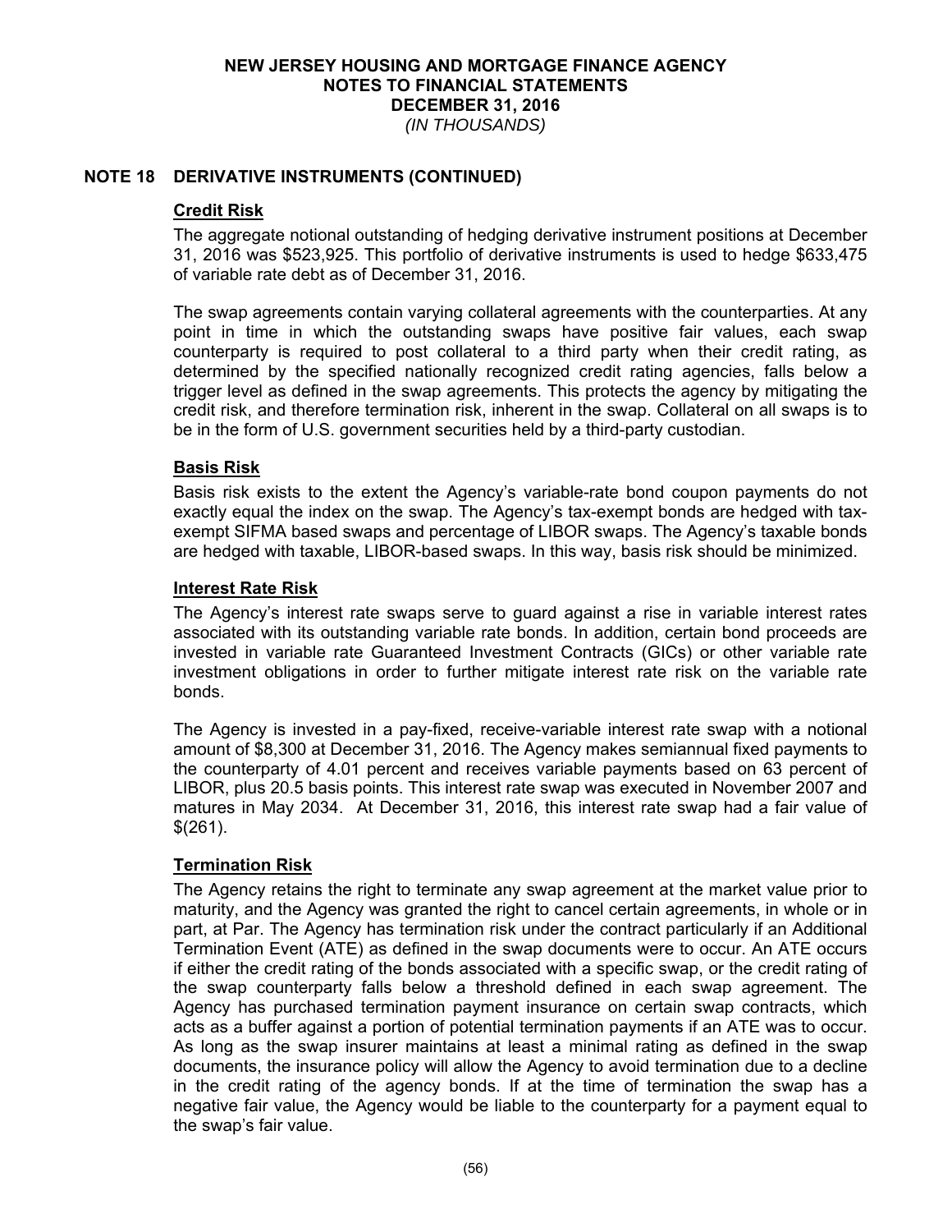# NEW JERSEY HOUSING AND MORTGAGE FINANCE AGENCY
## NOTES TO FINANCIAL STATEMENTS
## DECEMBER 31, 2016
*(IN THOUSANDS)*

## NOTE 18 DERIVATIVE INSTRUMENTS (CONTINUED)

### Credit Risk

The aggregate notional outstanding of hedging derivative instrument positions at December 31, 2016 was $523,925. This portfolio of derivative instruments is used to hedge $633,475 of variable rate debt as of December 31, 2016.

The swap agreements contain varying collateral agreements with the counterparties. At any point in time in which the outstanding swaps have positive fair values, each swap counterparty is required to post collateral to a third party when their credit rating, as determined by the specified nationally recognized credit rating agencies, falls below a trigger level as defined in the swap agreements. This protects the agency by mitigating the credit risk, and therefore termination risk, inherent in the swap. Collateral on all swaps is to be in the form of U.S. government securities held by a third-party custodian.

### Basis Risk

Basis risk exists to the extent the Agency's variable-rate bond coupon payments do not exactly equal the index on the swap. The Agency's tax-exempt bonds are hedged with tax-exempt SIFMA based swaps and percentage of LIBOR swaps. The Agency's taxable bonds are hedged with taxable, LIBOR-based swaps. In this way, basis risk should be minimized.

### Interest Rate Risk

The Agency's interest rate swaps serve to guard against a rise in variable interest rates associated with its outstanding variable rate bonds. In addition, certain bond proceeds are invested in variable rate Guaranteed Investment Contracts (GICs) or other variable rate investment obligations in order to further mitigate interest rate risk on the variable rate bonds.

The Agency is invested in a pay-fixed, receive-variable interest rate swap with a notional amount of $8,300 at December 31, 2016. The Agency makes semiannual fixed payments to the counterparty of 4.01 percent and receives variable payments based on 63 percent of LIBOR, plus 20.5 basis points. This interest rate swap was executed in November 2007 and matures in May 2034. At December 31, 2016, this interest rate swap had a fair value of $(261).

### Termination Risk

The Agency retains the right to terminate any swap agreement at the market value prior to maturity, and the Agency was granted the right to cancel certain agreements, in whole or in part, at Par. The Agency has termination risk under the contract particularly if an Additional Termination Event (ATE) as defined in the swap documents were to occur. An ATE occurs if either the credit rating of the bonds associated with a specific swap, or the credit rating of the swap counterparty falls below a threshold defined in each swap agreement. The Agency has purchased termination payment insurance on certain swap contracts, which acts as a buffer against a portion of potential termination payments if an ATE was to occur. As long as the swap insurer maintains at least a minimal rating as defined in the swap documents, the insurance policy will allow the Agency to avoid termination due to a decline in the credit rating of the agency bonds. If at the time of termination the swap has a negative fair value, the Agency would be liable to the counterparty for a payment equal to the swap's fair value.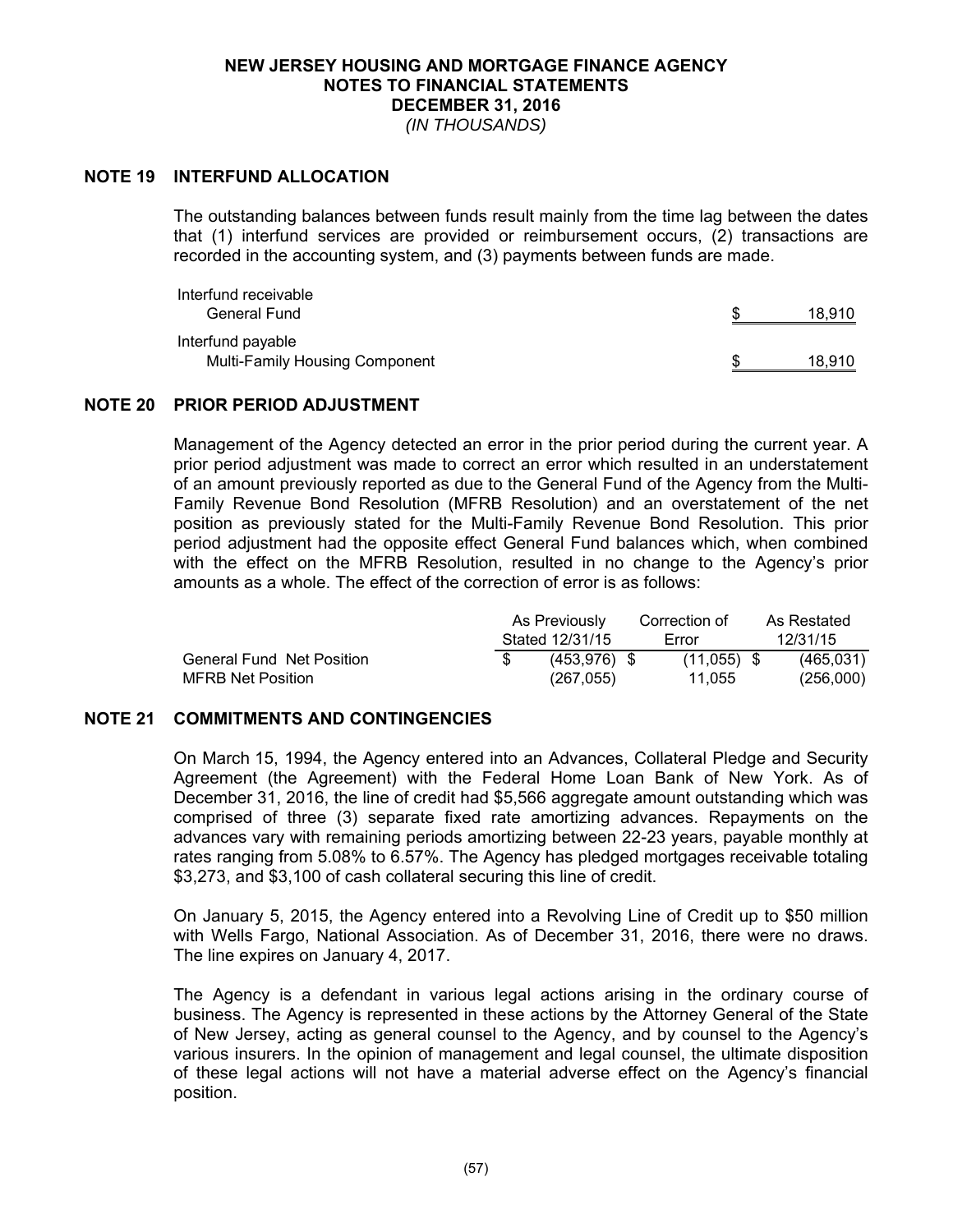# NEW JERSEY HOUSING AND MORTGAGE FINANCE AGENCY
## NOTES TO FINANCIAL STATEMENTS
## DECEMBER 31, 2016
*(IN THOUSANDS)*

## NOTE 19 INTERFUND ALLOCATION

The outstanding balances between funds result mainly from the time lag between the dates that (1) interfund services are provided or reimbursement occurs, (2) transactions are recorded in the accounting system, and (3) payments between funds are made.

| | |
|---|---|
| Interfund receivable | |
| General Fund | $ 18,910 |
| Interfund payable | |
| Multi-Family Housing Component | $ 18,910 |

## NOTE 20 PRIOR PERIOD ADJUSTMENT

Management of the Agency detected an error in the prior period during the current year. A prior period adjustment was made to correct an error which resulted in an understatement of an amount previously reported as due to the General Fund of the Agency from the Multi-Family Revenue Bond Resolution (MFRB Resolution) and an overstatement of the net position as previously stated for the Multi-Family Revenue Bond Resolution. This prior period adjustment had the opposite effect General Fund balances which, when combined with the effect on the MFRB Resolution, resulted in no change to the Agency's prior amounts as a whole. The effect of the correction of error is as follows:

| | As Previously Stated 12/31/15 | Correction of Error | As Restated 12/31/15 |
|---|---|---|---|
| General Fund Net Position | $ (453,976) | $ (11,055) | $ (465,031) |
| MFRB Net Position | (267,055) | 11,055 | (256,000) |

## NOTE 21 COMMITMENTS AND CONTINGENCIES

On March 15, 1994, the Agency entered into an Advances, Collateral Pledge and Security Agreement (the Agreement) with the Federal Home Loan Bank of New York. As of December 31, 2016, the line of credit had $5,566 aggregate amount outstanding which was comprised of three (3) separate fixed rate amortizing advances. Repayments on the advances vary with remaining periods amortizing between 22-23 years, payable monthly at rates ranging from 5.08% to 6.57%. The Agency has pledged mortgages receivable totaling $3,273, and $3,100 of cash collateral securing this line of credit.

On January 5, 2015, the Agency entered into a Revolving Line of Credit up to $50 million with Wells Fargo, National Association. As of December 31, 2016, there were no draws. The line expires on January 4, 2017.

The Agency is a defendant in various legal actions arising in the ordinary course of business. The Agency is represented in these actions by the Attorney General of the State of New Jersey, acting as general counsel to the Agency, and by counsel to the Agency's various insurers. In the opinion of management and legal counsel, the ultimate disposition of these legal actions will not have a material adverse effect on the Agency's financial position.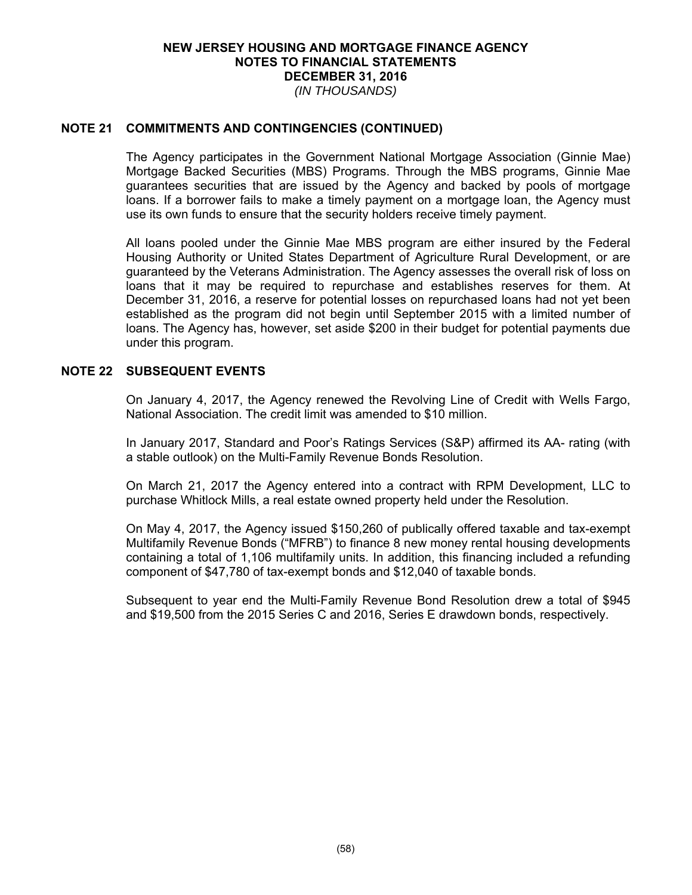**NEW JERSEY HOUSING AND MORTGAGE FINANCE AGENCY**
**NOTES TO FINANCIAL STATEMENTS**
**DECEMBER 31, 2016**
*(IN THOUSANDS)*

## NOTE 21 COMMITMENTS AND CONTINGENCIES (CONTINUED)

The Agency participates in the Government National Mortgage Association (Ginnie Mae) Mortgage Backed Securities (MBS) Programs. Through the MBS programs, Ginnie Mae guarantees securities that are issued by the Agency and backed by pools of mortgage loans. If a borrower fails to make a timely payment on a mortgage loan, the Agency must use its own funds to ensure that the security holders receive timely payment.

All loans pooled under the Ginnie Mae MBS program are either insured by the Federal Housing Authority or United States Department of Agriculture Rural Development, or are guaranteed by the Veterans Administration. The Agency assesses the overall risk of loss on loans that it may be required to repurchase and establishes reserves for them. At December 31, 2016, a reserve for potential losses on repurchased loans had not yet been established as the program did not begin until September 2015 with a limited number of loans. The Agency has, however, set aside $200 in their budget for potential payments due under this program.

## NOTE 22 SUBSEQUENT EVENTS

On January 4, 2017, the Agency renewed the Revolving Line of Credit with Wells Fargo, National Association. The credit limit was amended to $10 million.

In January 2017, Standard and Poor's Ratings Services (S&P) affirmed its AA- rating (with a stable outlook) on the Multi-Family Revenue Bonds Resolution.

On March 21, 2017 the Agency entered into a contract with RPM Development, LLC to purchase Whitlock Mills, a real estate owned property held under the Resolution.

On May 4, 2017, the Agency issued $150,260 of publically offered taxable and tax-exempt Multifamily Revenue Bonds ("MFRB") to finance 8 new money rental housing developments containing a total of 1,106 multifamily units. In addition, this financing included a refunding component of $47,780 of tax-exempt bonds and $12,040 of taxable bonds.

Subsequent to year end the Multi-Family Revenue Bond Resolution drew a total of $945 and $19,500 from the 2015 Series C and 2016, Series E drawdown bonds, respectively.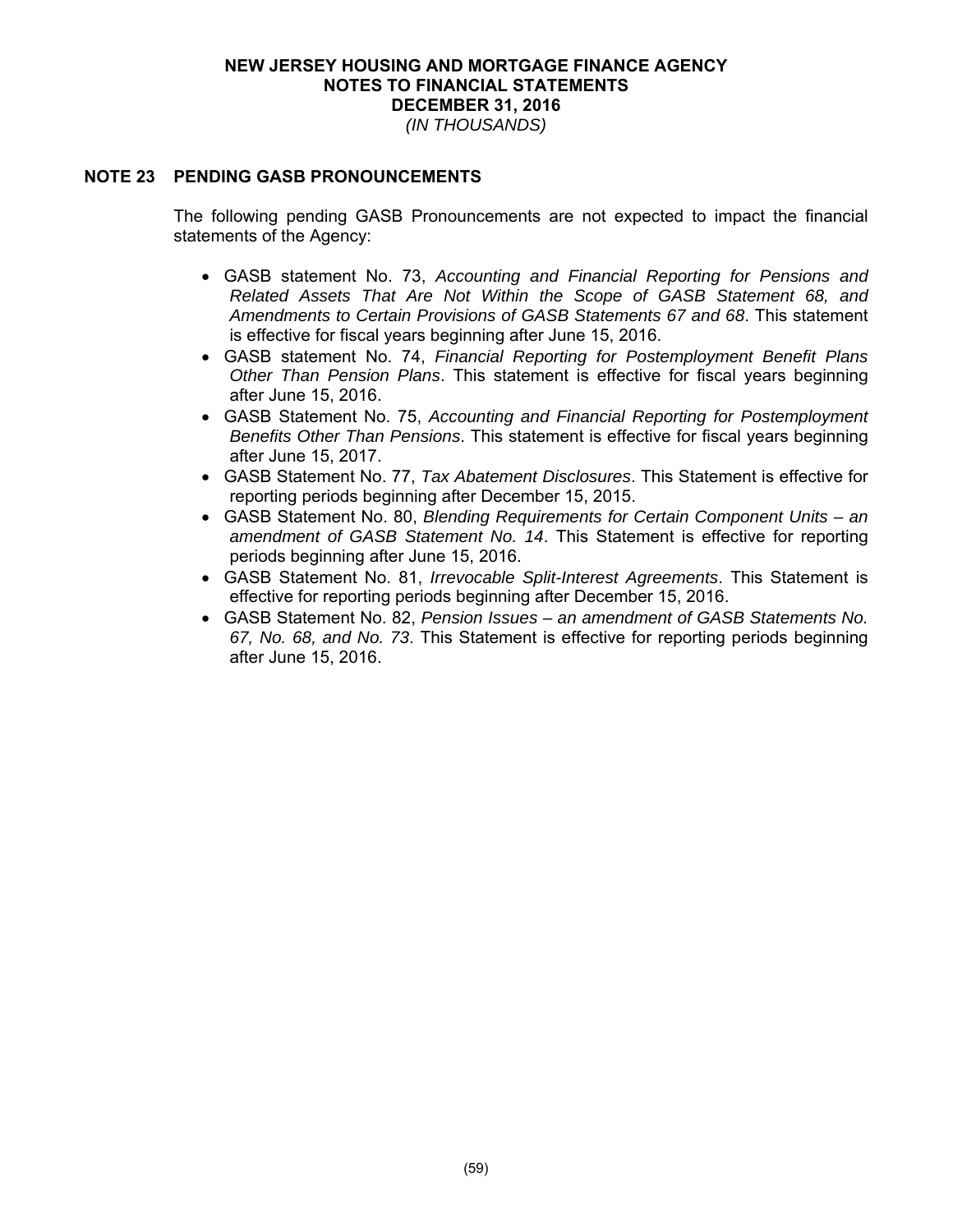# NEW JERSEY HOUSING AND MORTGAGE FINANCE AGENCY
## NOTES TO FINANCIAL STATEMENTS
## DECEMBER 31, 2016
*(IN THOUSANDS)*

## NOTE 23 PENDING GASB PRONOUNCEMENTS

The following pending GASB Pronouncements are not expected to impact the financial statements of the Agency:

- GASB statement No. 73, *Accounting and Financial Reporting for Pensions and Related Assets That Are Not Within the Scope of GASB Statement 68, and Amendments to Certain Provisions of GASB Statements 67 and 68*. This statement is effective for fiscal years beginning after June 15, 2016.
- GASB statement No. 74, *Financial Reporting for Postemployment Benefit Plans Other Than Pension Plans*. This statement is effective for fiscal years beginning after June 15, 2016.
- GASB Statement No. 75, *Accounting and Financial Reporting for Postemployment Benefits Other Than Pensions*. This statement is effective for fiscal years beginning after June 15, 2017.
- GASB Statement No. 77, *Tax Abatement Disclosures*. This Statement is effective for reporting periods beginning after December 15, 2015.
- GASB Statement No. 80, *Blending Requirements for Certain Component Units – an amendment of GASB Statement No. 14*. This Statement is effective for reporting periods beginning after June 15, 2016.
- GASB Statement No. 81, *Irrevocable Split-Interest Agreements*. This Statement is effective for reporting periods beginning after December 15, 2016.
- GASB Statement No. 82, *Pension Issues – an amendment of GASB Statements No. 67, No. 68, and No. 73*. This Statement is effective for reporting periods beginning after June 15, 2016.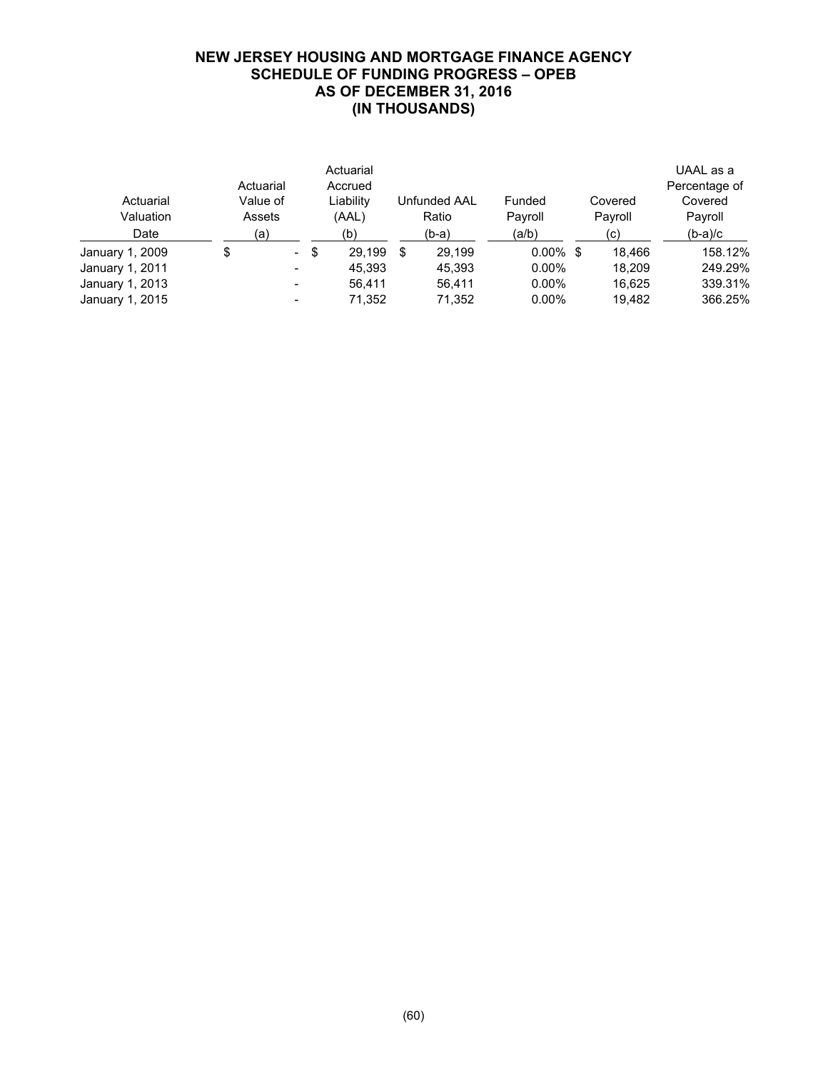# NEW JERSEY HOUSING AND MORTGAGE FINANCE AGENCY
## SCHEDULE OF FUNDING PROGRESS – OPEB
## AS OF DECEMBER 31, 2016
## (IN THOUSANDS)

| Actuarial Valuation Date | Actuarial Value of Assets (a) | Actuarial Accrued Liability (AAL) (b) | Unfunded AAL Ratio (b-a) | Funded Payroll (a/b) | Covered Payroll (c) | UAAL as a Percentage of Covered Payroll (b-a)/c |
|---|---|---|---|---|---|---|
| January 1, 2009 | $ - | $ 29,199 | $ 29,199 | 0.00% | $ 18,466 | 158.12% |
| January 1, 2011 | - | 45,393 | 45,393 | 0.00% | 18,209 | 249.29% |
| January 1, 2013 | - | 56,411 | 56,411 | 0.00% | 16,625 | 339.31% |
| January 1, 2015 | - | 71,352 | 71,352 | 0.00% | 19,482 | 366.25% |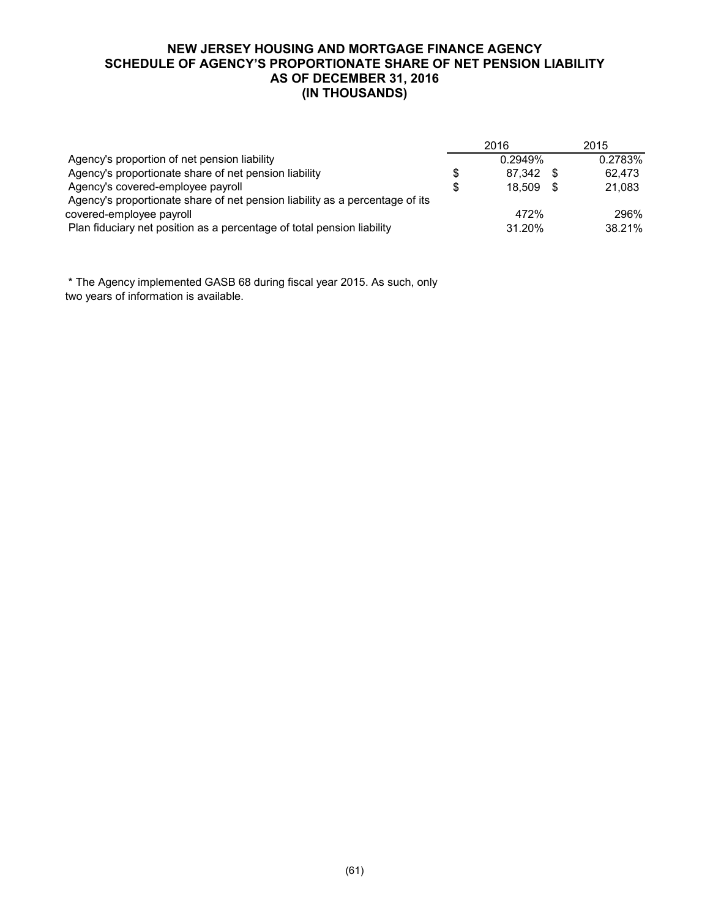# NEW JERSEY HOUSING AND MORTGAGE FINANCE AGENCY
# SCHEDULE OF AGENCY'S PROPORTIONATE SHARE OF NET PENSION LIABILITY
# AS OF DECEMBER 31, 2016
# (IN THOUSANDS)

| | 2016 | 2015 |
|---|---|---|
| Agency's proportion of net pension liability | 0.2949% | 0.2783% |
| Agency's proportionate share of net pension liability | $ 87,342 | $ 62,473 |
| Agency's covered-employee payroll | $ 18,509 | $ 21,083 |
| Agency's proportionate share of net pension liability as a percentage of its covered-employee payroll | 472% | 296% |
| Plan fiduciary net position as a percentage of total pension liability | 31.20% | 38.21% |

* The Agency implemented GASB 68 during fiscal year 2015. As such, only two years of information is available.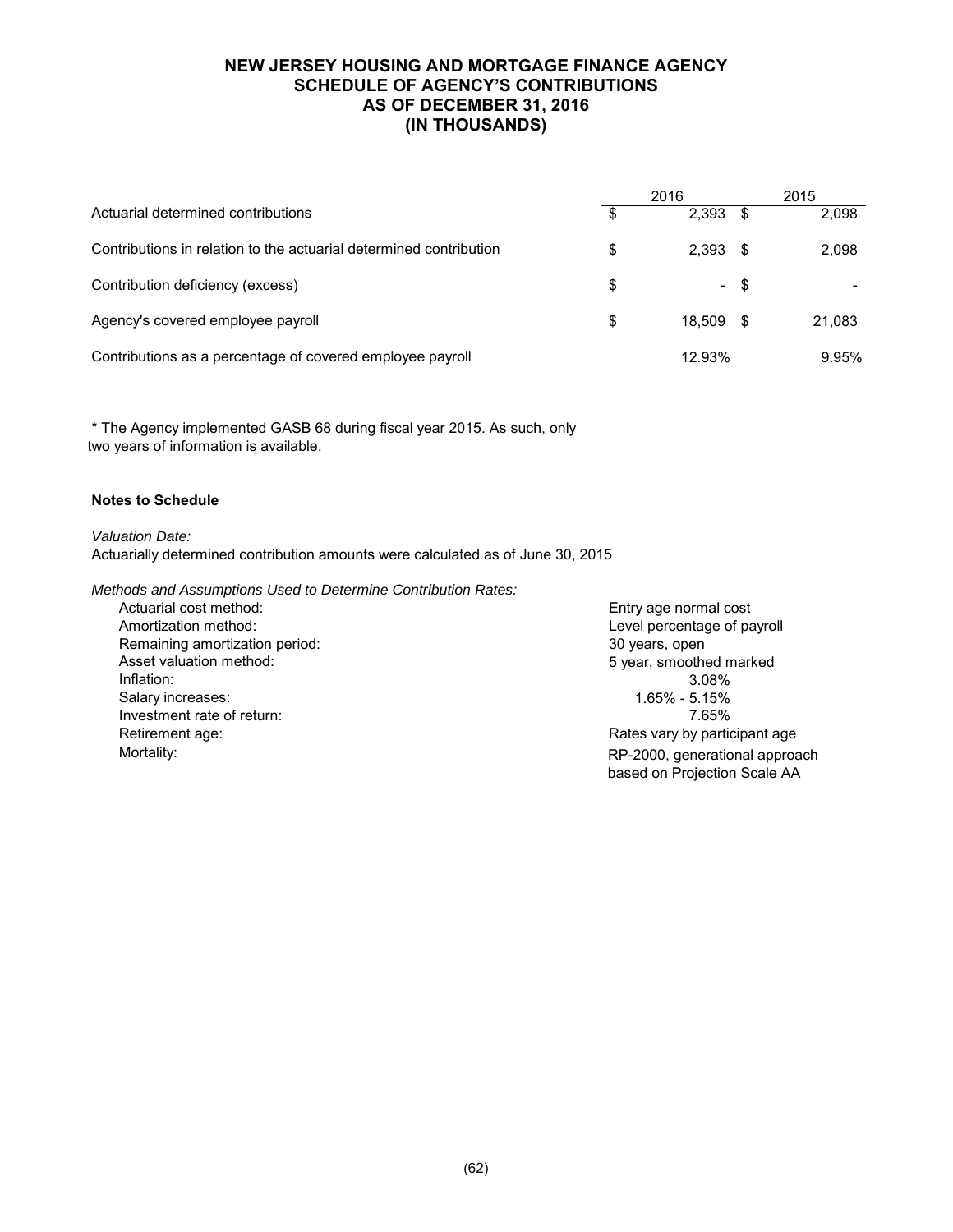# NEW JERSEY HOUSING AND MORTGAGE FINANCE AGENCY
# SCHEDULE OF AGENCY'S CONTRIBUTIONS
# AS OF DECEMBER 31, 2016
# (IN THOUSANDS)

| | 2016 | 2015 |
|---|---|---|
| Actuarial determined contributions | $ 2,393 | $ 2,098 |
| Contributions in relation to the actuarial determined contribution | $ 2,393 | $ 2,098 |
| Contribution deficiency (excess) | $ - | $ - |
| Agency's covered employee payroll | $ 18,509 | $ 21,083 |
| Contributions as a percentage of covered employee payroll | 12.93% | 9.95% |

\* The Agency implemented GASB 68 during fiscal year 2015. As such, only two years of information is available.

**Notes to Schedule**

*Valuation Date:*
Actuarially determined contribution amounts were calculated as of June 30, 2015

*Methods and Assumptions Used to Determine Contribution Rates:*

| | |
|---|---|
| Actuarial cost method: | Entry age normal cost |
| Amortization method: | Level percentage of payroll |
| Remaining amortization period: | 30 years, open |
| Asset valuation method: | 5 year, smoothed marked |
| Inflation: | 3.08% |
| Salary increases: | 1.65% - 5.15% |
| Investment rate of return: | 7.65% |
| Retirement age: | Rates vary by participant age |
| Mortality: | RP-2000, generational approach based on Projection Scale AA |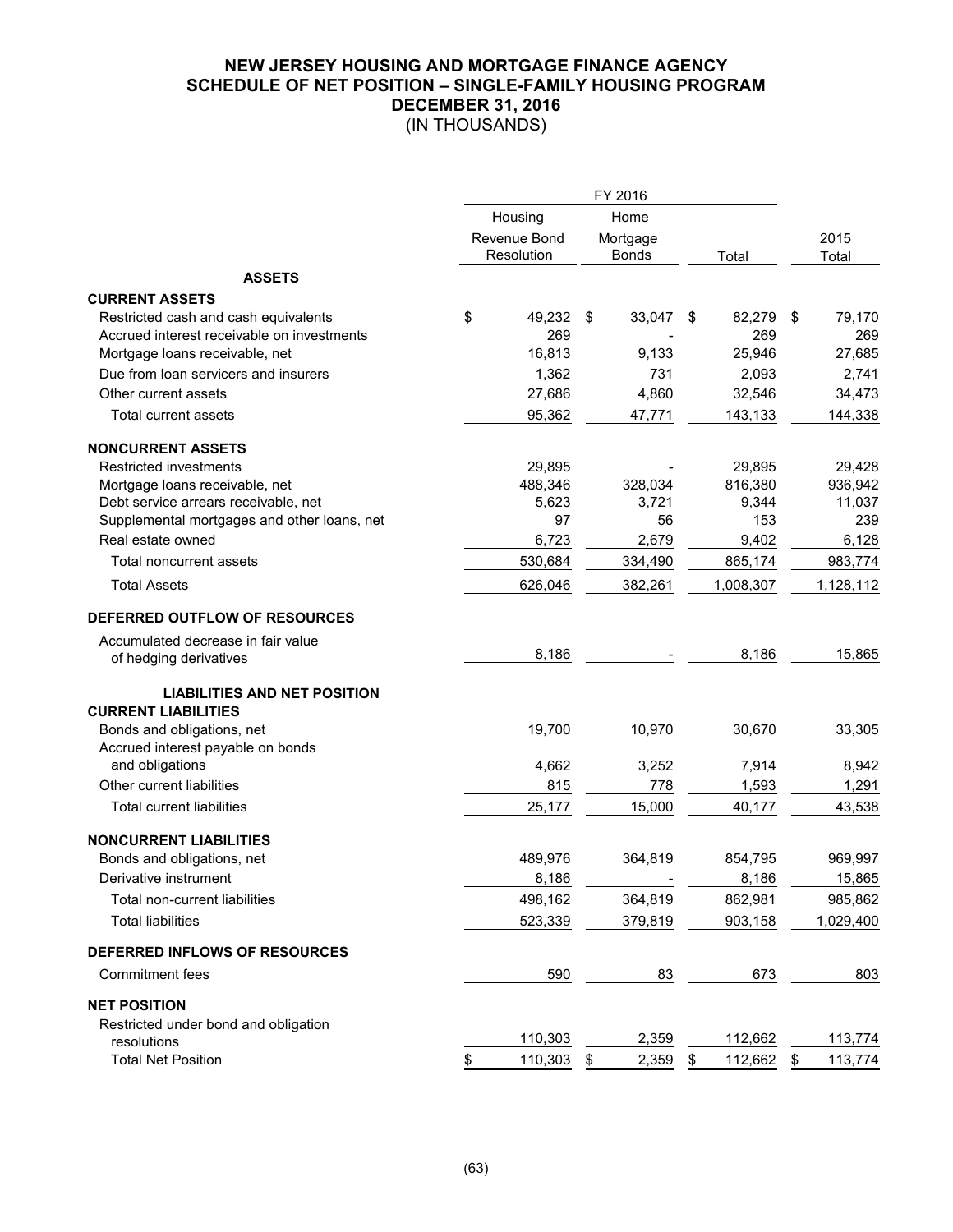# NEW JERSEY HOUSING AND MORTGAGE FINANCE AGENCY
## SCHEDULE OF NET POSITION – SINGLE-FAMILY HOUSING PROGRAM
## DECEMBER 31, 2016
(IN THOUSANDS)

| | FY 2016 | | | |
|---|---|---|---|---|
| | Housing Revenue Bond Resolution | Home Mortgage Bonds | Total | 2015 Total |
| **ASSETS** | | | | |
| **CURRENT ASSETS** | | | | |
| Restricted cash and cash equivalents | $ 49,232 | $ 33,047 | $ 82,279 | $ 79,170 |
| Accrued interest receivable on investments | 269 | - | 269 | 269 |
| Mortgage loans receivable, net | 16,813 | 9,133 | 25,946 | 27,685 |
| Due from loan servicers and insurers | 1,362 | 731 | 2,093 | 2,741 |
| Other current assets | 27,686 | 4,860 | 32,546 | 34,473 |
| Total current assets | 95,362 | 47,771 | 143,133 | 144,338 |
| **NONCURRENT ASSETS** | | | | |
| Restricted investments | 29,895 | - | 29,895 | 29,428 |
| Mortgage loans receivable, net | 488,346 | 328,034 | 816,380 | 936,942 |
| Debt service arrears receivable, net | 5,623 | 3,721 | 9,344 | 11,037 |
| Supplemental mortgages and other loans, net | 97 | 56 | 153 | 239 |
| Real estate owned | 6,723 | 2,679 | 9,402 | 6,128 |
| Total noncurrent assets | 530,684 | 334,490 | 865,174 | 983,774 |
| Total Assets | 626,046 | 382,261 | 1,008,307 | 1,128,112 |
| **DEFERRED OUTFLOW OF RESOURCES** | | | | |
| Accumulated decrease in fair value of hedging derivatives | 8,186 | - | 8,186 | 15,865 |
| **LIABILITIES AND NET POSITION** | | | | |
| **CURRENT LIABILITIES** | | | | |
| Bonds and obligations, net | 19,700 | 10,970 | 30,670 | 33,305 |
| Accrued interest payable on bonds and obligations | 4,662 | 3,252 | 7,914 | 8,942 |
| Other current liabilities | 815 | 778 | 1,593 | 1,291 |
| Total current liabilities | 25,177 | 15,000 | 40,177 | 43,538 |
| **NONCURRENT LIABILITIES** | | | | |
| Bonds and obligations, net | 489,976 | 364,819 | 854,795 | 969,997 |
| Derivative instrument | 8,186 | - | 8,186 | 15,865 |
| Total non-current liabilities | 498,162 | 364,819 | 862,981 | 985,862 |
| Total liabilities | 523,339 | 379,819 | 903,158 | 1,029,400 |
| **DEFERRED INFLOWS OF RESOURCES** | | | | |
| Commitment fees | 590 | 83 | 673 | 803 |
| **NET POSITION** | | | | |
| Restricted under bond and obligation resolutions | 110,303 | 2,359 | 112,662 | 113,774 |
| Total Net Position | $ 110,303 | $ 2,359 | $ 112,662 | $ 113,774 |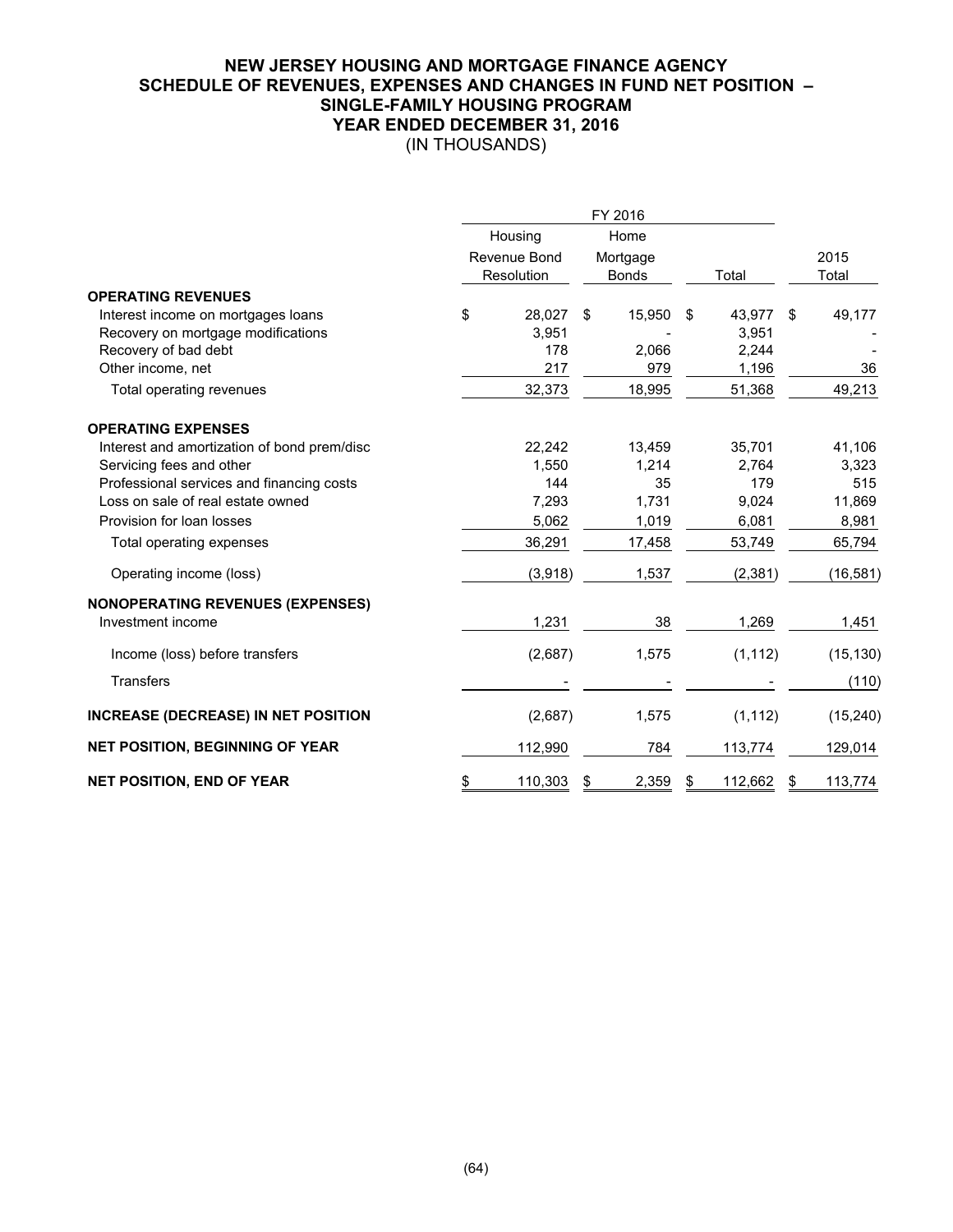# NEW JERSEY HOUSING AND MORTGAGE FINANCE AGENCY
## SCHEDULE OF REVENUES, EXPENSES AND CHANGES IN FUND NET POSITION – SINGLE-FAMILY HOUSING PROGRAM
## YEAR ENDED DECEMBER 31, 2016
(IN THOUSANDS)

| | FY 2016 | | | |
|---|---|---|---|---|
| | Housing Revenue Bond Resolution | Home Mortgage Bonds | Total | 2015 Total |
| **OPERATING REVENUES** | | | | |
| Interest income on mortgages loans | $ 28,027 | $ 15,950 | $ 43,977 | $ 49,177 |
| Recovery on mortgage modifications | 3,951 | - | 3,951 | - |
| Recovery of bad debt | 178 | 2,066 | 2,244 | - |
| Other income, net | 217 | 979 | 1,196 | 36 |
| Total operating revenues | 32,373 | 18,995 | 51,368 | 49,213 |
| **OPERATING EXPENSES** | | | | |
| Interest and amortization of bond prem/disc | 22,242 | 13,459 | 35,701 | 41,106 |
| Servicing fees and other | 1,550 | 1,214 | 2,764 | 3,323 |
| Professional services and financing costs | 144 | 35 | 179 | 515 |
| Loss on sale of real estate owned | 7,293 | 1,731 | 9,024 | 11,869 |
| Provision for loan losses | 5,062 | 1,019 | 6,081 | 8,981 |
| Total operating expenses | 36,291 | 17,458 | 53,749 | 65,794 |
| Operating income (loss) | (3,918) | 1,537 | (2,381) | (16,581) |
| **NONOPERATING REVENUES (EXPENSES)** | | | | |
| Investment income | 1,231 | 38 | 1,269 | 1,451 |
| Income (loss) before transfers | (2,687) | 1,575 | (1,112) | (15,130) |
| Transfers | - | - | - | (110) |
| **INCREASE (DECREASE) IN NET POSITION** | (2,687) | 1,575 | (1,112) | (15,240) |
| **NET POSITION, BEGINNING OF YEAR** | 112,990 | 784 | 113,774 | 129,014 |
| **NET POSITION, END OF YEAR** | $ 110,303 | $ 2,359 | $ 112,662 | $ 113,774 |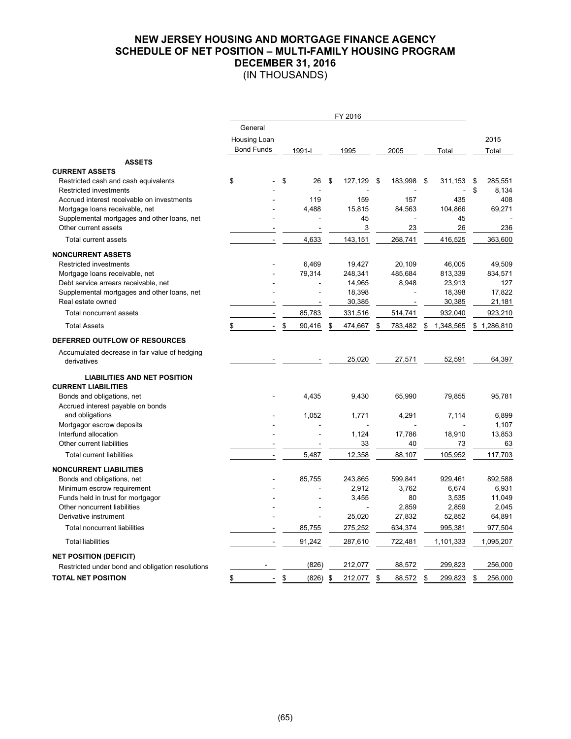# NEW JERSEY HOUSING AND MORTGAGE FINANCE AGENCY
## SCHEDULE OF NET POSITION – MULTI-FAMILY HOUSING PROGRAM
## DECEMBER 31, 2016
(IN THOUSANDS)

| | FY 2016 | | | | | |
|---|---|---|---|---|---|---|
| | General Housing Loan Bond Funds | 1991-I | 1995 | 2005 | Total | 2015 Total |
| **ASSETS** | | | | | | |
| **CURRENT ASSETS** | | | | | | |
| Restricted cash and cash equivalents | $ - | $ 26 | $ 127,129 | $ 183,998 | $ 311,153 | $ 285,551 |
| Restricted investments | - | - | - | - | - | $ 8,134 |
| Accrued interest receivable on investments | - | 119 | 159 | 157 | 435 | 408 |
| Mortgage loans receivable, net | - | 4,488 | 15,815 | 84,563 | 104,866 | 69,271 |
| Supplemental mortgages and other loans, net | - | - | 45 | - | 45 | - |
| Other current assets | - | - | 3 | 23 | 26 | 236 |
| Total current assets | - | 4,633 | 143,151 | 268,741 | 416,525 | 363,600 |
| **NONCURRENT ASSETS** | | | | | | |
| Restricted investments | - | 6,469 | 19,427 | 20,109 | 46,005 | 49,509 |
| Mortgage loans receivable, net | - | 79,314 | 248,341 | 485,684 | 813,339 | 834,571 |
| Debt service arrears receivable, net | - | - | 14,965 | 8,948 | 23,913 | 127 |
| Supplemental mortgages and other loans, net | - | - | 18,398 | - | 18,398 | 17,822 |
| Real estate owned | - | - | 30,385 | - | 30,385 | 21,181 |
| Total noncurrent assets | - | 85,783 | 331,516 | 514,741 | 932,040 | 923,210 |
| Total Assets | $ - | $ 90,416 | $ 474,667 | $ 783,482 | $ 1,348,565 | $ 1,286,810 |
| **DEFERRED OUTFLOW OF RESOURCES** | | | | | | |
| Accumulated decrease in fair value of hedging derivatives | - | - | 25,020 | 27,571 | 52,591 | 64,397 |
| **LIABILITIES AND NET POSITION** | | | | | | |
| **CURRENT LIABILITIES** | | | | | | |
| Bonds and obligations, net | - | 4,435 | 9,430 | 65,990 | 79,855 | 95,781 |
| Accrued interest payable on bonds and obligations | - | 1,052 | 1,771 | 4,291 | 7,114 | 6,899 |
| Mortgagor escrow deposits | - | - | - | - | - | 1,107 |
| Interfund allocation | - | - | 1,124 | 17,786 | 18,910 | 13,853 |
| Other current liabilities | - | - | 33 | 40 | 73 | 63 |
| Total current liabilities | - | 5,487 | 12,358 | 88,107 | 105,952 | 117,703 |
| **NONCURRENT LIABILITIES** | | | | | | |
| Bonds and obligations, net | - | 85,755 | 243,865 | 599,841 | 929,461 | 892,588 |
| Minimum escrow requirement | - | - | 2,912 | 3,762 | 6,674 | 6,931 |
| Funds held in trust for mortgagor | - | - | 3,455 | 80 | 3,535 | 11,049 |
| Other noncurrent liabilities | - | - | - | 2,859 | 2,859 | 2,045 |
| Derivative instrument | - | - | 25,020 | 27,832 | 52,852 | 64,891 |
| Total noncurrent liabilities | - | 85,755 | 275,252 | 634,374 | 995,381 | 977,504 |
| Total liabilities | - | 91,242 | 287,610 | 722,481 | 1,101,333 | 1,095,207 |
| **NET POSITION (DEFICIT)** | | | | | | |
| Restricted under bond and obligation resolutions | - | (826) | 212,077 | 88,572 | 299,823 | 256,000 |
| **TOTAL NET POSITION** | $ - | $ (826) | $ 212,077 | $ 88,572 | $ 299,823 | $ 256,000 |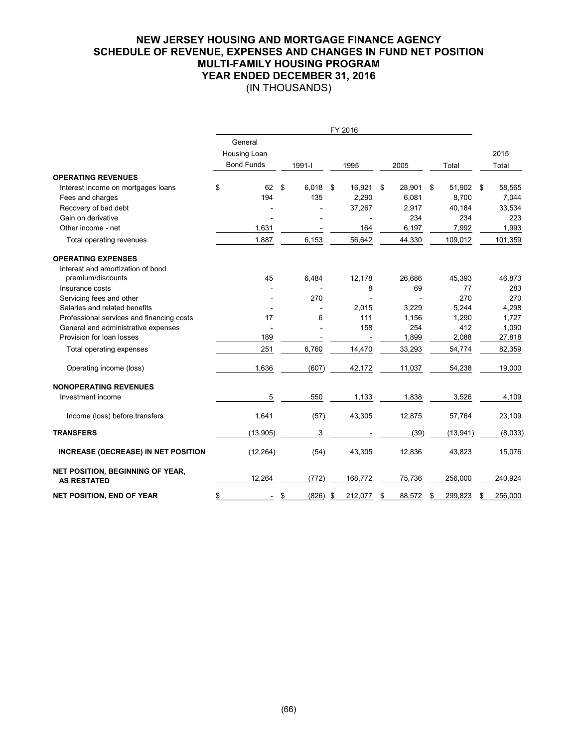# NEW JERSEY HOUSING AND MORTGAGE FINANCE AGENCY
## SCHEDULE OF REVENUE, EXPENSES AND CHANGES IN FUND NET POSITION
## MULTI-FAMILY HOUSING PROGRAM
## YEAR ENDED DECEMBER 31, 2016
(IN THOUSANDS)

| | FY 2016 | | | | | |
|---|---|---|---|---|---|---|
| | General Housing Loan Bond Funds | 1991-I | 1995 | 2005 | Total | 2015 Total |
| **OPERATING REVENUES** | | | | | | |
| Interest income on mortgages loans | $ 62 | $ 6,018 | $ 16,921 | $ 28,901 | $ 51,902 | $ 58,565 |
| Fees and charges | 194 | 135 | 2,290 | 6,081 | 8,700 | 7,044 |
| Recovery of bad debt | - | - | 37,267 | 2,917 | 40,184 | 33,534 |
| Gain on derivative | - | - | - | 234 | 234 | 223 |
| Other income - net | 1,631 | - | 164 | 6,197 | 7,992 | 1,993 |
| Total operating revenues | 1,887 | 6,153 | 56,642 | 44,330 | 109,012 | 101,359 |
| **OPERATING EXPENSES** | | | | | | |
| Interest and amortization of bond premium/discounts | 45 | 6,484 | 12,178 | 26,686 | 45,393 | 46,873 |
| Insurance costs | - | - | 8 | 69 | 77 | 283 |
| Servicing fees and other | - | 270 | - | - | 270 | 270 |
| Salaries and related benefits | - | - | 2,015 | 3,229 | 5,244 | 4,298 |
| Professional services and financing costs | 17 | 6 | 111 | 1,156 | 1,290 | 1,727 |
| General and administrative expenses | - | - | 158 | 254 | 412 | 1,090 |
| Provision for loan losses | 189 | - | - | 1,899 | 2,088 | 27,818 |
| Total operating expenses | 251 | 6,760 | 14,470 | 33,293 | 54,774 | 82,359 |
| Operating income (loss) | 1,636 | (607) | 42,172 | 11,037 | 54,238 | 19,000 |
| **NONOPERATING REVENUES** | | | | | | |
| Investment income | 5 | 550 | 1,133 | 1,838 | 3,526 | 4,109 |
| Income (loss) before transfers | 1,641 | (57) | 43,305 | 12,875 | 57,764 | 23,109 |
| **TRANSFERS** | (13,905) | 3 | - | (39) | (13,941) | (8,033) |
| **INCREASE (DECREASE) IN NET POSITION** | (12,264) | (54) | 43,305 | 12,836 | 43,823 | 15,076 |
| **NET POSITION, BEGINNING OF YEAR, AS RESTATED** | 12,264 | (772) | 168,772 | 75,736 | 256,000 | 240,924 |
| **NET POSITION, END OF YEAR** | $ - | $ (826) | $ 212,077 | $ 88,572 | $ 299,823 | $ 256,000 |